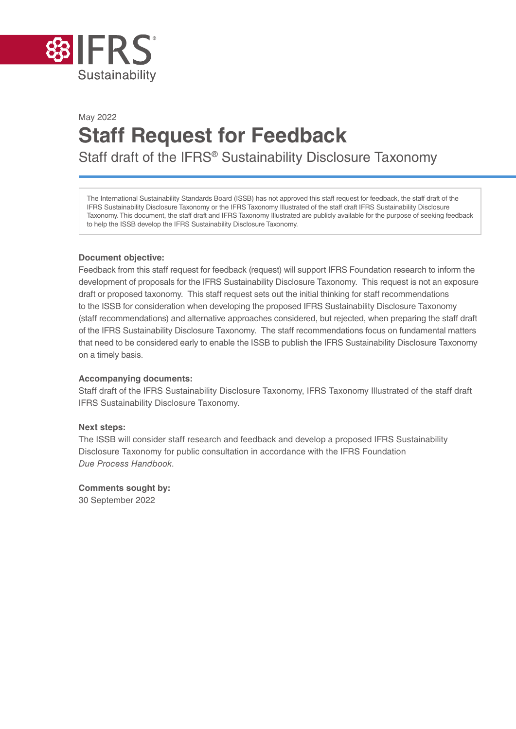IFRS® Sustainability

May 2022

# Staff Request for Feedback

## Staff draft of the IFRS® Sustainability Disclosure Taxonomy

> The International Sustainability Standards Board (ISSB) has not approved this staff request for feedback, the staff draft of the IFRS Sustainability Disclosure Taxonomy or the IFRS Taxonomy Illustrated of the staff draft IFRS Sustainability Disclosure Taxonomy. This document, the staff draft and IFRS Taxonomy Illustrated are publicly available for the purpose of seeking feedback to help the ISSB develop the IFRS Sustainability Disclosure Taxonomy.

**Document objective:**
Feedback from this staff request for feedback (request) will support IFRS Foundation research to inform the development of proposals for the IFRS Sustainability Disclosure Taxonomy. This request is not an exposure draft or proposed taxonomy. This staff request sets out the initial thinking for staff recommendations to the ISSB for consideration when developing the proposed IFRS Sustainability Disclosure Taxonomy (staff recommendations) and alternative approaches considered, but rejected, when preparing the staff draft of the IFRS Sustainability Disclosure Taxonomy. The staff recommendations focus on fundamental matters that need to be considered early to enable the ISSB to publish the IFRS Sustainability Disclosure Taxonomy on a timely basis.

**Accompanying documents:**
Staff draft of the IFRS Sustainability Disclosure Taxonomy, IFRS Taxonomy Illustrated of the staff draft IFRS Sustainability Disclosure Taxonomy.

**Next steps:**
The ISSB will consider staff research and feedback and develop a proposed IFRS Sustainability Disclosure Taxonomy for public consultation in accordance with the IFRS Foundation *Due Process Handbook*.

**Comments sought by:**
30 September 2022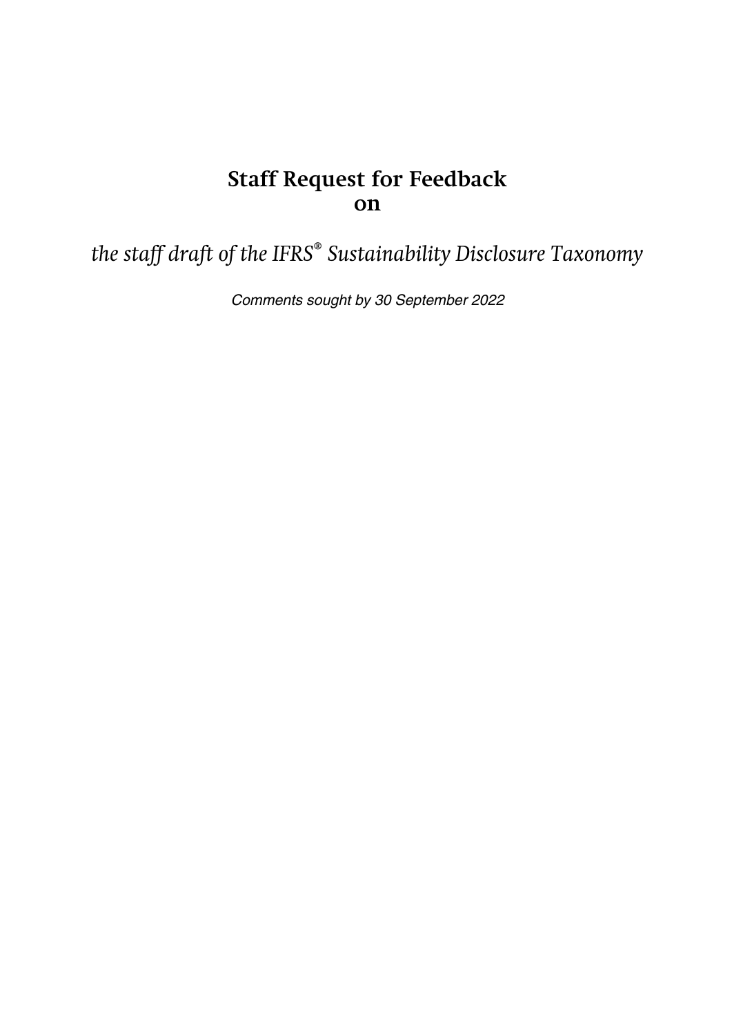# Staff Request for Feedback on

*the staff draft of the IFRS® Sustainability Disclosure Taxonomy*

*Comments sought by 30 September 2022*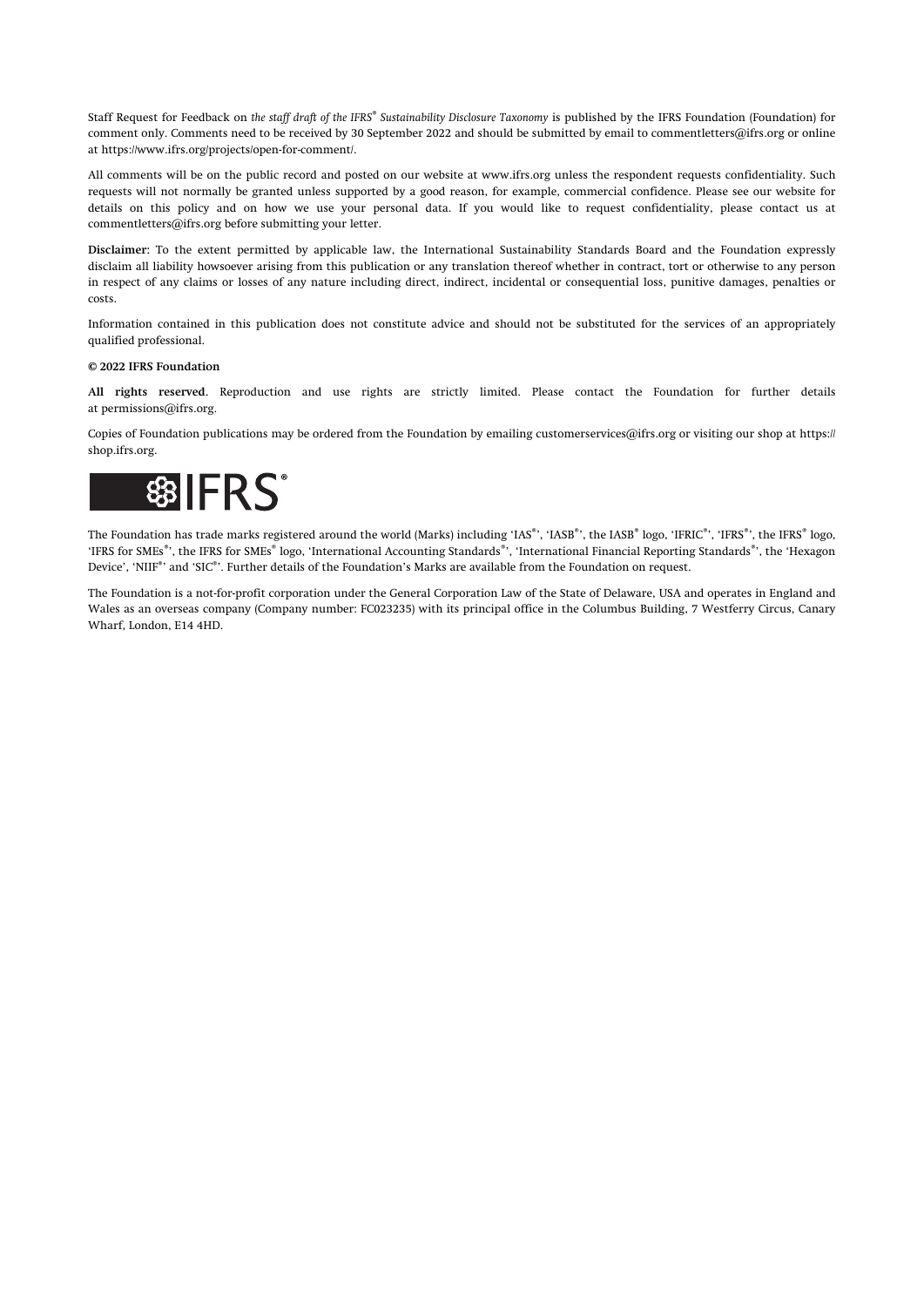Staff Request for Feedback on *the staff draft of the IFRS® Sustainability Disclosure Taxonomy* is published by the IFRS Foundation (Foundation) for comment only. Comments need to be received by 30 September 2022 and should be submitted by email to commentletters@ifrs.org or online at https://www.ifrs.org/projects/open-for-comment/.

All comments will be on the public record and posted on our website at www.ifrs.org unless the respondent requests confidentiality. Such requests will not normally be granted unless supported by a good reason, for example, commercial confidence. Please see our website for details on this policy and on how we use your personal data. If you would like to request confidentiality, please contact us at commentletters@ifrs.org before submitting your letter.

**Disclaimer:** To the extent permitted by applicable law, the International Sustainability Standards Board and the Foundation expressly disclaim all liability howsoever arising from this publication or any translation thereof whether in contract, tort or otherwise to any person in respect of any claims or losses of any nature including direct, indirect, incidental or consequential loss, punitive damages, penalties or costs.

Information contained in this publication does not constitute advice and should not be substituted for the services of an appropriately qualified professional.

**© 2022 IFRS Foundation**

**All rights reserved.** Reproduction and use rights are strictly limited. Please contact the Foundation for further details at permissions@ifrs.org.

Copies of Foundation publications may be ordered from the Foundation by emailing customerservices@ifrs.org or visiting our shop at https://shop.ifrs.org.

IFRS®

The Foundation has trade marks registered around the world (Marks) including 'IAS®', 'IASB®', the IASB® logo, 'IFRIC®', 'IFRS®', the IFRS® logo, 'IFRS for SMEs®', the IFRS for SMEs® logo, 'International Accounting Standards®', 'International Financial Reporting Standards®', the 'Hexagon Device', 'NIIF®' and 'SIC®'. Further details of the Foundation's Marks are available from the Foundation on request.

The Foundation is a not-for-profit corporation under the General Corporation Law of the State of Delaware, USA and operates in England and Wales as an overseas company (Company number: FC023235) with its principal office in the Columbus Building, 7 Westferry Circus, Canary Wharf, London, E14 4HD.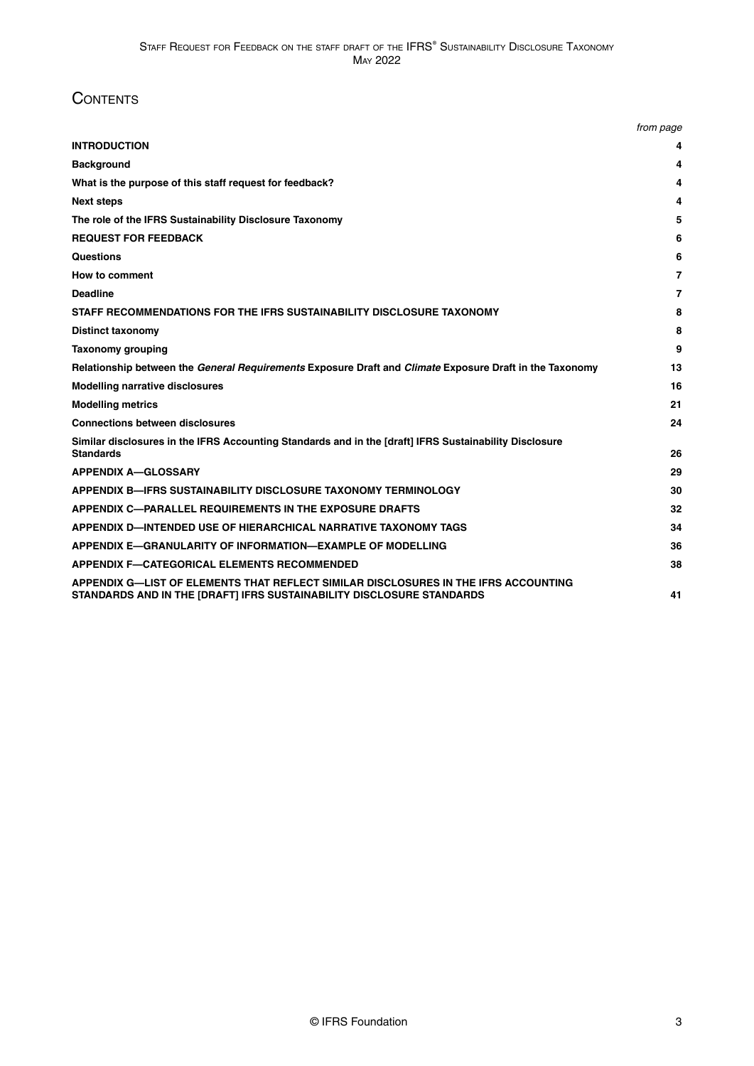# Contents

| | from page |
|---|---|
| **INTRODUCTION** | **4** |
| **Background** | **4** |
| **What is the purpose of this staff request for feedback?** | **4** |
| **Next steps** | **4** |
| **The role of the IFRS Sustainability Disclosure Taxonomy** | **5** |
| **REQUEST FOR FEEDBACK** | **6** |
| **Questions** | **6** |
| **How to comment** | **7** |
| **Deadline** | **7** |
| **STAFF RECOMMENDATIONS FOR THE IFRS SUSTAINABILITY DISCLOSURE TAXONOMY** | **8** |
| **Distinct taxonomy** | **8** |
| **Taxonomy grouping** | **9** |
| **Relationship between the *General Requirements* Exposure Draft and *Climate* Exposure Draft in the Taxonomy** | **13** |
| **Modelling narrative disclosures** | **16** |
| **Modelling metrics** | **21** |
| **Connections between disclosures** | **24** |
| **Similar disclosures in the IFRS Accounting Standards and in the [draft] IFRS Sustainability Disclosure Standards** | **26** |
| **APPENDIX A—GLOSSARY** | **29** |
| **APPENDIX B—IFRS SUSTAINABILITY DISCLOSURE TAXONOMY TERMINOLOGY** | **30** |
| **APPENDIX C—PARALLEL REQUIREMENTS IN THE EXPOSURE DRAFTS** | **32** |
| **APPENDIX D—INTENDED USE OF HIERARCHICAL NARRATIVE TAXONOMY TAGS** | **34** |
| **APPENDIX E—GRANULARITY OF INFORMATION—EXAMPLE OF MODELLING** | **36** |
| **APPENDIX F—CATEGORICAL ELEMENTS RECOMMENDED** | **38** |
| **APPENDIX G—LIST OF ELEMENTS THAT REFLECT SIMILAR DISCLOSURES IN THE IFRS ACCOUNTING STANDARDS AND IN THE [DRAFT] IFRS SUSTAINABILITY DISCLOSURE STANDARDS** | **41** |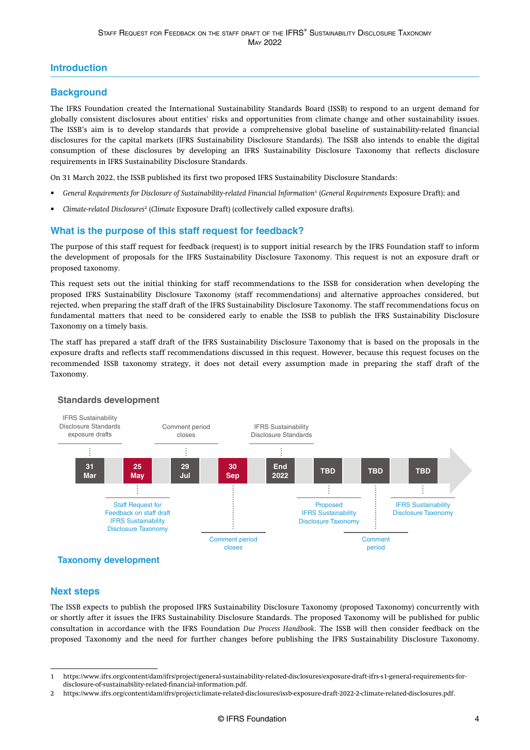## Introduction

### Background

The IFRS Foundation created the International Sustainability Standards Board (ISSB) to respond to an urgent demand for globally consistent disclosures about entities' risks and opportunities from climate change and other sustainability issues. The ISSB's aim is to develop standards that provide a comprehensive global baseline of sustainability-related financial disclosures for the capital markets (IFRS Sustainability Disclosure Standards). The ISSB also intends to enable the digital consumption of these disclosures by developing an IFRS Sustainability Disclosure Taxonomy that reflects disclosure requirements in IFRS Sustainability Disclosure Standards.

On 31 March 2022, the ISSB published its first two proposed IFRS Sustainability Disclosure Standards:

- *General Requirements for Disclosure of Sustainability-related Financial Information*[1] (*General Requirements* Exposure Draft); and
- *Climate-related Disclosures*[2] (*Climate* Exposure Draft) (collectively called exposure drafts).

### What is the purpose of this staff request for feedback?

The purpose of this staff request for feedback (request) is to support initial research by the IFRS Foundation staff to inform the development of proposals for the IFRS Sustainability Disclosure Taxonomy. This request is not an exposure draft or proposed taxonomy.

This request sets out the initial thinking for staff recommendations to the ISSB for consideration when developing the proposed IFRS Sustainability Disclosure Taxonomy (staff recommendations) and alternative approaches considered, but rejected, when preparing the staff draft of the IFRS Sustainability Disclosure Taxonomy. The staff recommendations focus on fundamental matters that need to be considered early to enable the ISSB to publish the IFRS Sustainability Disclosure Taxonomy on a timely basis.

The staff has prepared a staff draft of the IFRS Sustainability Disclosure Taxonomy that is based on the proposals in the exposure drafts and reflects staff recommendations discussed in this request. However, because this request focuses on the recommended ISSB taxonomy strategy, it does not detail every assumption made in preparing the staff draft of the Taxonomy.

**Standards development**

| Date | Standards development | Taxonomy development |
|---|---|---|
| 31 Mar | IFRS Sustainability Disclosure Standards exposure drafts | |
| 25 May | | Staff Request for Feedback on staff draft IFRS Sustainability Disclosure Taxonomy |
| 29 Jul | Comment period closes | |
| 30 Sep | | Comment period closes |
| End 2022 | IFRS Sustainability Disclosure Standards | |
| TBD | | Proposed IFRS Sustainability Disclosure Taxonomy |
| TBD | | Comment period |
| TBD | | IFRS Sustainability Disclosure Taxonomy |

**Taxonomy development**

### Next steps

The ISSB expects to publish the proposed IFRS Sustainability Disclosure Taxonomy (proposed Taxonomy) concurrently with or shortly after it issues the IFRS Sustainability Disclosure Standards. The proposed Taxonomy will be published for public consultation in accordance with the IFRS Foundation *Due Process Handbook*. The ISSB will then consider feedback on the proposed Taxonomy and the need for further changes before publishing the IFRS Sustainability Disclosure Taxonomy.

---

1 https://www.ifrs.org/content/dam/ifrs/project/general-sustainability-related-disclosures/exposure-draft-ifrs-s1-general-requirements-for-disclosure-of-sustainability-related-financial-information.pdf.

2 https://www.ifrs.org/content/dam/ifrs/project/climate-related-disclosures/issb-exposure-draft-2022-2-climate-related-disclosures.pdf.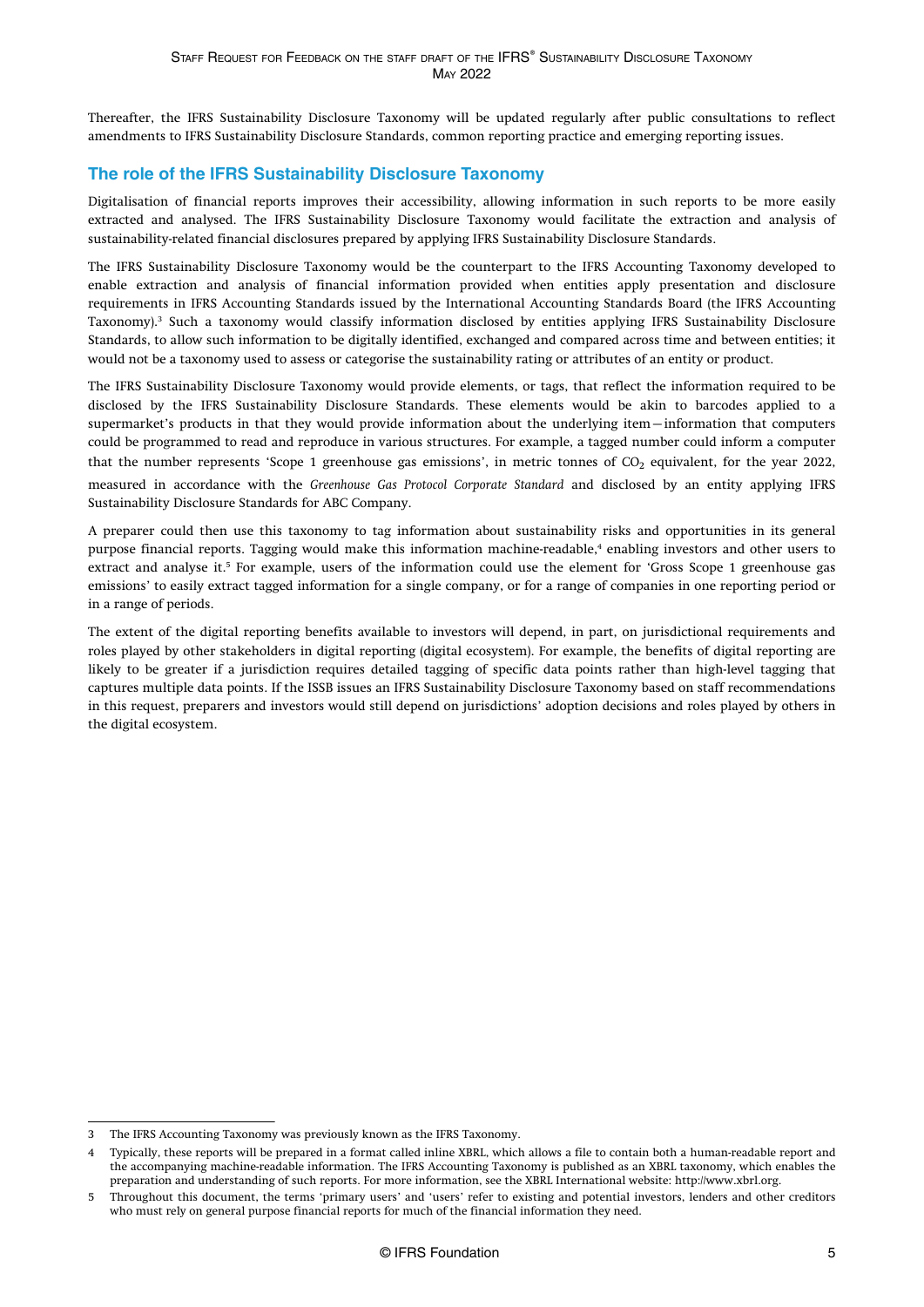Thereafter, the IFRS Sustainability Disclosure Taxonomy will be updated regularly after public consultations to reflect amendments to IFRS Sustainability Disclosure Standards, common reporting practice and emerging reporting issues.

## The role of the IFRS Sustainability Disclosure Taxonomy

Digitalisation of financial reports improves their accessibility, allowing information in such reports to be more easily extracted and analysed. The IFRS Sustainability Disclosure Taxonomy would facilitate the extraction and analysis of sustainability-related financial disclosures prepared by applying IFRS Sustainability Disclosure Standards.

The IFRS Sustainability Disclosure Taxonomy would be the counterpart to the IFRS Accounting Taxonomy developed to enable extraction and analysis of financial information provided when entities apply presentation and disclosure requirements in IFRS Accounting Standards issued by the International Accounting Standards Board (the IFRS Accounting Taxonomy).[3] Such a taxonomy would classify information disclosed by entities applying IFRS Sustainability Disclosure Standards, to allow such information to be digitally identified, exchanged and compared across time and between entities; it would not be a taxonomy used to assess or categorise the sustainability rating or attributes of an entity or product.

The IFRS Sustainability Disclosure Taxonomy would provide elements, or tags, that reflect the information required to be disclosed by the IFRS Sustainability Disclosure Standards. These elements would be akin to barcodes applied to a supermarket's products in that they would provide information about the underlying item—information that computers could be programmed to read and reproduce in various structures. For example, a tagged number could inform a computer that the number represents 'Scope 1 greenhouse gas emissions', in metric tonnes of $CO_2$ equivalent, for the year 2022, measured in accordance with the *Greenhouse Gas Protocol Corporate Standard* and disclosed by an entity applying IFRS Sustainability Disclosure Standards for ABC Company.

A preparer could then use this taxonomy to tag information about sustainability risks and opportunities in its general purpose financial reports. Tagging would make this information machine-readable,[4] enabling investors and other users to extract and analyse it.[5] For example, users of the information could use the element for 'Gross Scope 1 greenhouse gas emissions' to easily extract tagged information for a single company, or for a range of companies in one reporting period or in a range of periods.

The extent of the digital reporting benefits available to investors will depend, in part, on jurisdictional requirements and roles played by other stakeholders in digital reporting (digital ecosystem). For example, the benefits of digital reporting are likely to be greater if a jurisdiction requires detailed tagging of specific data points rather than high-level tagging that captures multiple data points. If the ISSB issues an IFRS Sustainability Disclosure Taxonomy based on staff recommendations in this request, preparers and investors would still depend on jurisdictions' adoption decisions and roles played by others in the digital ecosystem.

---

3 The IFRS Accounting Taxonomy was previously known as the IFRS Taxonomy.

4 Typically, these reports will be prepared in a format called inline XBRL, which allows a file to contain both a human-readable report and the accompanying machine-readable information. The IFRS Accounting Taxonomy is published as an XBRL taxonomy, which enables the preparation and understanding of such reports. For more information, see the XBRL International website: http://www.xbrl.org.

5 Throughout this document, the terms 'primary users' and 'users' refer to existing and potential investors, lenders and other creditors who must rely on general purpose financial reports for much of the financial information they need.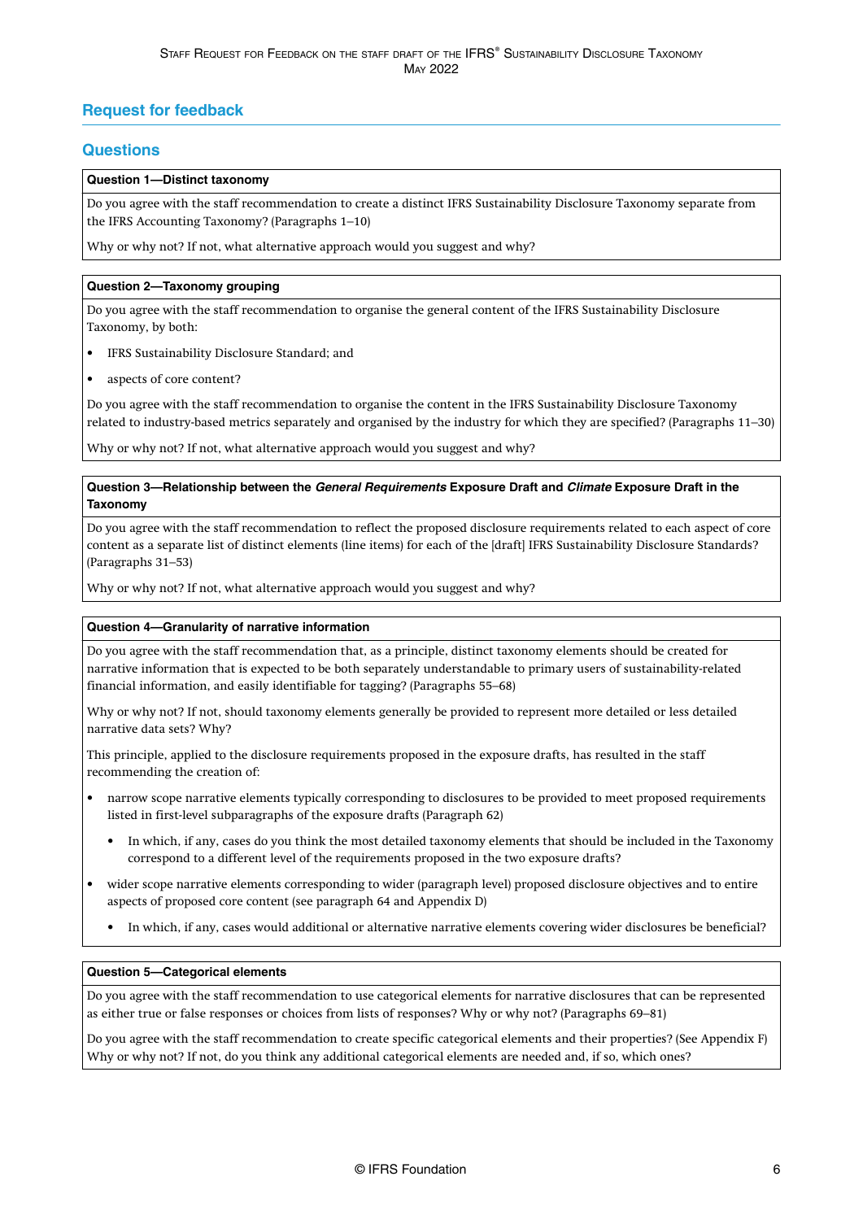## Request for feedback

## Questions

**Question 1—Distinct taxonomy**

Do you agree with the staff recommendation to create a distinct IFRS Sustainability Disclosure Taxonomy separate from the IFRS Accounting Taxonomy? (Paragraphs 1–10)

Why or why not? If not, what alternative approach would you suggest and why?

**Question 2—Taxonomy grouping**

Do you agree with the staff recommendation to organise the general content of the IFRS Sustainability Disclosure Taxonomy, by both:

- IFRS Sustainability Disclosure Standard; and
- aspects of core content?

Do you agree with the staff recommendation to organise the content in the IFRS Sustainability Disclosure Taxonomy related to industry-based metrics separately and organised by the industry for which they are specified? (Paragraphs 11–30)

Why or why not? If not, what alternative approach would you suggest and why?

**Question 3—Relationship between the *General Requirements* Exposure Draft and *Climate* Exposure Draft in the Taxonomy**

Do you agree with the staff recommendation to reflect the proposed disclosure requirements related to each aspect of core content as a separate list of distinct elements (line items) for each of the [draft] IFRS Sustainability Disclosure Standards? (Paragraphs 31–53)

Why or why not? If not, what alternative approach would you suggest and why?

**Question 4—Granularity of narrative information**

Do you agree with the staff recommendation that, as a principle, distinct taxonomy elements should be created for narrative information that is expected to be both separately understandable to primary users of sustainability-related financial information, and easily identifiable for tagging? (Paragraphs 55–68)

Why or why not? If not, should taxonomy elements generally be provided to represent more detailed or less detailed narrative data sets? Why?

This principle, applied to the disclosure requirements proposed in the exposure drafts, has resulted in the staff recommending the creation of:

- narrow scope narrative elements typically corresponding to disclosures to be provided to meet proposed requirements listed in first-level subparagraphs of the exposure drafts (Paragraph 62)
    - In which, if any, cases do you think the most detailed taxonomy elements that should be included in the Taxonomy correspond to a different level of the requirements proposed in the two exposure drafts?
- wider scope narrative elements corresponding to wider (paragraph level) proposed disclosure objectives and to entire aspects of proposed core content (see paragraph 64 and Appendix D)
    - In which, if any, cases would additional or alternative narrative elements covering wider disclosures be beneficial?

**Question 5—Categorical elements**

Do you agree with the staff recommendation to use categorical elements for narrative disclosures that can be represented as either true or false responses or choices from lists of responses? Why or why not? (Paragraphs 69–81)

Do you agree with the staff recommendation to create specific categorical elements and their properties? (See Appendix F) Why or why not? If not, do you think any additional categorical elements are needed and, if so, which ones?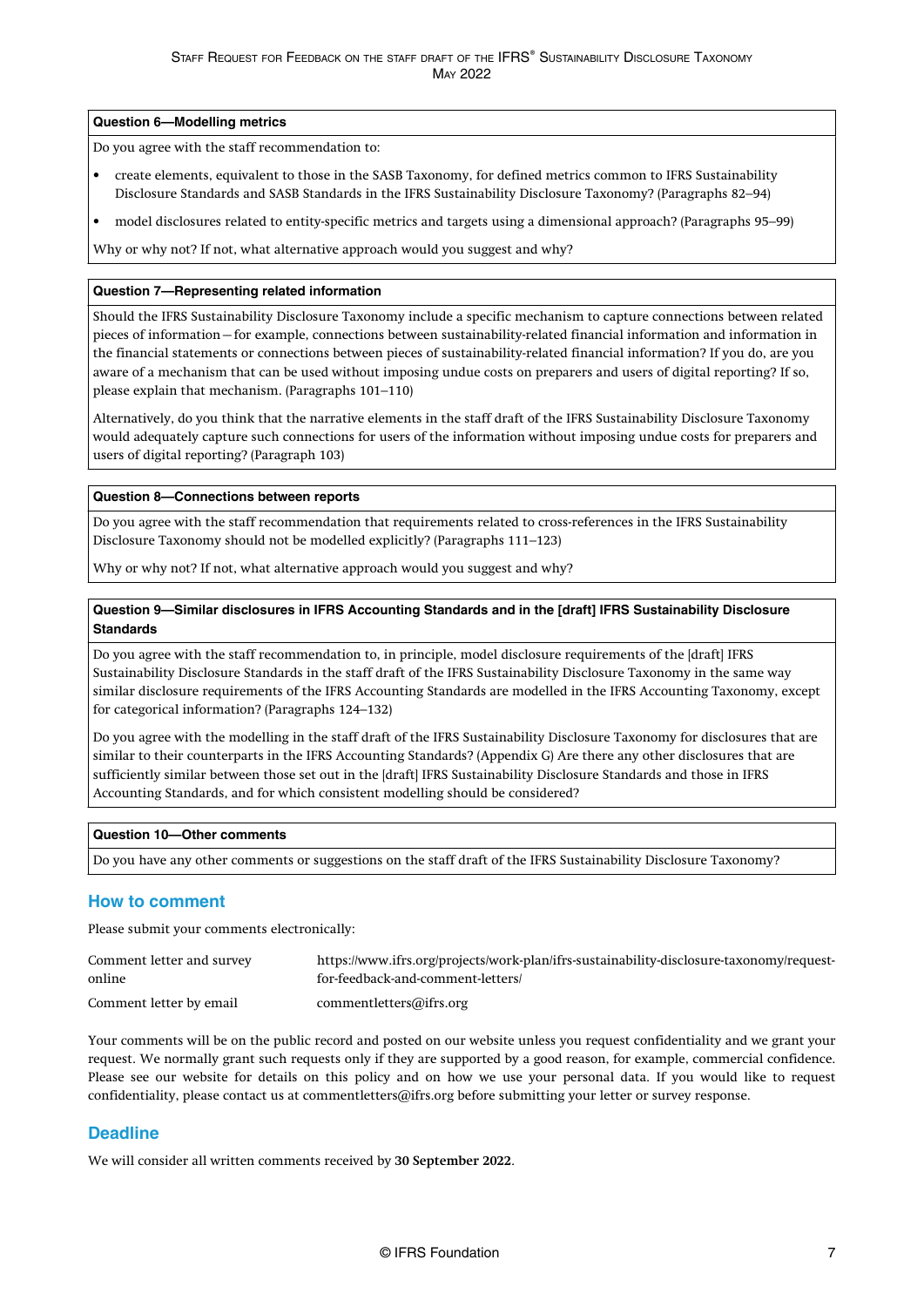**Question 6—Modelling metrics**

Do you agree with the staff recommendation to:

- create elements, equivalent to those in the SASB Taxonomy, for defined metrics common to IFRS Sustainability Disclosure Standards and SASB Standards in the IFRS Sustainability Disclosure Taxonomy? (Paragraphs 82–94)
- model disclosures related to entity-specific metrics and targets using a dimensional approach? (Paragraphs 95–99)

Why or why not? If not, what alternative approach would you suggest and why?

**Question 7—Representing related information**

Should the IFRS Sustainability Disclosure Taxonomy include a specific mechanism to capture connections between related pieces of information—for example, connections between sustainability-related financial information and information in the financial statements or connections between pieces of sustainability-related financial information? If you do, are you aware of a mechanism that can be used without imposing undue costs on preparers and users of digital reporting? If so, please explain that mechanism. (Paragraphs 101–110)

Alternatively, do you think that the narrative elements in the staff draft of the IFRS Sustainability Disclosure Taxonomy would adequately capture such connections for users of the information without imposing undue costs for preparers and users of digital reporting? (Paragraph 103)

**Question 8—Connections between reports**

Do you agree with the staff recommendation that requirements related to cross-references in the IFRS Sustainability Disclosure Taxonomy should not be modelled explicitly? (Paragraphs 111–123)

Why or why not? If not, what alternative approach would you suggest and why?

**Question 9—Similar disclosures in IFRS Accounting Standards and in the [draft] IFRS Sustainability Disclosure Standards**

Do you agree with the staff recommendation to, in principle, model disclosure requirements of the [draft] IFRS Sustainability Disclosure Standards in the staff draft of the IFRS Sustainability Disclosure Taxonomy in the same way similar disclosure requirements of the IFRS Accounting Standards are modelled in the IFRS Accounting Taxonomy, except for categorical information? (Paragraphs 124–132)

Do you agree with the modelling in the staff draft of the IFRS Sustainability Disclosure Taxonomy for disclosures that are similar to their counterparts in the IFRS Accounting Standards? (Appendix G) Are there any other disclosures that are sufficiently similar between those set out in the [draft] IFRS Sustainability Disclosure Standards and those in IFRS Accounting Standards, and for which consistent modelling should be considered?

**Question 10—Other comments**

Do you have any other comments or suggestions on the staff draft of the IFRS Sustainability Disclosure Taxonomy?

## How to comment

Please submit your comments electronically:

| | |
|---|---|
| Comment letter and survey online | https://www.ifrs.org/projects/work-plan/ifrs-sustainability-disclosure-taxonomy/request-for-feedback-and-comment-letters/ |
| Comment letter by email | commentletters@ifrs.org |

Your comments will be on the public record and posted on our website unless you request confidentiality and we grant your request. We normally grant such requests only if they are supported by a good reason, for example, commercial confidence. Please see our website for details on this policy and on how we use your personal data. If you would like to request confidentiality, please contact us at commentletters@ifrs.org before submitting your letter or survey response.

## Deadline

We will consider all written comments received by **30 September 2022**.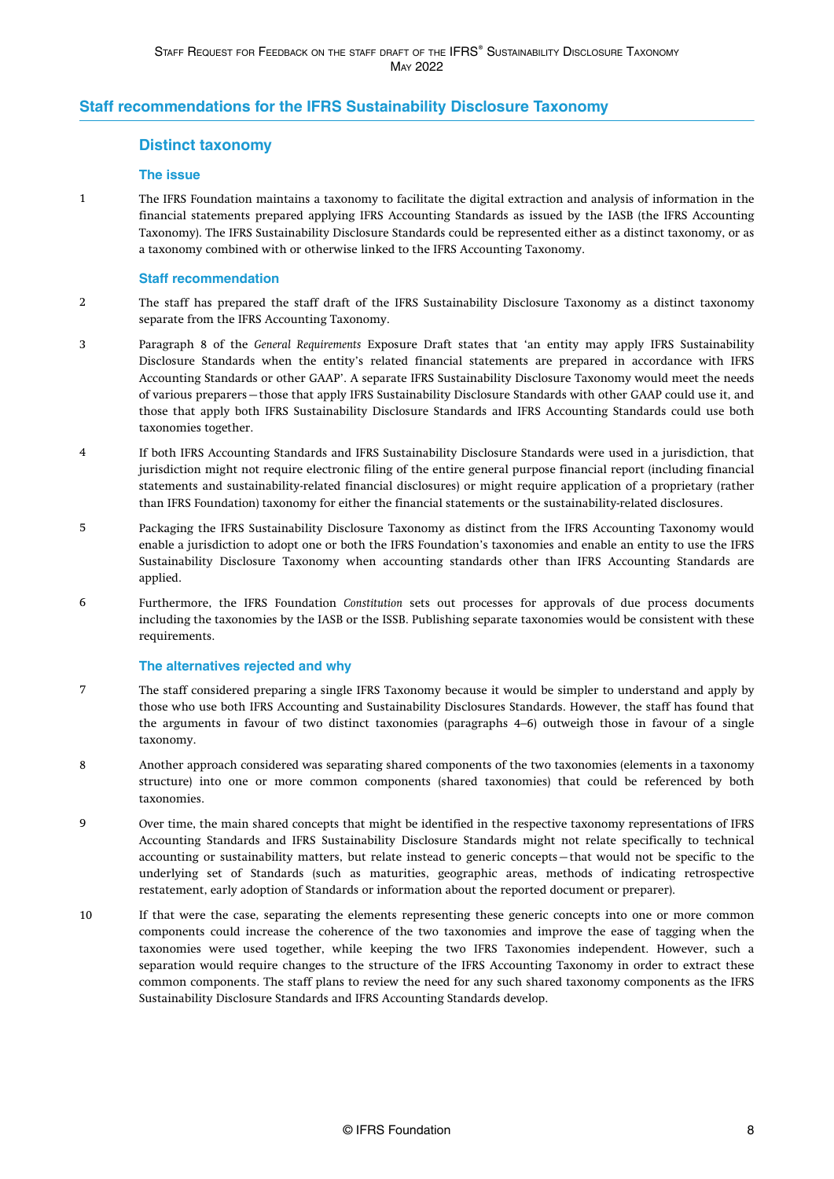## Staff recommendations for the IFRS Sustainability Disclosure Taxonomy

### Distinct taxonomy

#### The issue

1 The IFRS Foundation maintains a taxonomy to facilitate the digital extraction and analysis of information in the financial statements prepared applying IFRS Accounting Standards as issued by the IASB (the IFRS Accounting Taxonomy). The IFRS Sustainability Disclosure Standards could be represented either as a distinct taxonomy, or as a taxonomy combined with or otherwise linked to the IFRS Accounting Taxonomy.

#### Staff recommendation

2 The staff has prepared the staff draft of the IFRS Sustainability Disclosure Taxonomy as a distinct taxonomy separate from the IFRS Accounting Taxonomy.

3 Paragraph 8 of the *General Requirements* Exposure Draft states that 'an entity may apply IFRS Sustainability Disclosure Standards when the entity's related financial statements are prepared in accordance with IFRS Accounting Standards or other GAAP'. A separate IFRS Sustainability Disclosure Taxonomy would meet the needs of various preparers—those that apply IFRS Sustainability Disclosure Standards with other GAAP could use it, and those that apply both IFRS Sustainability Disclosure Standards and IFRS Accounting Standards could use both taxonomies together.

4 If both IFRS Accounting Standards and IFRS Sustainability Disclosure Standards were used in a jurisdiction, that jurisdiction might not require electronic filing of the entire general purpose financial report (including financial statements and sustainability-related financial disclosures) or might require application of a proprietary (rather than IFRS Foundation) taxonomy for either the financial statements or the sustainability-related disclosures.

5 Packaging the IFRS Sustainability Disclosure Taxonomy as distinct from the IFRS Accounting Taxonomy would enable a jurisdiction to adopt one or both the IFRS Foundation's taxonomies and enable an entity to use the IFRS Sustainability Disclosure Taxonomy when accounting standards other than IFRS Accounting Standards are applied.

6 Furthermore, the IFRS Foundation *Constitution* sets out processes for approvals of due process documents including the taxonomies by the IASB or the ISSB. Publishing separate taxonomies would be consistent with these requirements.

#### The alternatives rejected and why

7 The staff considered preparing a single IFRS Taxonomy because it would be simpler to understand and apply by those who use both IFRS Accounting and Sustainability Disclosures Standards. However, the staff has found that the arguments in favour of two distinct taxonomies (paragraphs 4–6) outweigh those in favour of a single taxonomy.

8 Another approach considered was separating shared components of the two taxonomies (elements in a taxonomy structure) into one or more common components (shared taxonomies) that could be referenced by both taxonomies.

9 Over time, the main shared concepts that might be identified in the respective taxonomy representations of IFRS Accounting Standards and IFRS Sustainability Disclosure Standards might not relate specifically to technical accounting or sustainability matters, but relate instead to generic concepts—that would not be specific to the underlying set of Standards (such as maturities, geographic areas, methods of indicating retrospective restatement, early adoption of Standards or information about the reported document or preparer).

10 If that were the case, separating the elements representing these generic concepts into one or more common components could increase the coherence of the two taxonomies and improve the ease of tagging when the taxonomies were used together, while keeping the two IFRS Taxonomies independent. However, such a separation would require changes to the structure of the IFRS Accounting Taxonomy in order to extract these common components. The staff plans to review the need for any such shared taxonomy components as the IFRS Sustainability Disclosure Standards and IFRS Accounting Standards develop.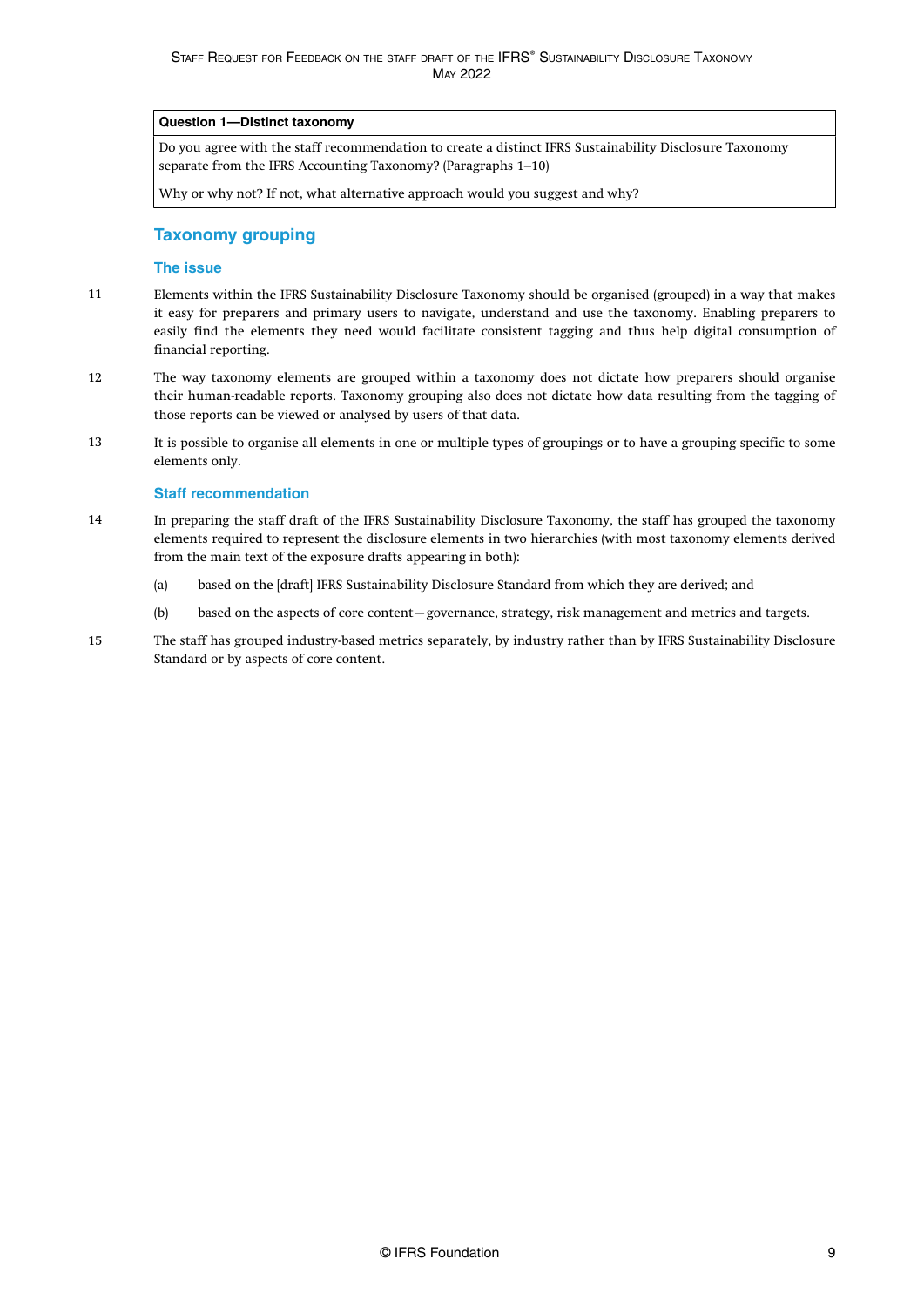| Question 1—Distinct taxonomy |
| --- |
| Do you agree with the staff recommendation to create a distinct IFRS Sustainability Disclosure Taxonomy separate from the IFRS Accounting Taxonomy? (Paragraphs 1–10)<br><br>Why or why not? If not, what alternative approach would you suggest and why? |

## Taxonomy grouping

### The issue

11 Elements within the IFRS Sustainability Disclosure Taxonomy should be organised (grouped) in a way that makes it easy for preparers and primary users to navigate, understand and use the taxonomy. Enabling preparers to easily find the elements they need would facilitate consistent tagging and thus help digital consumption of financial reporting.

12 The way taxonomy elements are grouped within a taxonomy does not dictate how preparers should organise their human-readable reports. Taxonomy grouping also does not dictate how data resulting from the tagging of those reports can be viewed or analysed by users of that data.

13 It is possible to organise all elements in one or multiple types of groupings or to have a grouping specific to some elements only.

### Staff recommendation

14 In preparing the staff draft of the IFRS Sustainability Disclosure Taxonomy, the staff has grouped the taxonomy elements required to represent the disclosure elements in two hierarchies (with most taxonomy elements derived from the main text of the exposure drafts appearing in both):

(a) based on the [draft] IFRS Sustainability Disclosure Standard from which they are derived; and

(b) based on the aspects of core content—governance, strategy, risk management and metrics and targets.

15 The staff has grouped industry-based metrics separately, by industry rather than by IFRS Sustainability Disclosure Standard or by aspects of core content.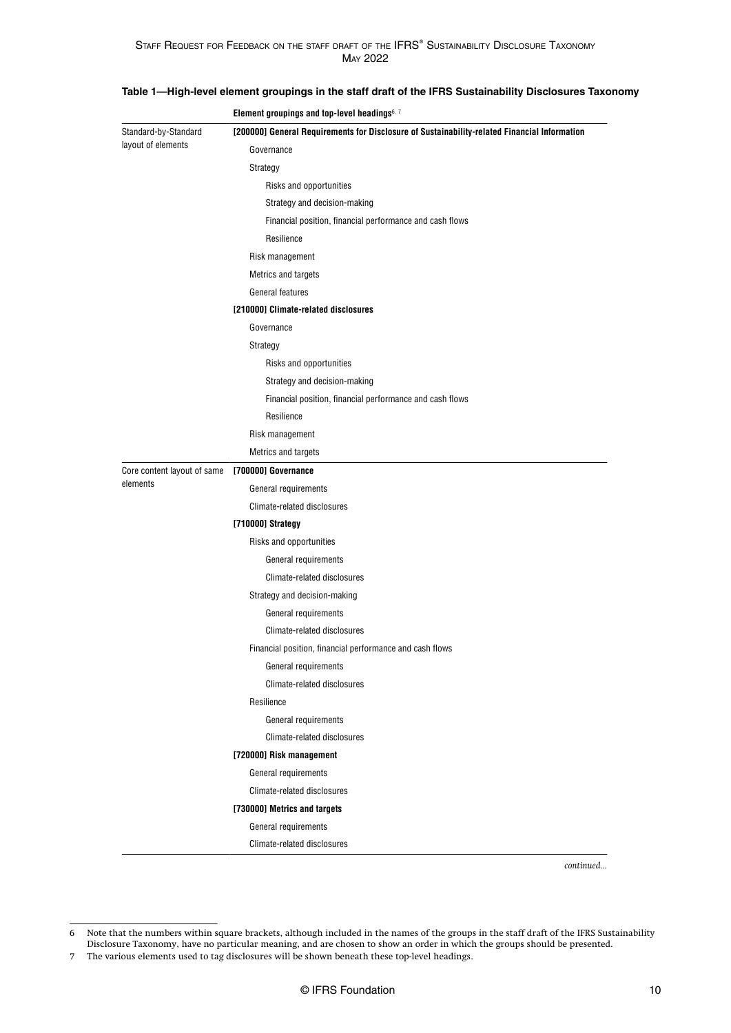**Table 1—High-level element groupings in the staff draft of the IFRS Sustainability Disclosures Taxonomy**

| | Element groupings and top-level headings[6, 7] |
|---|---|
| Standard-by-Standard layout of elements | **[200000] General Requirements for Disclosure of Sustainability-related Financial Information** |
| | Governance |
| | Strategy |
| | Risks and opportunities |
| | Strategy and decision-making |
| | Financial position, financial performance and cash flows |
| | Resilience |
| | Risk management |
| | Metrics and targets |
| | General features |
| | **[210000] Climate-related disclosures** |
| | Governance |
| | Strategy |
| | Risks and opportunities |
| | Strategy and decision-making |
| | Financial position, financial performance and cash flows |
| | Resilience |
| | Risk management |
| | Metrics and targets |
| Core content layout of same elements | **[700000] Governance** |
| | General requirements |
| | Climate-related disclosures |
| | **[710000] Strategy** |
| | Risks and opportunities |
| | General requirements |
| | Climate-related disclosures |
| | Strategy and decision-making |
| | General requirements |
| | Climate-related disclosures |
| | Financial position, financial performance and cash flows |
| | General requirements |
| | Climate-related disclosures |
| | Resilience |
| | General requirements |
| | Climate-related disclosures |
| | **[720000] Risk management** |
| | General requirements |
| | Climate-related disclosures |
| | **[730000] Metrics and targets** |
| | General requirements |
| | Climate-related disclosures |

*continued...*

6 Note that the numbers within square brackets, although included in the names of the groups in the staff draft of the IFRS Sustainability Disclosure Taxonomy, have no particular meaning, and are chosen to show an order in which the groups should be presented.

7 The various elements used to tag disclosures will be shown beneath these top-level headings.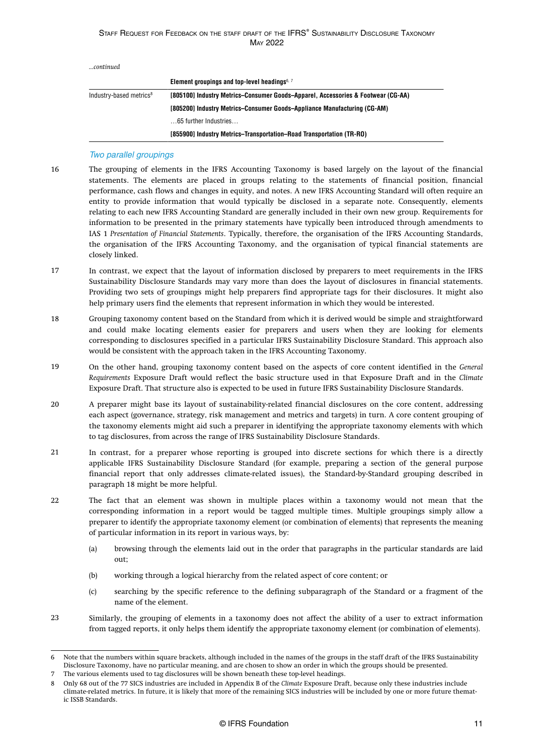*...continued*

| | Element groupings and top-level headings[6, 7] |
|---|---|
| Industry-based metrics[8] | **[805100] Industry Metrics–Consumer Goods–Apparel, Accessories & Footwear (CG-AA)** |
| | **[805200] Industry Metrics–Consumer Goods–Appliance Manufacturing (CG-AM)** |
| | …65 further Industries… |
| | **[855900] Industry Metrics–Transportation–Road Transportation (TR-RO)** |

### *Two parallel groupings*

16 The grouping of elements in the IFRS Accounting Taxonomy is based largely on the layout of the financial statements. The elements are placed in groups relating to the statements of financial position, financial performance, cash flows and changes in equity, and notes. A new IFRS Accounting Standard will often require an entity to provide information that would typically be disclosed in a separate note. Consequently, elements relating to each new IFRS Accounting Standard are generally included in their own new group. Requirements for information to be presented in the primary statements have typically been introduced through amendments to IAS 1 *Presentation of Financial Statements*. Typically, therefore, the organisation of the IFRS Accounting Standards, the organisation of the IFRS Accounting Taxonomy, and the organisation of typical financial statements are closely linked.

17 In contrast, we expect that the layout of information disclosed by preparers to meet requirements in the IFRS Sustainability Disclosure Standards may vary more than does the layout of disclosures in financial statements. Providing two sets of groupings might help preparers find appropriate tags for their disclosures. It might also help primary users find the elements that represent information in which they would be interested.

18 Grouping taxonomy content based on the Standard from which it is derived would be simple and straightforward and could make locating elements easier for preparers and users when they are looking for elements corresponding to disclosures specified in a particular IFRS Sustainability Disclosure Standard. This approach also would be consistent with the approach taken in the IFRS Accounting Taxonomy.

19 On the other hand, grouping taxonomy content based on the aspects of core content identified in the *General Requirements* Exposure Draft would reflect the basic structure used in that Exposure Draft and in the *Climate* Exposure Draft. That structure also is expected to be used in future IFRS Sustainability Disclosure Standards.

20 A preparer might base its layout of sustainability-related financial disclosures on the core content, addressing each aspect (governance, strategy, risk management and metrics and targets) in turn. A core content grouping of the taxonomy elements might aid such a preparer in identifying the appropriate taxonomy elements with which to tag disclosures, from across the range of IFRS Sustainability Disclosure Standards.

21 In contrast, for a preparer whose reporting is grouped into discrete sections for which there is a directly applicable IFRS Sustainability Disclosure Standard (for example, preparing a section of the general purpose financial report that only addresses climate-related issues), the Standard-by-Standard grouping described in paragraph 18 might be more helpful.

22 The fact that an element was shown in multiple places within a taxonomy would not mean that the corresponding information in a report would be tagged multiple times. Multiple groupings simply allow a preparer to identify the appropriate taxonomy element (or combination of elements) that represents the meaning of particular information in its report in various ways, by:

(a) browsing through the elements laid out in the order that paragraphs in the particular standards are laid out;

(b) working through a logical hierarchy from the related aspect of core content; or

(c) searching by the specific reference to the defining subparagraph of the Standard or a fragment of the name of the element.

23 Similarly, the grouping of elements in a taxonomy does not affect the ability of a user to extract information from tagged reports, it only helps them identify the appropriate taxonomy element (or combination of elements).

---

6 Note that the numbers within square brackets, although included in the names of the groups in the staff draft of the IFRS Sustainability Disclosure Taxonomy, have no particular meaning, and are chosen to show an order in which the groups should be presented.

7 The various elements used to tag disclosures will be shown beneath these top-level headings.

8 Only 68 out of the 77 SICS industries are included in Appendix B of the *Climate* Exposure Draft, because only these industries include climate-related metrics. In future, it is likely that more of the remaining SICS industries will be included by one or more future thematic ISSB Standards.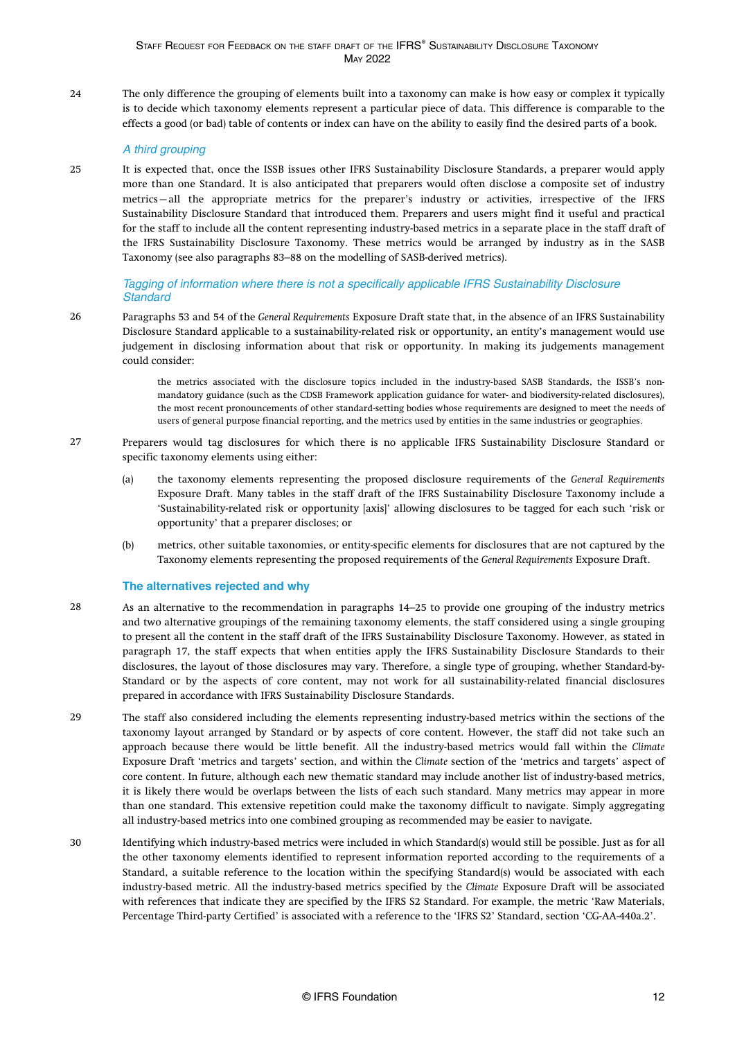24 The only difference the grouping of elements built into a taxonomy can make is how easy or complex it typically is to decide which taxonomy elements represent a particular piece of data. This difference is comparable to the effects a good (or bad) table of contents or index can have on the ability to easily find the desired parts of a book.

### *A third grouping*

25 It is expected that, once the ISSB issues other IFRS Sustainability Disclosure Standards, a preparer would apply more than one Standard. It is also anticipated that preparers would often disclose a composite set of industry metrics—all the appropriate metrics for the preparer's industry or activities, irrespective of the IFRS Sustainability Disclosure Standard that introduced them. Preparers and users might find it useful and practical for the staff to include all the content representing industry-based metrics in a separate place in the staff draft of the IFRS Sustainability Disclosure Taxonomy. These metrics would be arranged by industry as in the SASB Taxonomy (see also paragraphs 83–88 on the modelling of SASB-derived metrics).

### *Tagging of information where there is not a specifically applicable IFRS Sustainability Disclosure Standard*

26 Paragraphs 53 and 54 of the *General Requirements* Exposure Draft state that, in the absence of an IFRS Sustainability Disclosure Standard applicable to a sustainability-related risk or opportunity, an entity's management would use judgement in disclosing information about that risk or opportunity. In making its judgements management could consider:

> the metrics associated with the disclosure topics included in the industry-based SASB Standards, the ISSB's non-mandatory guidance (such as the CDSB Framework application guidance for water- and biodiversity-related disclosures), the most recent pronouncements of other standard-setting bodies whose requirements are designed to meet the needs of users of general purpose financial reporting, and the metrics used by entities in the same industries or geographies.

27 Preparers would tag disclosures for which there is no applicable IFRS Sustainability Disclosure Standard or specific taxonomy elements using either:

(a) the taxonomy elements representing the proposed disclosure requirements of the *General Requirements* Exposure Draft. Many tables in the staff draft of the IFRS Sustainability Disclosure Taxonomy include a 'Sustainability-related risk or opportunity [axis]' allowing disclosures to be tagged for each such 'risk or opportunity' that a preparer discloses; or

(b) metrics, other suitable taxonomies, or entity-specific elements for disclosures that are not captured by the Taxonomy elements representing the proposed requirements of the *General Requirements* Exposure Draft.

## The alternatives rejected and why

28 As an alternative to the recommendation in paragraphs 14–25 to provide one grouping of the industry metrics and two alternative groupings of the remaining taxonomy elements, the staff considered using a single grouping to present all the content in the staff draft of the IFRS Sustainability Disclosure Taxonomy. However, as stated in paragraph 17, the staff expects that when entities apply the IFRS Sustainability Disclosure Standards to their disclosures, the layout of those disclosures may vary. Therefore, a single type of grouping, whether Standard-by-Standard or by the aspects of core content, may not work for all sustainability-related financial disclosures prepared in accordance with IFRS Sustainability Disclosure Standards.

29 The staff also considered including the elements representing industry-based metrics within the sections of the taxonomy layout arranged by Standard or by aspects of core content. However, the staff did not take such an approach because there would be little benefit. All the industry-based metrics would fall within the *Climate* Exposure Draft 'metrics and targets' section, and within the *Climate* section of the 'metrics and targets' aspect of core content. In future, although each new thematic standard may include another list of industry-based metrics, it is likely there would be overlaps between the lists of each such standard. Many metrics may appear in more than one standard. This extensive repetition could make the taxonomy difficult to navigate. Simply aggregating all industry-based metrics into one combined grouping as recommended may be easier to navigate.

30 Identifying which industry-based metrics were included in which Standard(s) would still be possible. Just as for all the other taxonomy elements identified to represent information reported according to the requirements of a Standard, a suitable reference to the location within the specifying Standard(s) would be associated with each industry-based metric. All the industry-based metrics specified by the *Climate* Exposure Draft will be associated with references that indicate they are specified by the IFRS S2 Standard. For example, the metric 'Raw Materials, Percentage Third-party Certified' is associated with a reference to the 'IFRS S2' Standard, section 'CG-AA-440a.2'.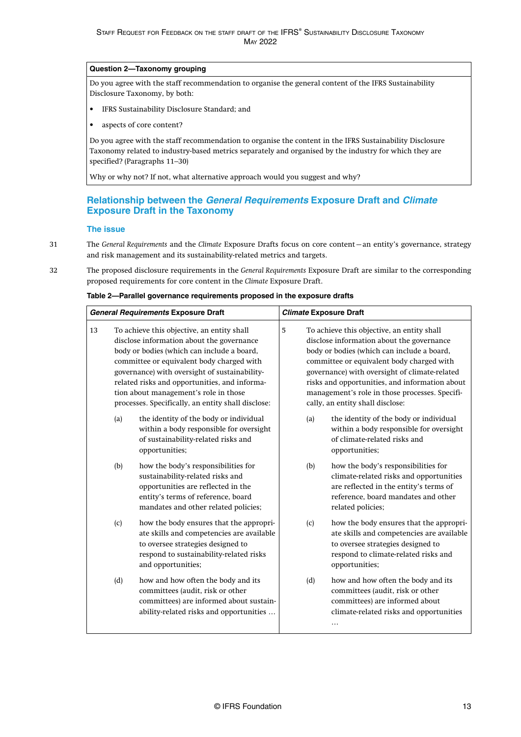| **Question 2—Taxonomy grouping** |
|---|
| Do you agree with the staff recommendation to organise the general content of the IFRS Sustainability Disclosure Taxonomy, by both:<br>• IFRS Sustainability Disclosure Standard; and<br>• aspects of core content?<br>Do you agree with the staff recommendation to organise the content in the IFRS Sustainability Disclosure Taxonomy related to industry-based metrics separately and organised by the industry for which they are specified? (Paragraphs 11–30)<br>Why or why not? If not, what alternative approach would you suggest and why? |

## Relationship between the *General Requirements* Exposure Draft and *Climate* Exposure Draft in the Taxonomy

### The issue

31 The *General Requirements* and the *Climate* Exposure Drafts focus on core content—an entity's governance, strategy and risk management and its sustainability-related metrics and targets.

32 The proposed disclosure requirements in the *General Requirements* Exposure Draft are similar to the corresponding proposed requirements for core content in the *Climate* Exposure Draft.

**Table 2—Parallel governance requirements proposed in the exposure drafts**

| ***General Requirements* Exposure Draft** | ***Climate* Exposure Draft** |
|---|---|
| 13 To achieve this objective, an entity shall disclose information about the governance body or bodies (which can include a board, committee or equivalent body charged with governance) with oversight of sustainability-related risks and opportunities, and information about management's role in those processes. Specifically, an entity shall disclose: | 5 To achieve this objective, an entity shall disclose information about the governance body or bodies (which can include a board, committee or equivalent body charged with governance) with oversight of climate-related risks and opportunities, and information about management's role in those processes. Specifically, an entity shall disclose: |
| (a) the identity of the body or individual within a body responsible for oversight of sustainability-related risks and opportunities; | (a) the identity of the body or individual within a body responsible for oversight of climate-related risks and opportunities; |
| (b) how the body's responsibilities for sustainability-related risks and opportunities are reflected in the entity's terms of reference, board mandates and other related policies; | (b) how the body's responsibilities for climate-related risks and opportunities are reflected in the entity's terms of reference, board mandates and other related policies; |
| (c) how the body ensures that the appropriate skills and competencies are available to oversee strategies designed to respond to sustainability-related risks and opportunities; | (c) how the body ensures that the appropriate skills and competencies are available to oversee strategies designed to respond to climate-related risks and opportunities; |
| (d) how and how often the body and its committees (audit, risk or other committees) are informed about sustainability-related risks and opportunities … | (d) how and how often the body and its committees (audit, risk or other committees) are informed about climate-related risks and opportunities … |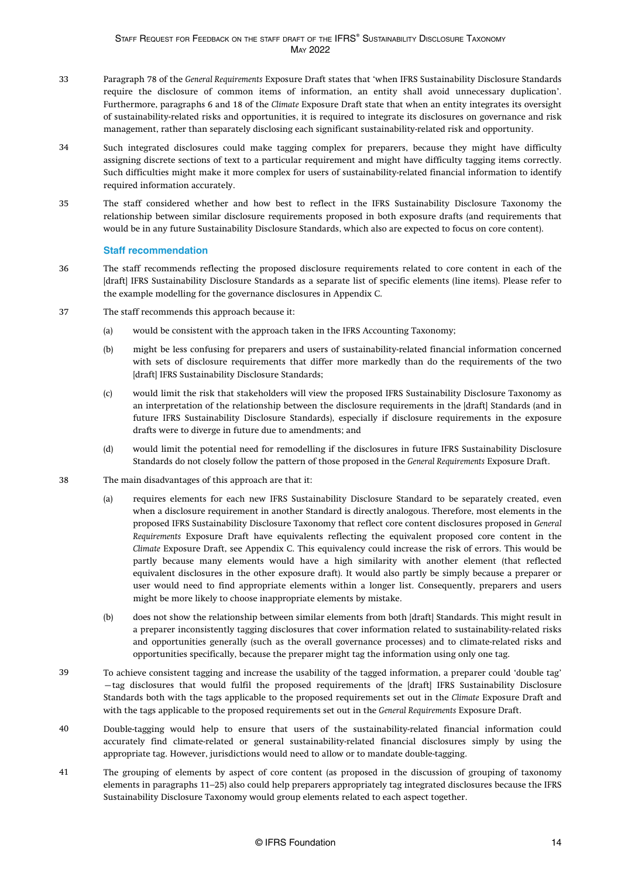33 Paragraph 78 of the *General Requirements* Exposure Draft states that 'when IFRS Sustainability Disclosure Standards require the disclosure of common items of information, an entity shall avoid unnecessary duplication'. Furthermore, paragraphs 6 and 18 of the *Climate* Exposure Draft state that when an entity integrates its oversight of sustainability-related risks and opportunities, it is required to integrate its disclosures on governance and risk management, rather than separately disclosing each significant sustainability-related risk and opportunity.

34 Such integrated disclosures could make tagging complex for preparers, because they might have difficulty assigning discrete sections of text to a particular requirement and might have difficulty tagging items correctly. Such difficulties might make it more complex for users of sustainability-related financial information to identify required information accurately.

35 The staff considered whether and how best to reflect in the IFRS Sustainability Disclosure Taxonomy the relationship between similar disclosure requirements proposed in both exposure drafts (and requirements that would be in any future Sustainability Disclosure Standards, which also are expected to focus on core content).

### Staff recommendation

36 The staff recommends reflecting the proposed disclosure requirements related to core content in each of the [draft] IFRS Sustainability Disclosure Standards as a separate list of specific elements (line items). Please refer to the example modelling for the governance disclosures in Appendix C.

37 The staff recommends this approach because it:

(a) would be consistent with the approach taken in the IFRS Accounting Taxonomy;

(b) might be less confusing for preparers and users of sustainability-related financial information concerned with sets of disclosure requirements that differ more markedly than do the requirements of the two [draft] IFRS Sustainability Disclosure Standards;

(c) would limit the risk that stakeholders will view the proposed IFRS Sustainability Disclosure Taxonomy as an interpretation of the relationship between the disclosure requirements in the [draft] Standards (and in future IFRS Sustainability Disclosure Standards), especially if disclosure requirements in the exposure drafts were to diverge in future due to amendments; and

(d) would limit the potential need for remodelling if the disclosures in future IFRS Sustainability Disclosure Standards do not closely follow the pattern of those proposed in the *General Requirements* Exposure Draft.

38 The main disadvantages of this approach are that it:

(a) requires elements for each new IFRS Sustainability Disclosure Standard to be separately created, even when a disclosure requirement in another Standard is directly analogous. Therefore, most elements in the proposed IFRS Sustainability Disclosure Taxonomy that reflect core content disclosures proposed in *General Requirements* Exposure Draft have equivalents reflecting the equivalent proposed core content in the *Climate* Exposure Draft, see Appendix C. This equivalency could increase the risk of errors. This would be partly because many elements would have a high similarity with another element (that reflected equivalent disclosures in the other exposure draft). It would also partly be simply because a preparer or user would need to find appropriate elements within a longer list. Consequently, preparers and users might be more likely to choose inappropriate elements by mistake.

(b) does not show the relationship between similar elements from both [draft] Standards. This might result in a preparer inconsistently tagging disclosures that cover information related to sustainability-related risks and opportunities generally (such as the overall governance processes) and to climate-related risks and opportunities specifically, because the preparer might tag the information using only one tag.

39 To achieve consistent tagging and increase the usability of the tagged information, a preparer could 'double tag' —tag disclosures that would fulfil the proposed requirements of the [draft] IFRS Sustainability Disclosure Standards both with the tags applicable to the proposed requirements set out in the *Climate* Exposure Draft and with the tags applicable to the proposed requirements set out in the *General Requirements* Exposure Draft.

40 Double-tagging would help to ensure that users of the sustainability-related financial information could accurately find climate-related or general sustainability-related financial disclosures simply by using the appropriate tag. However, jurisdictions would need to allow or to mandate double-tagging.

41 The grouping of elements by aspect of core content (as proposed in the discussion of grouping of taxonomy elements in paragraphs 11–25) also could help preparers appropriately tag integrated disclosures because the IFRS Sustainability Disclosure Taxonomy would group elements related to each aspect together.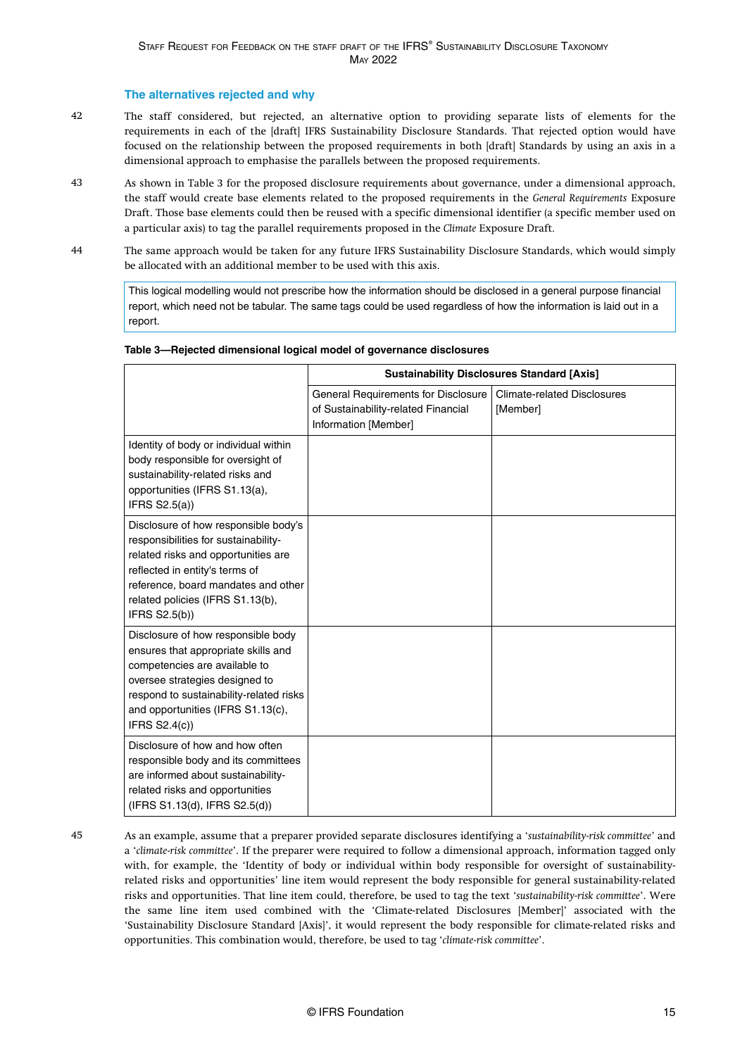### The alternatives rejected and why

42 The staff considered, but rejected, an alternative option to providing separate lists of elements for the requirements in each of the [draft] IFRS Sustainability Disclosure Standards. That rejected option would have focused on the relationship between the proposed requirements in both [draft] Standards by using an axis in a dimensional approach to emphasise the parallels between the proposed requirements.

43 As shown in Table 3 for the proposed disclosure requirements about governance, under a dimensional approach, the staff would create base elements related to the proposed requirements in the *General Requirements* Exposure Draft. Those base elements could then be reused with a specific dimensional identifier (a specific member used on a particular axis) to tag the parallel requirements proposed in the *Climate* Exposure Draft.

44 The same approach would be taken for any future IFRS Sustainability Disclosure Standards, which would simply be allocated with an additional member to be used with this axis.

> This logical modelling would not prescribe how the information should be disclosed in a general purpose financial report, which need not be tabular. The same tags could be used regardless of how the information is laid out in a report.

**Table 3—Rejected dimensional logical model of governance disclosures**

| | Sustainability Disclosures Standard [Axis] | |
|---|---|---|
| | General Requirements for Disclosure of Sustainability-related Financial Information [Member] | Climate-related Disclosures [Member] |
| Identity of body or individual within body responsible for oversight of sustainability-related risks and opportunities (IFRS S1.13(a), IFRS S2.5(a)) | | |
| Disclosure of how responsible body's responsibilities for sustainability-related risks and opportunities are reflected in entity's terms of reference, board mandates and other related policies (IFRS S1.13(b), IFRS S2.5(b)) | | |
| Disclosure of how responsible body ensures that appropriate skills and competencies are available to oversee strategies designed to respond to sustainability-related risks and opportunities (IFRS S1.13(c), IFRS S2.4(c)) | | |
| Disclosure of how and how often responsible body and its committees are informed about sustainability-related risks and opportunities (IFRS S1.13(d), IFRS S2.5(d)) | | |

45 As an example, assume that a preparer provided separate disclosures identifying a '*sustainability-risk committee*' and a '*climate-risk committee*'. If the preparer were required to follow a dimensional approach, information tagged only with, for example, the 'Identity of body or individual within body responsible for oversight of sustainability-related risks and opportunities' line item would represent the body responsible for general sustainability-related risks and opportunities. That line item could, therefore, be used to tag the text '*sustainability-risk committee*'. Were the same line item used combined with the 'Climate-related Disclosures [Member]' associated with the 'Sustainability Disclosure Standard [Axis]', it would represent the body responsible for climate-related risks and opportunities. This combination would, therefore, be used to tag '*climate-risk committee*'.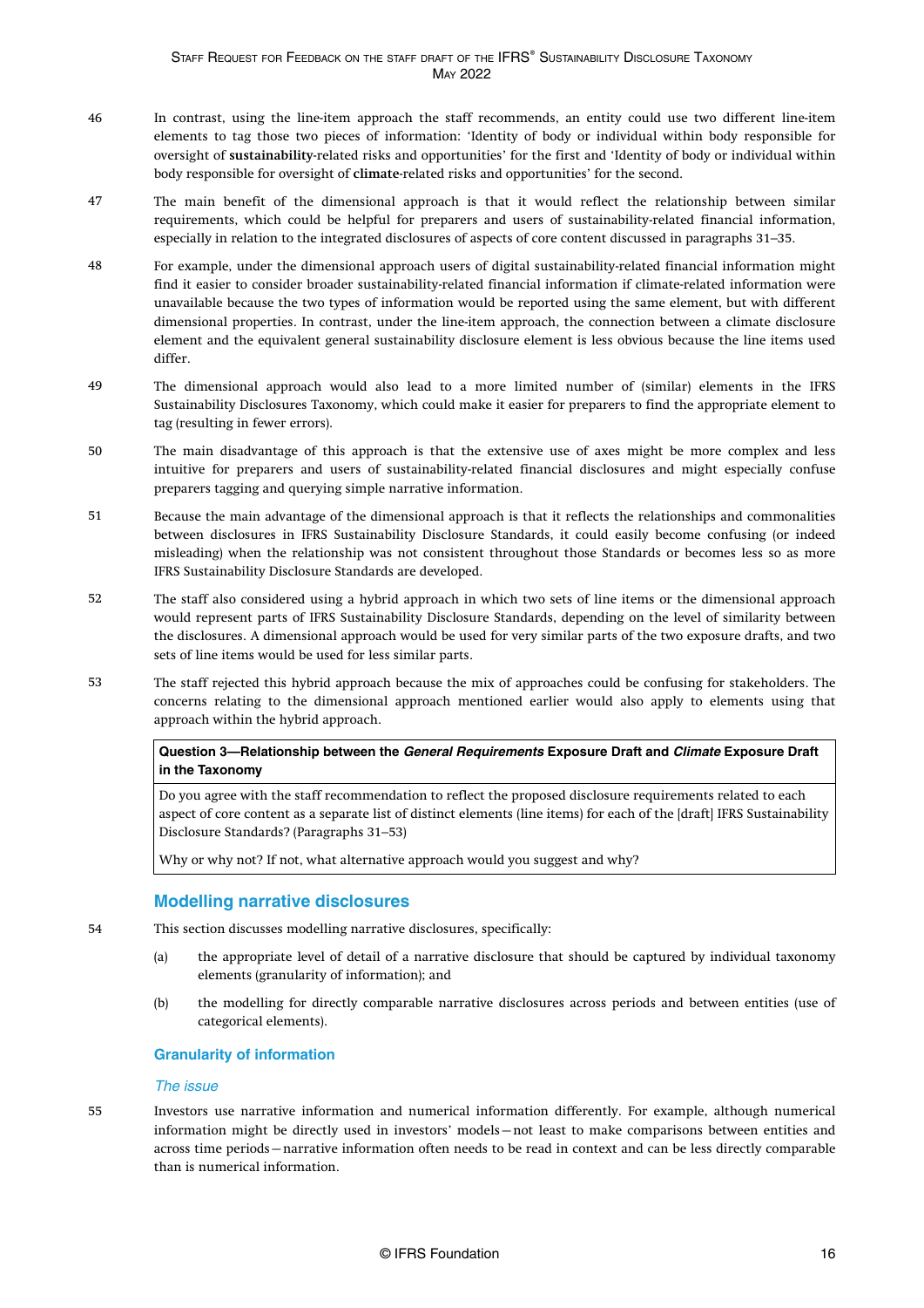46 In contrast, using the line-item approach the staff recommends, an entity could use two different line-item elements to tag those two pieces of information: 'Identity of body or individual within body responsible for oversight of **sustainability**-related risks and opportunities' for the first and 'Identity of body or individual within body responsible for oversight of **climate**-related risks and opportunities' for the second.

47 The main benefit of the dimensional approach is that it would reflect the relationship between similar requirements, which could be helpful for preparers and users of sustainability-related financial information, especially in relation to the integrated disclosures of aspects of core content discussed in paragraphs 31–35.

48 For example, under the dimensional approach users of digital sustainability-related financial information might find it easier to consider broader sustainability-related financial information if climate-related information were unavailable because the two types of information would be reported using the same element, but with different dimensional properties. In contrast, under the line-item approach, the connection between a climate disclosure element and the equivalent general sustainability disclosure element is less obvious because the line items used differ.

49 The dimensional approach would also lead to a more limited number of (similar) elements in the IFRS Sustainability Disclosures Taxonomy, which could make it easier for preparers to find the appropriate element to tag (resulting in fewer errors).

50 The main disadvantage of this approach is that the extensive use of axes might be more complex and less intuitive for preparers and users of sustainability-related financial disclosures and might especially confuse preparers tagging and querying simple narrative information.

51 Because the main advantage of the dimensional approach is that it reflects the relationships and commonalities between disclosures in IFRS Sustainability Disclosure Standards, it could easily become confusing (or indeed misleading) when the relationship was not consistent throughout those Standards or becomes less so as more IFRS Sustainability Disclosure Standards are developed.

52 The staff also considered using a hybrid approach in which two sets of line items or the dimensional approach would represent parts of IFRS Sustainability Disclosure Standards, depending on the level of similarity between the disclosures. A dimensional approach would be used for very similar parts of the two exposure drafts, and two sets of line items would be used for less similar parts.

53 The staff rejected this hybrid approach because the mix of approaches could be confusing for stakeholders. The concerns relating to the dimensional approach mentioned earlier would also apply to elements using that approach within the hybrid approach.

| **Question 3—Relationship between the *General Requirements* Exposure Draft and *Climate* Exposure Draft in the Taxonomy** |
|---|
| Do you agree with the staff recommendation to reflect the proposed disclosure requirements related to each aspect of core content as a separate list of distinct elements (line items) for each of the [draft] IFRS Sustainability Disclosure Standards? (Paragraphs 31–53)<br><br>Why or why not? If not, what alternative approach would you suggest and why? |

## Modelling narrative disclosures

54 This section discusses modelling narrative disclosures, specifically:

(a) the appropriate level of detail of a narrative disclosure that should be captured by individual taxonomy elements (granularity of information); and

(b) the modelling for directly comparable narrative disclosures across periods and between entities (use of categorical elements).

### Granularity of information

#### *The issue*

55 Investors use narrative information and numerical information differently. For example, although numerical information might be directly used in investors' models—not least to make comparisons between entities and across time periods—narrative information often needs to be read in context and can be less directly comparable than is numerical information.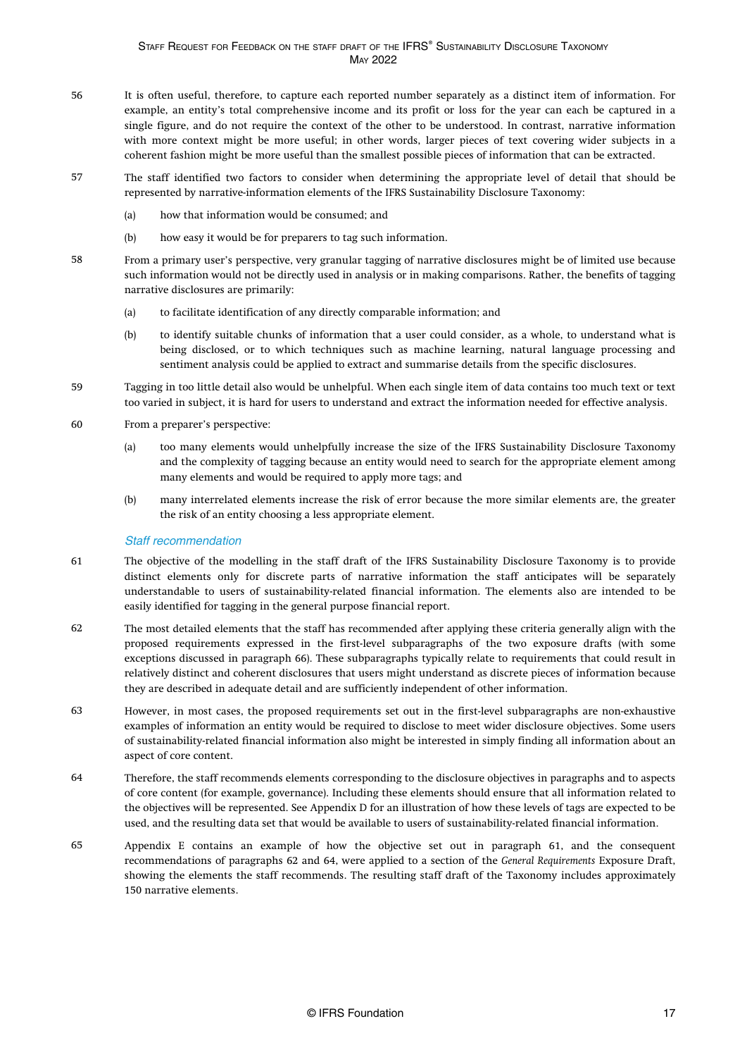56 It is often useful, therefore, to capture each reported number separately as a distinct item of information. For example, an entity's total comprehensive income and its profit or loss for the year can each be captured in a single figure, and do not require the context of the other to be understood. In contrast, narrative information with more context might be more useful; in other words, larger pieces of text covering wider subjects in a coherent fashion might be more useful than the smallest possible pieces of information that can be extracted.

57 The staff identified two factors to consider when determining the appropriate level of detail that should be represented by narrative-information elements of the IFRS Sustainability Disclosure Taxonomy:

(a) how that information would be consumed; and

(b) how easy it would be for preparers to tag such information.

58 From a primary user's perspective, very granular tagging of narrative disclosures might be of limited use because such information would not be directly used in analysis or in making comparisons. Rather, the benefits of tagging narrative disclosures are primarily:

(a) to facilitate identification of any directly comparable information; and

(b) to identify suitable chunks of information that a user could consider, as a whole, to understand what is being disclosed, or to which techniques such as machine learning, natural language processing and sentiment analysis could be applied to extract and summarise details from the specific disclosures.

59 Tagging in too little detail also would be unhelpful. When each single item of data contains too much text or text too varied in subject, it is hard for users to understand and extract the information needed for effective analysis.

60 From a preparer's perspective:

(a) too many elements would unhelpfully increase the size of the IFRS Sustainability Disclosure Taxonomy and the complexity of tagging because an entity would need to search for the appropriate element among many elements and would be required to apply more tags; and

(b) many interrelated elements increase the risk of error because the more similar elements are, the greater the risk of an entity choosing a less appropriate element.

### *Staff recommendation*

61 The objective of the modelling in the staff draft of the IFRS Sustainability Disclosure Taxonomy is to provide distinct elements only for discrete parts of narrative information the staff anticipates will be separately understandable to users of sustainability-related financial information. The elements also are intended to be easily identified for tagging in the general purpose financial report.

62 The most detailed elements that the staff has recommended after applying these criteria generally align with the proposed requirements expressed in the first-level subparagraphs of the two exposure drafts (with some exceptions discussed in paragraph 66). These subparagraphs typically relate to requirements that could result in relatively distinct and coherent disclosures that users might understand as discrete pieces of information because they are described in adequate detail and are sufficiently independent of other information.

63 However, in most cases, the proposed requirements set out in the first-level subparagraphs are non-exhaustive examples of information an entity would be required to disclose to meet wider disclosure objectives. Some users of sustainability-related financial information also might be interested in simply finding all information about an aspect of core content.

64 Therefore, the staff recommends elements corresponding to the disclosure objectives in paragraphs and to aspects of core content (for example, governance). Including these elements should ensure that all information related to the objectives will be represented. See Appendix D for an illustration of how these levels of tags are expected to be used, and the resulting data set that would be available to users of sustainability-related financial information.

65 Appendix E contains an example of how the objective set out in paragraph 61, and the consequent recommendations of paragraphs 62 and 64, were applied to a section of the *General Requirements* Exposure Draft, showing the elements the staff recommends. The resulting staff draft of the Taxonomy includes approximately 150 narrative elements.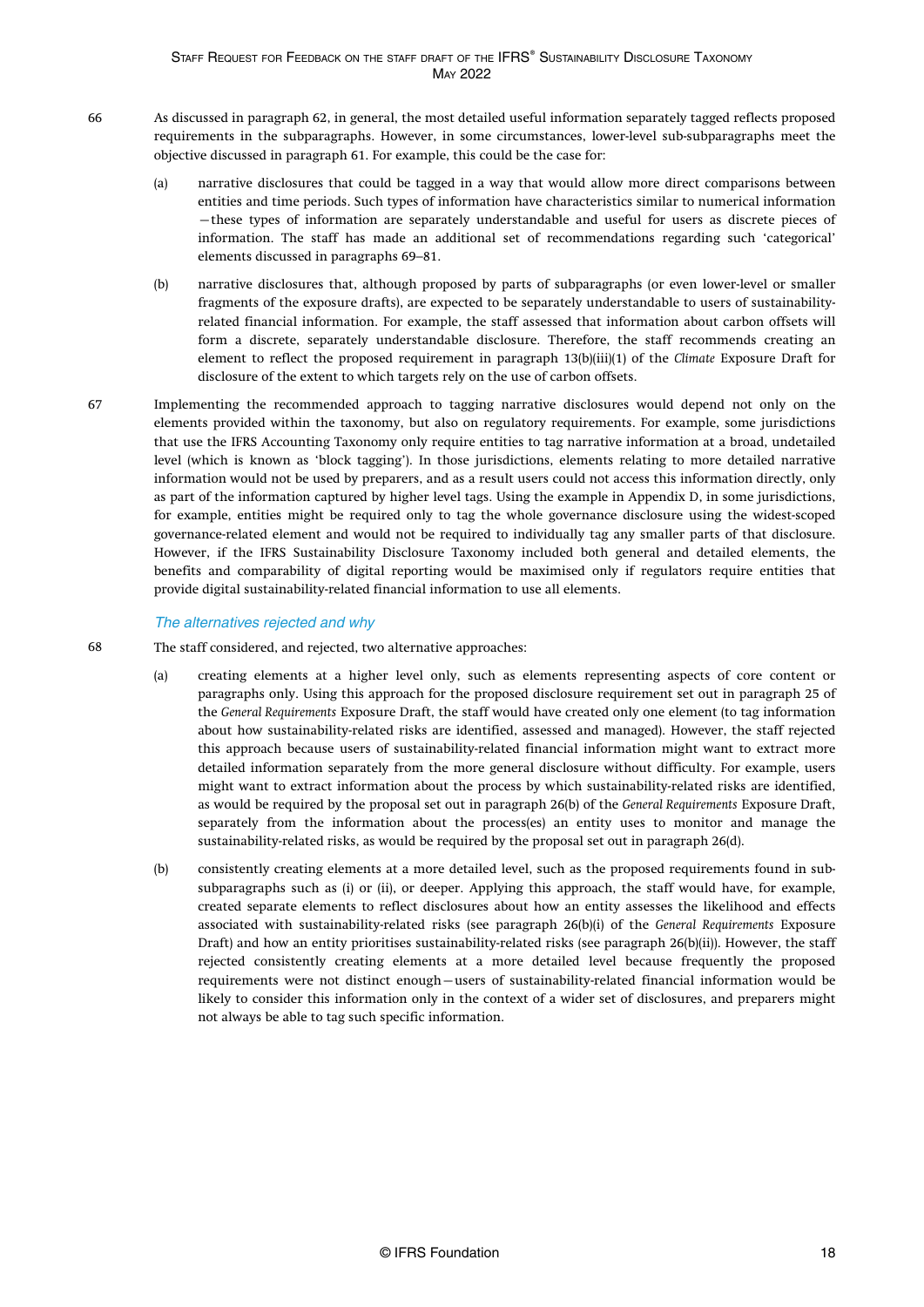66 As discussed in paragraph 62, in general, the most detailed useful information separately tagged reflects proposed requirements in the subparagraphs. However, in some circumstances, lower-level sub-subparagraphs meet the objective discussed in paragraph 61. For example, this could be the case for:

(a) narrative disclosures that could be tagged in a way that would allow more direct comparisons between entities and time periods. Such types of information have characteristics similar to numerical information—these types of information are separately understandable and useful for users as discrete pieces of information. The staff has made an additional set of recommendations regarding such 'categorical' elements discussed in paragraphs 69–81.

(b) narrative disclosures that, although proposed by parts of subparagraphs (or even lower-level or smaller fragments of the exposure drafts), are expected to be separately understandable to users of sustainability-related financial information. For example, the staff assessed that information about carbon offsets will form a discrete, separately understandable disclosure. Therefore, the staff recommends creating an element to reflect the proposed requirement in paragraph 13(b)(iii)(1) of the *Climate* Exposure Draft for disclosure of the extent to which targets rely on the use of carbon offsets.

67 Implementing the recommended approach to tagging narrative disclosures would depend not only on the elements provided within the taxonomy, but also on regulatory requirements. For example, some jurisdictions that use the IFRS Accounting Taxonomy only require entities to tag narrative information at a broad, undetailed level (which is known as 'block tagging'). In those jurisdictions, elements relating to more detailed narrative information would not be used by preparers, and as a result users could not access this information directly, only as part of the information captured by higher level tags. Using the example in Appendix D, in some jurisdictions, for example, entities might be required only to tag the whole governance disclosure using the widest-scoped governance-related element and would not be required to individually tag any smaller parts of that disclosure. However, if the IFRS Sustainability Disclosure Taxonomy included both general and detailed elements, the benefits and comparability of digital reporting would be maximised only if regulators require entities that provide digital sustainability-related financial information to use all elements.

### *The alternatives rejected and why*

68 The staff considered, and rejected, two alternative approaches:

(a) creating elements at a higher level only, such as elements representing aspects of core content or paragraphs only. Using this approach for the proposed disclosure requirement set out in paragraph 25 of the *General Requirements* Exposure Draft, the staff would have created only one element (to tag information about how sustainability-related risks are identified, assessed and managed). However, the staff rejected this approach because users of sustainability-related financial information might want to extract more detailed information separately from the more general disclosure without difficulty. For example, users might want to extract information about the process by which sustainability-related risks are identified, as would be required by the proposal set out in paragraph 26(b) of the *General Requirements* Exposure Draft, separately from the information about the process(es) an entity uses to monitor and manage the sustainability-related risks, as would be required by the proposal set out in paragraph 26(d).

(b) consistently creating elements at a more detailed level, such as the proposed requirements found in sub-subparagraphs such as (i) or (ii), or deeper. Applying this approach, the staff would have, for example, created separate elements to reflect disclosures about how an entity assesses the likelihood and effects associated with sustainability-related risks (see paragraph 26(b)(i) of the *General Requirements* Exposure Draft) and how an entity prioritises sustainability-related risks (see paragraph 26(b)(ii)). However, the staff rejected consistently creating elements at a more detailed level because frequently the proposed requirements were not distinct enough—users of sustainability-related financial information would be likely to consider this information only in the context of a wider set of disclosures, and preparers might not always be able to tag such specific information.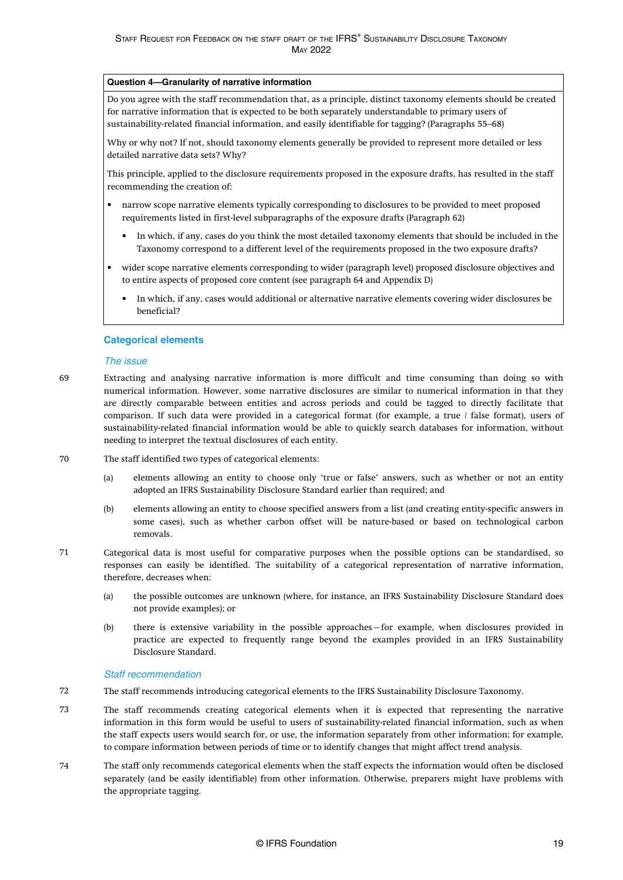**Question 4—Granularity of narrative information**

Do you agree with the staff recommendation that, as a principle, distinct taxonomy elements should be created for narrative information that is expected to be both separately understandable to primary users of sustainability-related financial information, and easily identifiable for tagging? (Paragraphs 55–68)

Why or why not? If not, should taxonomy elements generally be provided to represent more detailed or less detailed narrative data sets? Why?

This principle, applied to the disclosure requirements proposed in the exposure drafts, has resulted in the staff recommending the creation of:

- narrow scope narrative elements typically corresponding to disclosures to be provided to meet proposed requirements listed in first-level subparagraphs of the exposure drafts (Paragraph 62)
  - In which, if any, cases do you think the most detailed taxonomy elements that should be included in the Taxonomy correspond to a different level of the requirements proposed in the two exposure drafts?
- wider scope narrative elements corresponding to wider (paragraph level) proposed disclosure objectives and to entire aspects of proposed core content (see paragraph 64 and Appendix D)
  - In which, if any, cases would additional or alternative narrative elements covering wider disclosures be beneficial?

## Categorical elements

### *The issue*

69 Extracting and analysing narrative information is more difficult and time consuming than doing so with numerical information. However, some narrative disclosures are similar to numerical information in that they are directly comparable between entities and across periods and could be tagged to directly facilitate that comparison. If such data were provided in a categorical format (for example, a true / false format), users of sustainability-related financial information would be able to quickly search databases for information, without needing to interpret the textual disclosures of each entity.

70 The staff identified two types of categorical elements:

(a) elements allowing an entity to choose only 'true or false' answers, such as whether or not an entity adopted an IFRS Sustainability Disclosure Standard earlier than required; and

(b) elements allowing an entity to choose specified answers from a list (and creating entity-specific answers in some cases), such as whether carbon offset will be nature-based or based on technological carbon removals.

71 Categorical data is most useful for comparative purposes when the possible options can be standardised, so responses can easily be identified. The suitability of a categorical representation of narrative information, therefore, decreases when:

(a) the possible outcomes are unknown (where, for instance, an IFRS Sustainability Disclosure Standard does not provide examples); or

(b) there is extensive variability in the possible approaches—for example, when disclosures provided in practice are expected to frequently range beyond the examples provided in an IFRS Sustainability Disclosure Standard.

### *Staff recommendation*

72 The staff recommends introducing categorical elements to the IFRS Sustainability Disclosure Taxonomy.

73 The staff recommends creating categorical elements when it is expected that representing the narrative information in this form would be useful to users of sustainability-related financial information, such as when the staff expects users would search for, or use, the information separately from other information; for example, to compare information between periods of time or to identify changes that might affect trend analysis.

74 The staff only recommends categorical elements when the staff expects the information would often be disclosed separately (and be easily identifiable) from other information. Otherwise, preparers might have problems with the appropriate tagging.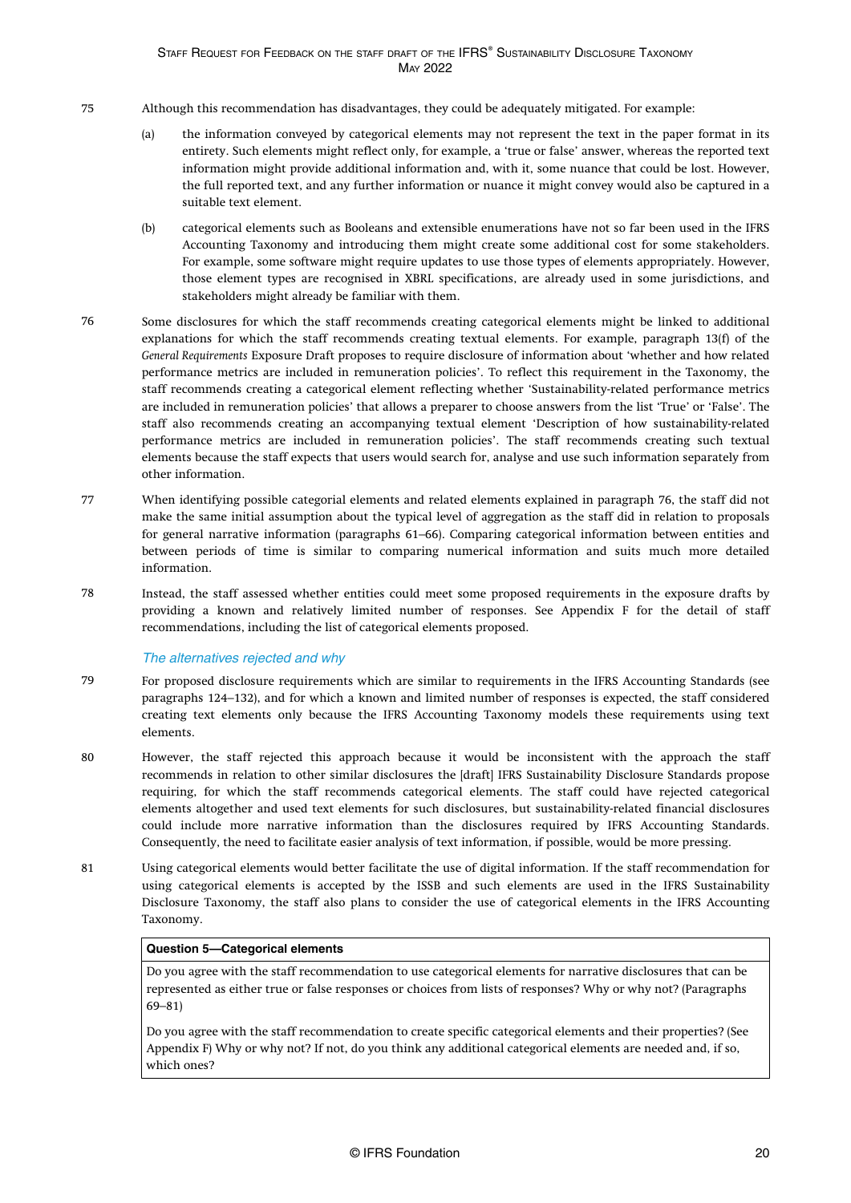75 Although this recommendation has disadvantages, they could be adequately mitigated. For example:

(a) the information conveyed by categorical elements may not represent the text in the paper format in its entirety. Such elements might reflect only, for example, a 'true or false' answer, whereas the reported text information might provide additional information and, with it, some nuance that could be lost. However, the full reported text, and any further information or nuance it might convey would also be captured in a suitable text element.

(b) categorical elements such as Booleans and extensible enumerations have not so far been used in the IFRS Accounting Taxonomy and introducing them might create some additional cost for some stakeholders. For example, some software might require updates to use those types of elements appropriately. However, those element types are recognised in XBRL specifications, are already used in some jurisdictions, and stakeholders might already be familiar with them.

76 Some disclosures for which the staff recommends creating categorical elements might be linked to additional explanations for which the staff recommends creating textual elements. For example, paragraph 13(f) of the *General Requirements* Exposure Draft proposes to require disclosure of information about 'whether and how related performance metrics are included in remuneration policies'. To reflect this requirement in the Taxonomy, the staff recommends creating a categorical element reflecting whether 'Sustainability-related performance metrics are included in remuneration policies' that allows a preparer to choose answers from the list 'True' or 'False'. The staff also recommends creating an accompanying textual element 'Description of how sustainability-related performance metrics are included in remuneration policies'. The staff recommends creating such textual elements because the staff expects that users would search for, analyse and use such information separately from other information.

77 When identifying possible categorial elements and related elements explained in paragraph 76, the staff did not make the same initial assumption about the typical level of aggregation as the staff did in relation to proposals for general narrative information (paragraphs 61–66). Comparing categorical information between entities and between periods of time is similar to comparing numerical information and suits much more detailed information.

78 Instead, the staff assessed whether entities could meet some proposed requirements in the exposure drafts by providing a known and relatively limited number of responses. See Appendix F for the detail of staff recommendations, including the list of categorical elements proposed.

### *The alternatives rejected and why*

79 For proposed disclosure requirements which are similar to requirements in the IFRS Accounting Standards (see paragraphs 124–132), and for which a known and limited number of responses is expected, the staff considered creating text elements only because the IFRS Accounting Taxonomy models these requirements using text elements.

80 However, the staff rejected this approach because it would be inconsistent with the approach the staff recommends in relation to other similar disclosures the [draft] IFRS Sustainability Disclosure Standards propose requiring, for which the staff recommends categorical elements. The staff could have rejected categorical elements altogether and used text elements for such disclosures, but sustainability-related financial disclosures could include more narrative information than the disclosures required by IFRS Accounting Standards. Consequently, the need to facilitate easier analysis of text information, if possible, would be more pressing.

81 Using categorical elements would better facilitate the use of digital information. If the staff recommendation for using categorical elements is accepted by the ISSB and such elements are used in the IFRS Sustainability Disclosure Taxonomy, the staff also plans to consider the use of categorical elements in the IFRS Accounting Taxonomy.

| **Question 5—Categorical elements** |
|---|
| Do you agree with the staff recommendation to use categorical elements for narrative disclosures that can be represented as either true or false responses or choices from lists of responses? Why or why not? (Paragraphs 69–81) |
| Do you agree with the staff recommendation to create specific categorical elements and their properties? (See Appendix F) Why or why not? If not, do you think any additional categorical elements are needed and, if so, which ones? |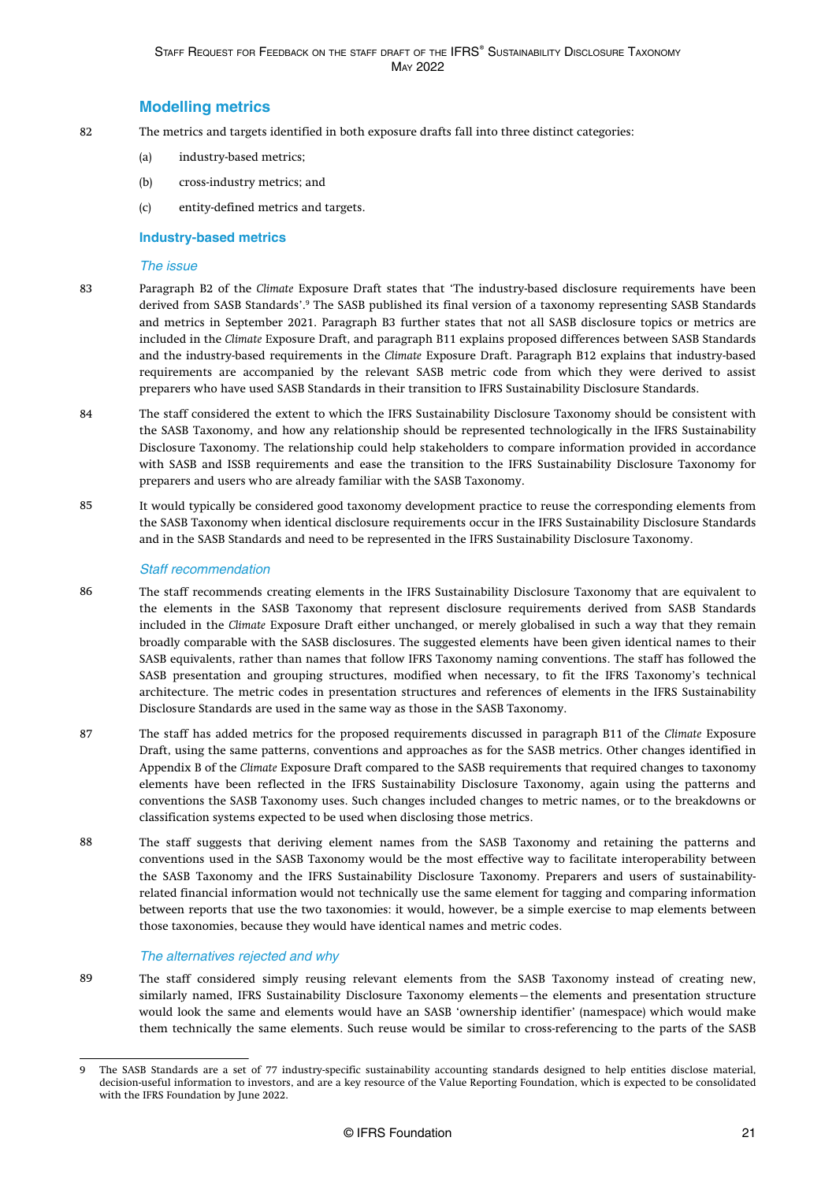## Modelling metrics

82 The metrics and targets identified in both exposure drafts fall into three distinct categories:

(a) industry-based metrics;

(b) cross-industry metrics; and

(c) entity-defined metrics and targets.

### Industry-based metrics

#### *The issue*

83 Paragraph B2 of the *Climate* Exposure Draft states that 'The industry-based disclosure requirements have been derived from SASB Standards'.[9] The SASB published its final version of a taxonomy representing SASB Standards and metrics in September 2021. Paragraph B3 further states that not all SASB disclosure topics or metrics are included in the *Climate* Exposure Draft, and paragraph B11 explains proposed differences between SASB Standards and the industry-based requirements in the *Climate* Exposure Draft. Paragraph B12 explains that industry-based requirements are accompanied by the relevant SASB metric code from which they were derived to assist preparers who have used SASB Standards in their transition to IFRS Sustainability Disclosure Standards.

84 The staff considered the extent to which the IFRS Sustainability Disclosure Taxonomy should be consistent with the SASB Taxonomy, and how any relationship should be represented technologically in the IFRS Sustainability Disclosure Taxonomy. The relationship could help stakeholders to compare information provided in accordance with SASB and ISSB requirements and ease the transition to the IFRS Sustainability Disclosure Taxonomy for preparers and users who are already familiar with the SASB Taxonomy.

85 It would typically be considered good taxonomy development practice to reuse the corresponding elements from the SASB Taxonomy when identical disclosure requirements occur in the IFRS Sustainability Disclosure Standards and in the SASB Standards and need to be represented in the IFRS Sustainability Disclosure Taxonomy.

#### *Staff recommendation*

86 The staff recommends creating elements in the IFRS Sustainability Disclosure Taxonomy that are equivalent to the elements in the SASB Taxonomy that represent disclosure requirements derived from SASB Standards included in the *Climate* Exposure Draft either unchanged, or merely globalised in such a way that they remain broadly comparable with the SASB disclosures. The suggested elements have been given identical names to their SASB equivalents, rather than names that follow IFRS Taxonomy naming conventions. The staff has followed the SASB presentation and grouping structures, modified when necessary, to fit the IFRS Taxonomy's technical architecture. The metric codes in presentation structures and references of elements in the IFRS Sustainability Disclosure Standards are used in the same way as those in the SASB Taxonomy.

87 The staff has added metrics for the proposed requirements discussed in paragraph B11 of the *Climate* Exposure Draft, using the same patterns, conventions and approaches as for the SASB metrics. Other changes identified in Appendix B of the *Climate* Exposure Draft compared to the SASB requirements that required changes to taxonomy elements have been reflected in the IFRS Sustainability Disclosure Taxonomy, again using the patterns and conventions the SASB Taxonomy uses. Such changes included changes to metric names, or to the breakdowns or classification systems expected to be used when disclosing those metrics.

88 The staff suggests that deriving element names from the SASB Taxonomy and retaining the patterns and conventions used in the SASB Taxonomy would be the most effective way to facilitate interoperability between the SASB Taxonomy and the IFRS Sustainability Disclosure Taxonomy. Preparers and users of sustainability-related financial information would not technically use the same element for tagging and comparing information between reports that use the two taxonomies: it would, however, be a simple exercise to map elements between those taxonomies, because they would have identical names and metric codes.

#### *The alternatives rejected and why*

89 The staff considered simply reusing relevant elements from the SASB Taxonomy instead of creating new, similarly named, IFRS Sustainability Disclosure Taxonomy elements—the elements and presentation structure would look the same and elements would have an SASB 'ownership identifier' (namespace) which would make them technically the same elements. Such reuse would be similar to cross-referencing to the parts of the SASB

[9] The SASB Standards are a set of 77 industry-specific sustainability accounting standards designed to help entities disclose material, decision-useful information to investors, and are a key resource of the Value Reporting Foundation, which is expected to be consolidated with the IFRS Foundation by June 2022.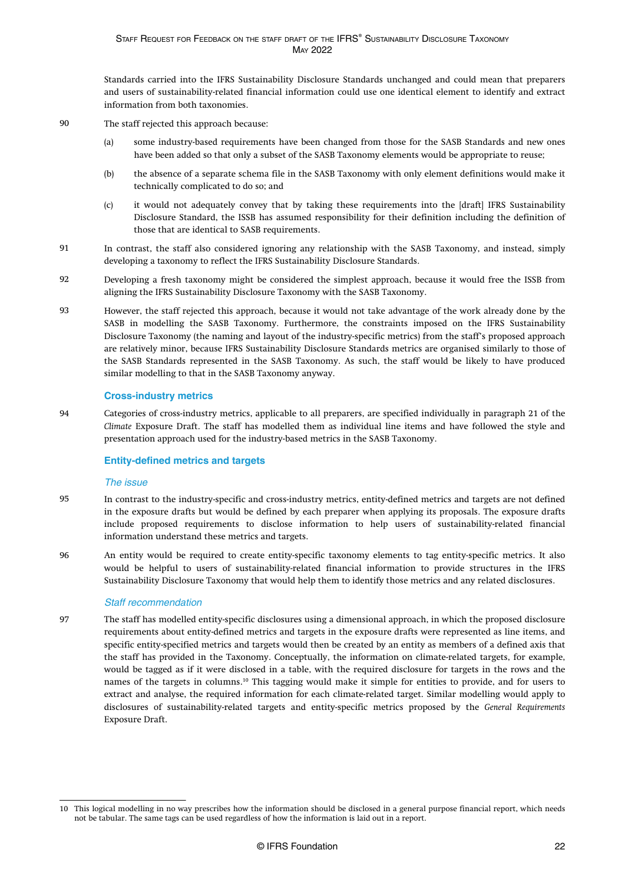Standards carried into the IFRS Sustainability Disclosure Standards unchanged and could mean that preparers and users of sustainability-related financial information could use one identical element to identify and extract information from both taxonomies.

90 The staff rejected this approach because:

(a) some industry-based requirements have been changed from those for the SASB Standards and new ones have been added so that only a subset of the SASB Taxonomy elements would be appropriate to reuse;

(b) the absence of a separate schema file in the SASB Taxonomy with only element definitions would make it technically complicated to do so; and

(c) it would not adequately convey that by taking these requirements into the [draft] IFRS Sustainability Disclosure Standard, the ISSB has assumed responsibility for their definition including the definition of those that are identical to SASB requirements.

91 In contrast, the staff also considered ignoring any relationship with the SASB Taxonomy, and instead, simply developing a taxonomy to reflect the IFRS Sustainability Disclosure Standards.

92 Developing a fresh taxonomy might be considered the simplest approach, because it would free the ISSB from aligning the IFRS Sustainability Disclosure Taxonomy with the SASB Taxonomy.

93 However, the staff rejected this approach, because it would not take advantage of the work already done by the SASB in modelling the SASB Taxonomy. Furthermore, the constraints imposed on the IFRS Sustainability Disclosure Taxonomy (the naming and layout of the industry-specific metrics) from the staff's proposed approach are relatively minor, because IFRS Sustainability Disclosure Standards metrics are organised similarly to those of the SASB Standards represented in the SASB Taxonomy. As such, the staff would be likely to have produced similar modelling to that in the SASB Taxonomy anyway.

### Cross-industry metrics

94 Categories of cross-industry metrics, applicable to all preparers, are specified individually in paragraph 21 of the *Climate* Exposure Draft. The staff has modelled them as individual line items and have followed the style and presentation approach used for the industry-based metrics in the SASB Taxonomy.

### Entity-defined metrics and targets

#### *The issue*

95 In contrast to the industry-specific and cross-industry metrics, entity-defined metrics and targets are not defined in the exposure drafts but would be defined by each preparer when applying its proposals. The exposure drafts include proposed requirements to disclose information to help users of sustainability-related financial information understand these metrics and targets.

96 An entity would be required to create entity-specific taxonomy elements to tag entity-specific metrics. It also would be helpful to users of sustainability-related financial information to provide structures in the IFRS Sustainability Disclosure Taxonomy that would help them to identify those metrics and any related disclosures.

#### *Staff recommendation*

97 The staff has modelled entity-specific disclosures using a dimensional approach, in which the proposed disclosure requirements about entity-defined metrics and targets in the exposure drafts were represented as line items, and specific entity-specified metrics and targets would then be created by an entity as members of a defined axis that the staff has provided in the Taxonomy. Conceptually, the information on climate-related targets, for example, would be tagged as if it were disclosed in a table, with the required disclosure for targets in the rows and the names of the targets in columns.[10] This tagging would make it simple for entities to provide, and for users to extract and analyse, the required information for each climate-related target. Similar modelling would apply to disclosures of sustainability-related targets and entity-specific metrics proposed by the *General Requirements* Exposure Draft.

---

10 This logical modelling in no way prescribes how the information should be disclosed in a general purpose financial report, which needs not be tabular. The same tags can be used regardless of how the information is laid out in a report.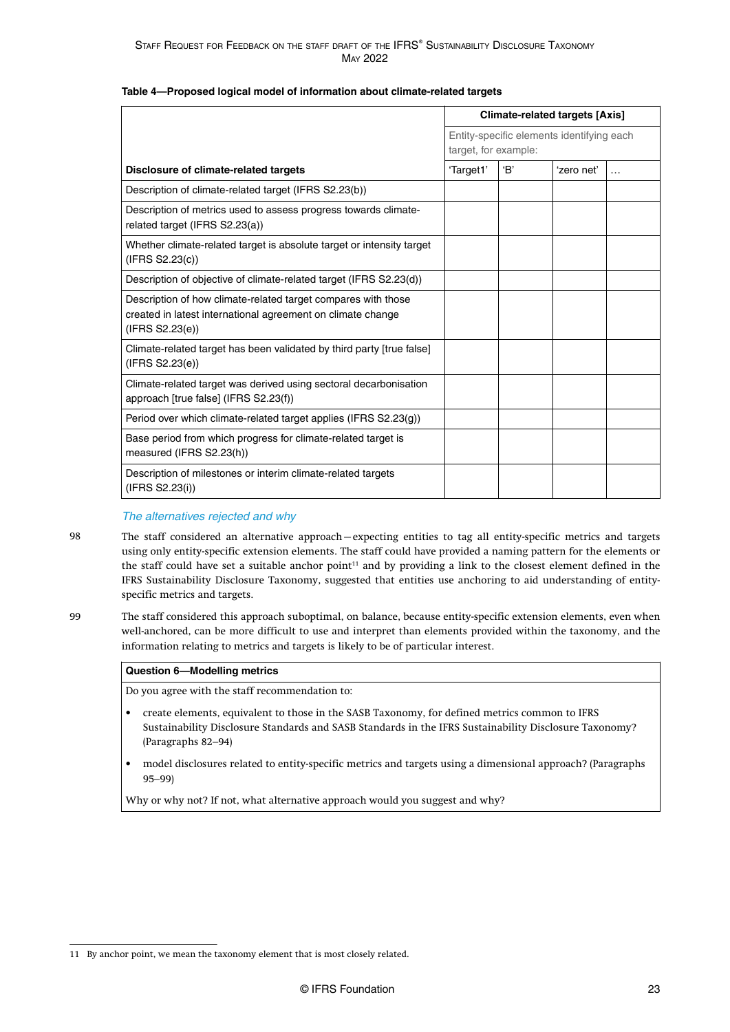**Table 4—Proposed logical model of information about climate-related targets**

| | Climate-related targets [Axis] | | | |
|---|---|---|---|---|
| | Entity-specific elements identifying each target, for example: | | | |
| **Disclosure of climate-related targets** | 'Target1' | 'B' | 'zero net' | … |
| Description of climate-related target (IFRS S2.23(b)) | | | | |
| Description of metrics used to assess progress towards climate-related target (IFRS S2.23(a)) | | | | |
| Whether climate-related target is absolute target or intensity target (IFRS S2.23(c)) | | | | |
| Description of objective of climate-related target (IFRS S2.23(d)) | | | | |
| Description of how climate-related target compares with those created in latest international agreement on climate change (IFRS S2.23(e)) | | | | |
| Climate-related target has been validated by third party [true false] (IFRS S2.23(e)) | | | | |
| Climate-related target was derived using sectoral decarbonisation approach [true false] (IFRS S2.23(f)) | | | | |
| Period over which climate-related target applies (IFRS S2.23(g)) | | | | |
| Base period from which progress for climate-related target is measured (IFRS S2.23(h)) | | | | |
| Description of milestones or interim climate-related targets (IFRS S2.23(i)) | | | | |

### *The alternatives rejected and why*

98 The staff considered an alternative approach—expecting entities to tag all entity-specific metrics and targets using only entity-specific extension elements. The staff could have provided a naming pattern for the elements or the staff could have set a suitable anchor point[11] and by providing a link to the closest element defined in the IFRS Sustainability Disclosure Taxonomy, suggested that entities use anchoring to aid understanding of entity-specific metrics and targets.

99 The staff considered this approach suboptimal, on balance, because entity-specific extension elements, even when well-anchored, can be more difficult to use and interpret than elements provided within the taxonomy, and the information relating to metrics and targets is likely to be of particular interest.

> **Question 6—Modelling metrics**
>
> Do you agree with the staff recommendation to:
>
> - create elements, equivalent to those in the SASB Taxonomy, for defined metrics common to IFRS Sustainability Disclosure Standards and SASB Standards in the IFRS Sustainability Disclosure Taxonomy? (Paragraphs 82–94)
> - model disclosures related to entity-specific metrics and targets using a dimensional approach? (Paragraphs 95–99)
>
> Why or why not? If not, what alternative approach would you suggest and why?

11 By anchor point, we mean the taxonomy element that is most closely related.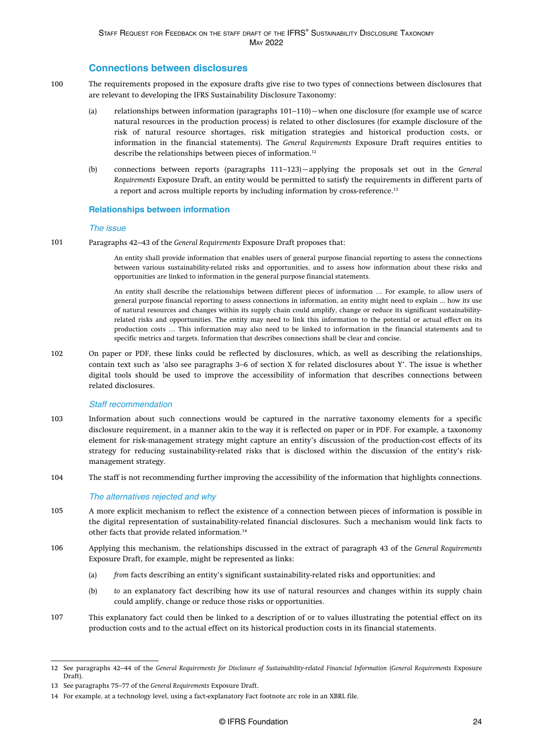## Connections between disclosures

100 The requirements proposed in the exposure drafts give rise to two types of connections between disclosures that are relevant to developing the IFRS Sustainability Disclosure Taxonomy:

(a) relationships between information (paragraphs 101–110)—when one disclosure (for example use of scarce natural resources in the production process) is related to other disclosures (for example disclosure of the risk of natural resource shortages, risk mitigation strategies and historical production costs, or information in the financial statements). The *General Requirements* Exposure Draft requires entities to describe the relationships between pieces of information.[12]

(b) connections between reports (paragraphs 111–123)—applying the proposals set out in the *General Requirements* Exposure Draft, an entity would be permitted to satisfy the requirements in different parts of a report and across multiple reports by including information by cross-reference.[13]

### Relationships between information

#### *The issue*

101 Paragraphs 42–43 of the *General Requirements* Exposure Draft proposes that:

> An entity shall provide information that enables users of general purpose financial reporting to assess the connections between various sustainability-related risks and opportunities, and to assess how information about these risks and opportunities are linked to information in the general purpose financial statements.
>
> An entity shall describe the relationships between different pieces of information … For example, to allow users of general purpose financial reporting to assess connections in information, an entity might need to explain … how its use of natural resources and changes within its supply chain could amplify, change or reduce its significant sustainability-related risks and opportunities. The entity may need to link this information to the potential or actual effect on its production costs … This information may also need to be linked to information in the financial statements and to specific metrics and targets. Information that describes connections shall be clear and concise.

102 On paper or PDF, these links could be reflected by disclosures, which, as well as describing the relationships, contain text such as 'also see paragraphs 3–6 of section X for related disclosures about Y'. The issue is whether digital tools should be used to improve the accessibility of information that describes connections between related disclosures.

#### *Staff recommendation*

103 Information about such connections would be captured in the narrative taxonomy elements for a specific disclosure requirement, in a manner akin to the way it is reflected on paper or in PDF. For example, a taxonomy element for risk-management strategy might capture an entity's discussion of the production-cost effects of its strategy for reducing sustainability-related risks that is disclosed within the discussion of the entity's risk-management strategy.

104 The staff is not recommending further improving the accessibility of the information that highlights connections.

#### *The alternatives rejected and why*

105 A more explicit mechanism to reflect the existence of a connection between pieces of information is possible in the digital representation of sustainability-related financial disclosures. Such a mechanism would link facts to other facts that provide related information.[14]

106 Applying this mechanism, the relationships discussed in the extract of paragraph 43 of the *General Requirements* Exposure Draft, for example, might be represented as links:

(a) *from* facts describing an entity's significant sustainability-related risks and opportunities; and

(b) *to* an explanatory fact describing how its use of natural resources and changes within its supply chain could amplify, change or reduce those risks or opportunities.

107 This explanatory fact could then be linked to a description of or to values illustrating the potential effect on its production costs and to the actual effect on its historical production costs in its financial statements.

---

12 See paragraphs 42–44 of the *General Requirements for Disclosure of Sustainability-related Financial Information* (*General Requirements* Exposure Draft).

13 See paragraphs 75–77 of the *General Requirements* Exposure Draft.

14 For example, at a technology level, using a fact-explanatory Fact footnote arc role in an XBRL file.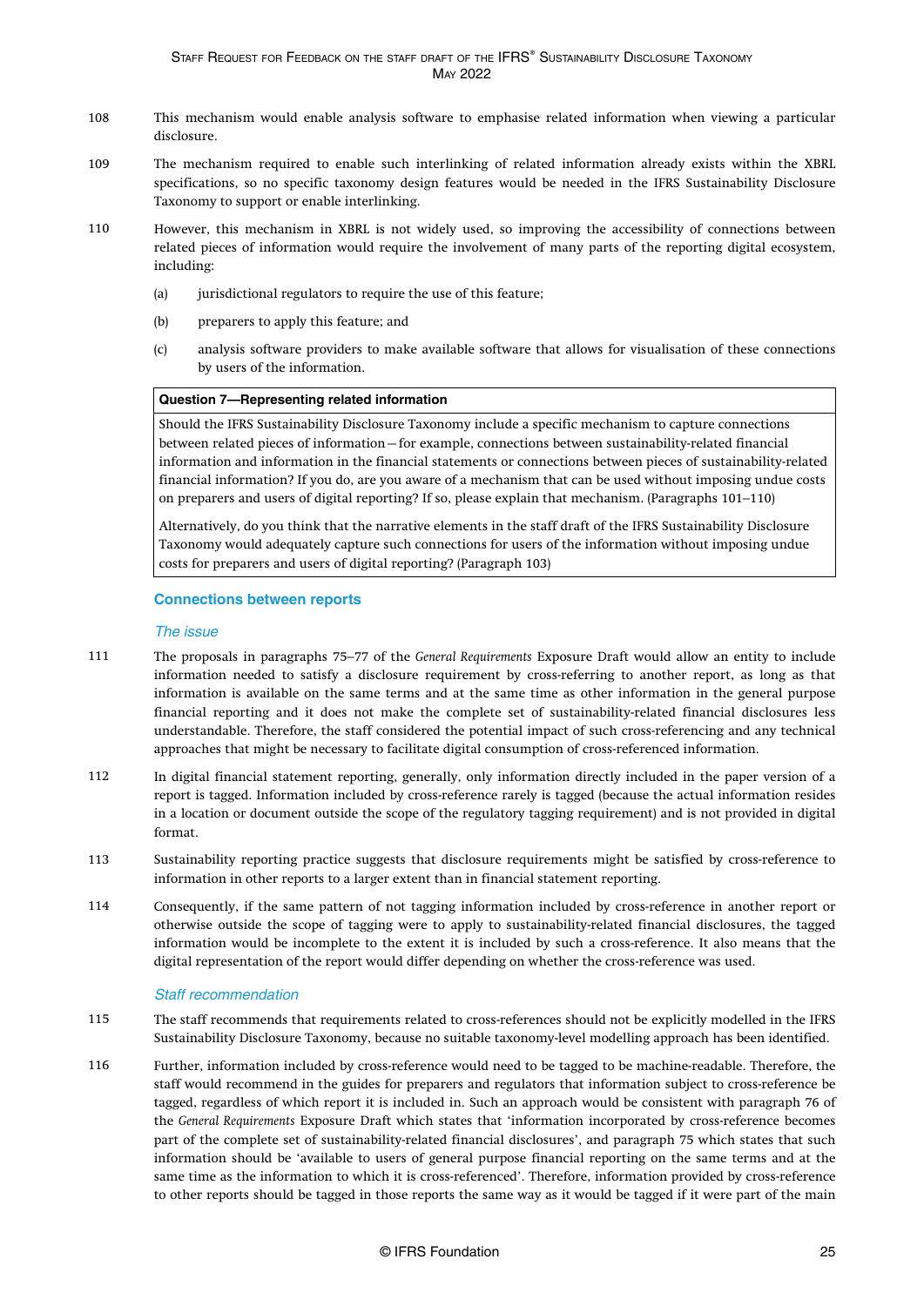108 This mechanism would enable analysis software to emphasise related information when viewing a particular disclosure.

109 The mechanism required to enable such interlinking of related information already exists within the XBRL specifications, so no specific taxonomy design features would be needed in the IFRS Sustainability Disclosure Taxonomy to support or enable interlinking.

110 However, this mechanism in XBRL is not widely used, so improving the accessibility of connections between related pieces of information would require the involvement of many parts of the reporting digital ecosystem, including:

(a) jurisdictional regulators to require the use of this feature;

(b) preparers to apply this feature; and

(c) analysis software providers to make available software that allows for visualisation of these connections by users of the information.

> **Question 7—Representing related information**
>
> Should the IFRS Sustainability Disclosure Taxonomy include a specific mechanism to capture connections between related pieces of information—for example, connections between sustainability-related financial information and information in the financial statements or connections between pieces of sustainability-related financial information? If you do, are you aware of a mechanism that can be used without imposing undue costs on preparers and users of digital reporting? If so, please explain that mechanism. (Paragraphs 101–110)
>
> Alternatively, do you think that the narrative elements in the staff draft of the IFRS Sustainability Disclosure Taxonomy would adequately capture such connections for users of the information without imposing undue costs for preparers and users of digital reporting? (Paragraph 103)

## Connections between reports

### *The issue*

111 The proposals in paragraphs 75–77 of the *General Requirements* Exposure Draft would allow an entity to include information needed to satisfy a disclosure requirement by cross-referring to another report, as long as that information is available on the same terms and at the same time as other information in the general purpose financial reporting and it does not make the complete set of sustainability-related financial disclosures less understandable. Therefore, the staff considered the potential impact of such cross-referencing and any technical approaches that might be necessary to facilitate digital consumption of cross-referenced information.

112 In digital financial statement reporting, generally, only information directly included in the paper version of a report is tagged. Information included by cross-reference rarely is tagged (because the actual information resides in a location or document outside the scope of the regulatory tagging requirement) and is not provided in digital format.

113 Sustainability reporting practice suggests that disclosure requirements might be satisfied by cross-reference to information in other reports to a larger extent than in financial statement reporting.

114 Consequently, if the same pattern of not tagging information included by cross-reference in another report or otherwise outside the scope of tagging were to apply to sustainability-related financial disclosures, the tagged information would be incomplete to the extent it is included by such a cross-reference. It also means that the digital representation of the report would differ depending on whether the cross-reference was used.

### *Staff recommendation*

115 The staff recommends that requirements related to cross-references should not be explicitly modelled in the IFRS Sustainability Disclosure Taxonomy, because no suitable taxonomy-level modelling approach has been identified.

116 Further, information included by cross-reference would need to be tagged to be machine-readable. Therefore, the staff would recommend in the guides for preparers and regulators that information subject to cross-reference be tagged, regardless of which report it is included in. Such an approach would be consistent with paragraph 76 of the *General Requirements* Exposure Draft which states that 'information incorporated by cross-reference becomes part of the complete set of sustainability-related financial disclosures', and paragraph 75 which states that such information should be 'available to users of general purpose financial reporting on the same terms and at the same time as the information to which it is cross-referenced'. Therefore, information provided by cross-reference to other reports should be tagged in those reports the same way as it would be tagged if it were part of the main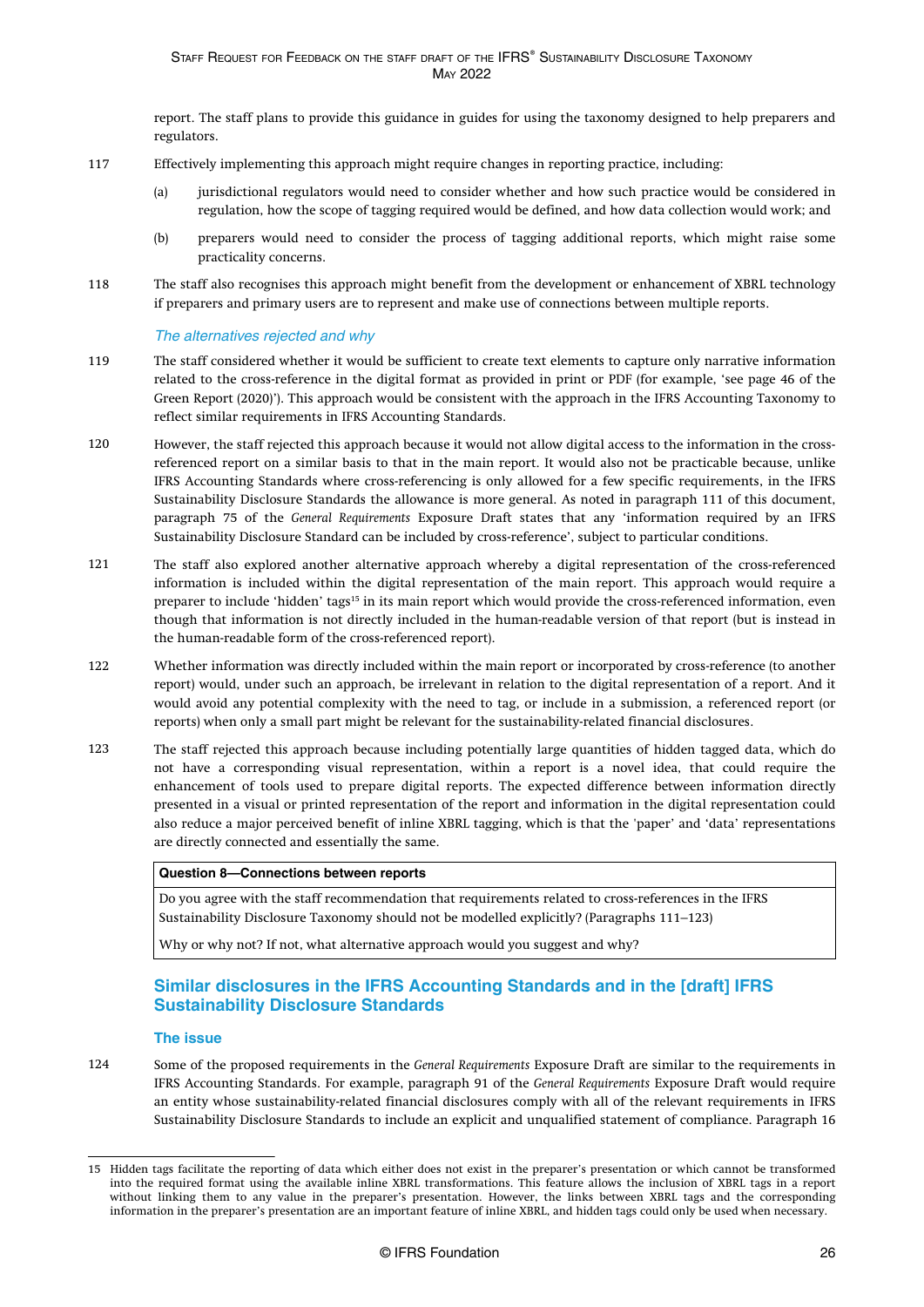report. The staff plans to provide this guidance in guides for using the taxonomy designed to help preparers and regulators.

117 Effectively implementing this approach might require changes in reporting practice, including:

(a) jurisdictional regulators would need to consider whether and how such practice would be considered in regulation, how the scope of tagging required would be defined, and how data collection would work; and

(b) preparers would need to consider the process of tagging additional reports, which might raise some practicality concerns.

118 The staff also recognises this approach might benefit from the development or enhancement of XBRL technology if preparers and primary users are to represent and make use of connections between multiple reports.

### *The alternatives rejected and why*

119 The staff considered whether it would be sufficient to create text elements to capture only narrative information related to the cross-reference in the digital format as provided in print or PDF (for example, 'see page 46 of the Green Report (2020)'). This approach would be consistent with the approach in the IFRS Accounting Taxonomy to reflect similar requirements in IFRS Accounting Standards.

120 However, the staff rejected this approach because it would not allow digital access to the information in the cross-referenced report on a similar basis to that in the main report. It would also not be practicable because, unlike IFRS Accounting Standards where cross-referencing is only allowed for a few specific requirements, in the IFRS Sustainability Disclosure Standards the allowance is more general. As noted in paragraph 111 of this document, paragraph 75 of the *General Requirements* Exposure Draft states that any 'information required by an IFRS Sustainability Disclosure Standard can be included by cross-reference', subject to particular conditions.

121 The staff also explored another alternative approach whereby a digital representation of the cross-referenced information is included within the digital representation of the main report. This approach would require a preparer to include 'hidden' tags[15] in its main report which would provide the cross-referenced information, even though that information is not directly included in the human-readable version of that report (but is instead in the human-readable form of the cross-referenced report).

122 Whether information was directly included within the main report or incorporated by cross-reference (to another report) would, under such an approach, be irrelevant in relation to the digital representation of a report. And it would avoid any potential complexity with the need to tag, or include in a submission, a referenced report (or reports) when only a small part might be relevant for the sustainability-related financial disclosures.

123 The staff rejected this approach because including potentially large quantities of hidden tagged data, which do not have a corresponding visual representation, within a report is a novel idea, that could require the enhancement of tools used to prepare digital reports. The expected difference between information directly presented in a visual or printed representation of the report and information in the digital representation could also reduce a major perceived benefit of inline XBRL tagging, which is that the 'paper' and 'data' representations are directly connected and essentially the same.

| **Question 8—Connections between reports** |
|---|
| Do you agree with the staff recommendation that requirements related to cross-references in the IFRS Sustainability Disclosure Taxonomy should not be modelled explicitly? (Paragraphs 111–123)<br><br>Why or why not? If not, what alternative approach would you suggest and why? |

## Similar disclosures in the IFRS Accounting Standards and in the [draft] IFRS Sustainability Disclosure Standards

### The issue

124 Some of the proposed requirements in the *General Requirements* Exposure Draft are similar to the requirements in IFRS Accounting Standards. For example, paragraph 91 of the *General Requirements* Exposure Draft would require an entity whose sustainability-related financial disclosures comply with all of the relevant requirements in IFRS Sustainability Disclosure Standards to include an explicit and unqualified statement of compliance. Paragraph 16

---

15 Hidden tags facilitate the reporting of data which either does not exist in the preparer's presentation or which cannot be transformed into the required format using the available inline XBRL transformations. This feature allows the inclusion of XBRL tags in a report without linking them to any value in the preparer's presentation. However, the links between XBRL tags and the corresponding information in the preparer's presentation are an important feature of inline XBRL, and hidden tags could only be used when necessary.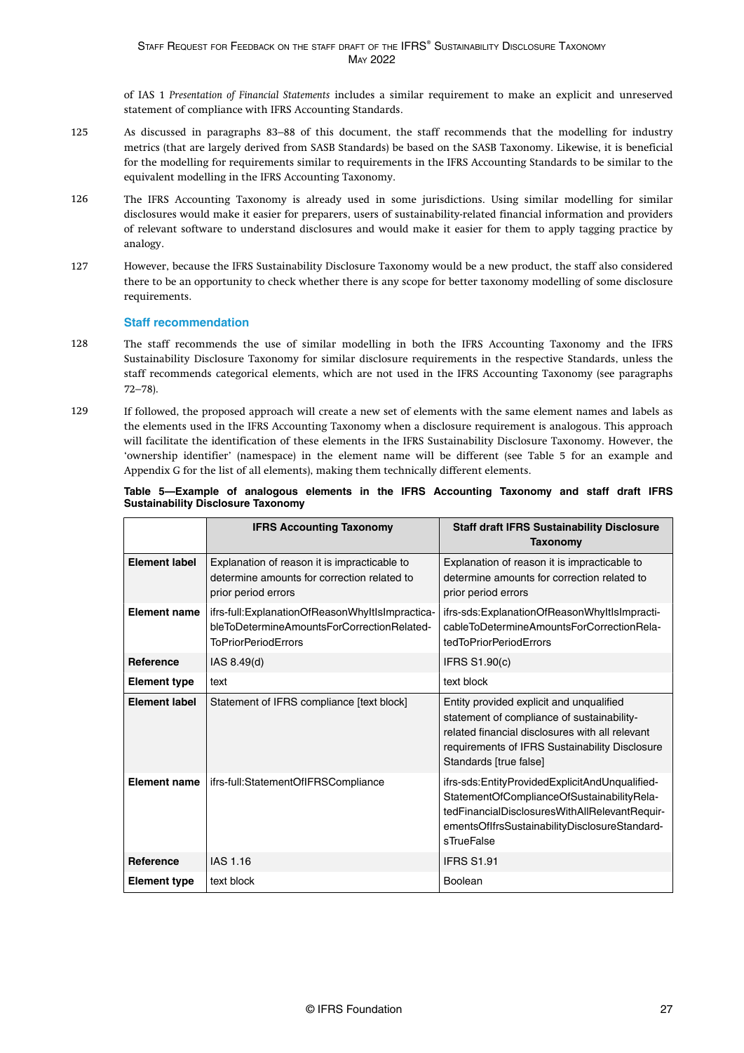of IAS 1 *Presentation of Financial Statements* includes a similar requirement to make an explicit and unreserved statement of compliance with IFRS Accounting Standards.

125 As discussed in paragraphs 83–88 of this document, the staff recommends that the modelling for industry metrics (that are largely derived from SASB Standards) be based on the SASB Taxonomy. Likewise, it is beneficial for the modelling for requirements similar to requirements in the IFRS Accounting Standards to be similar to the equivalent modelling in the IFRS Accounting Taxonomy.

126 The IFRS Accounting Taxonomy is already used in some jurisdictions. Using similar modelling for similar disclosures would make it easier for preparers, users of sustainability-related financial information and providers of relevant software to understand disclosures and would make it easier for them to apply tagging practice by analogy.

127 However, because the IFRS Sustainability Disclosure Taxonomy would be a new product, the staff also considered there to be an opportunity to check whether there is any scope for better taxonomy modelling of some disclosure requirements.

### Staff recommendation

128 The staff recommends the use of similar modelling in both the IFRS Accounting Taxonomy and the IFRS Sustainability Disclosure Taxonomy for similar disclosure requirements in the respective Standards, unless the staff recommends categorical elements, which are not used in the IFRS Accounting Taxonomy (see paragraphs 72–78).

129 If followed, the proposed approach will create a new set of elements with the same element names and labels as the elements used in the IFRS Accounting Taxonomy when a disclosure requirement is analogous. This approach will facilitate the identification of these elements in the IFRS Sustainability Disclosure Taxonomy. However, the 'ownership identifier' (namespace) in the element name will be different (see Table 5 for an example and Appendix G for the list of all elements), making them technically different elements.

**Table 5—Example of analogous elements in the IFRS Accounting Taxonomy and staff draft IFRS Sustainability Disclosure Taxonomy**

| | IFRS Accounting Taxonomy | Staff draft IFRS Sustainability Disclosure Taxonomy |
|---|---|---|
| **Element label** | Explanation of reason it is impracticable to determine amounts for correction related to prior period errors | Explanation of reason it is impracticable to determine amounts for correction related to prior period errors |
| **Element name** | ifrs-full:ExplanationOfReasonWhyItIsImpracticableToDetermineAmountsForCorrectionRelatedToPriorPeriodErrors | ifrs-sds:ExplanationOfReasonWhyItIsImpracticableToDetermineAmountsForCorrectionRelatedToPriorPeriodErrors |
| **Reference** | IAS 8.49(d) | IFRS S1.90(c) |
| **Element type** | text | text block |
| **Element label** | Statement of IFRS compliance [text block] | Entity provided explicit and unqualified statement of compliance of sustainability-related financial disclosures with all relevant requirements of IFRS Sustainability Disclosure Standards [true false] |
| **Element name** | ifrs-full:StatementOfIFRSCompliance | ifrs-sds:EntityProvidedExplicitAndUnqualifiedStatementOfComplianceOfSustainabilityRelatedFinancialDisclosuresWithAllRelevantRequirementsOfIfrsSustainabilityDisclosureStandardsTrueFalse |
| **Reference** | IAS 1.16 | IFRS S1.91 |
| **Element type** | text block | Boolean |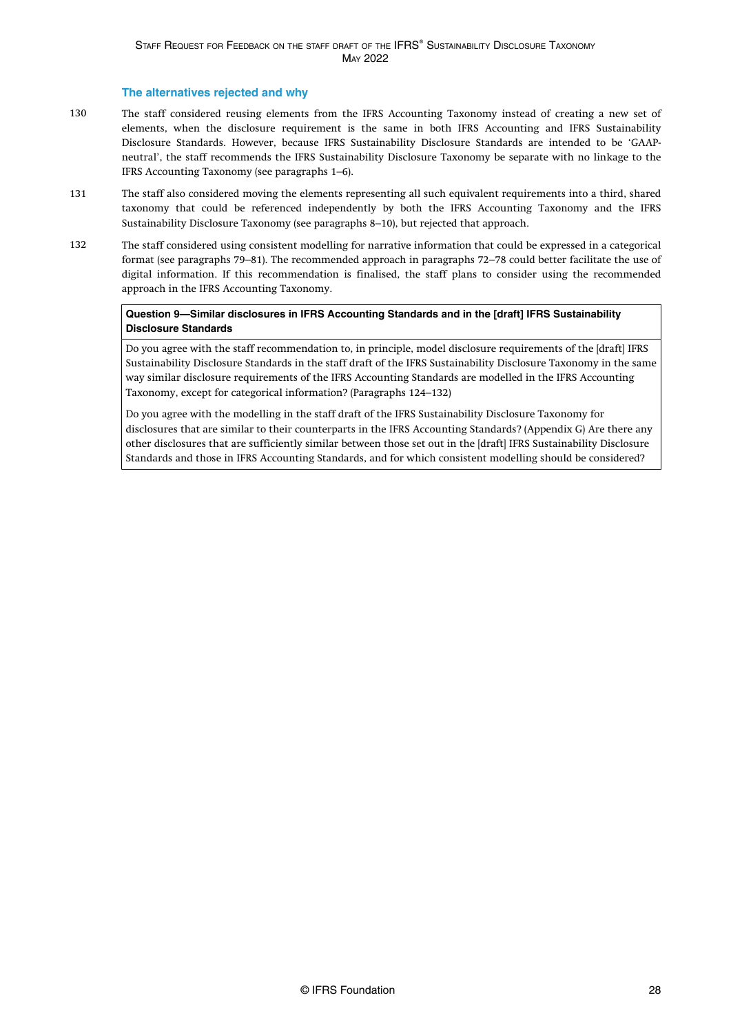### The alternatives rejected and why

130 The staff considered reusing elements from the IFRS Accounting Taxonomy instead of creating a new set of elements, when the disclosure requirement is the same in both IFRS Accounting and IFRS Sustainability Disclosure Standards. However, because IFRS Sustainability Disclosure Standards are intended to be 'GAAP-neutral', the staff recommends the IFRS Sustainability Disclosure Taxonomy be separate with no linkage to the IFRS Accounting Taxonomy (see paragraphs 1–6).

131 The staff also considered moving the elements representing all such equivalent requirements into a third, shared taxonomy that could be referenced independently by both the IFRS Accounting Taxonomy and the IFRS Sustainability Disclosure Taxonomy (see paragraphs 8–10), but rejected that approach.

132 The staff considered using consistent modelling for narrative information that could be expressed in a categorical format (see paragraphs 79–81). The recommended approach in paragraphs 72–78 could better facilitate the use of digital information. If this recommendation is finalised, the staff plans to consider using the recommended approach in the IFRS Accounting Taxonomy.

**Question 9—Similar disclosures in IFRS Accounting Standards and in the [draft] IFRS Sustainability Disclosure Standards**

Do you agree with the staff recommendation to, in principle, model disclosure requirements of the [draft] IFRS Sustainability Disclosure Standards in the staff draft of the IFRS Sustainability Disclosure Taxonomy in the same way similar disclosure requirements of the IFRS Accounting Standards are modelled in the IFRS Accounting Taxonomy, except for categorical information? (Paragraphs 124–132)

Do you agree with the modelling in the staff draft of the IFRS Sustainability Disclosure Taxonomy for disclosures that are similar to their counterparts in the IFRS Accounting Standards? (Appendix G) Are there any other disclosures that are sufficiently similar between those set out in the [draft] IFRS Sustainability Disclosure Standards and those in IFRS Accounting Standards, and for which consistent modelling should be considered?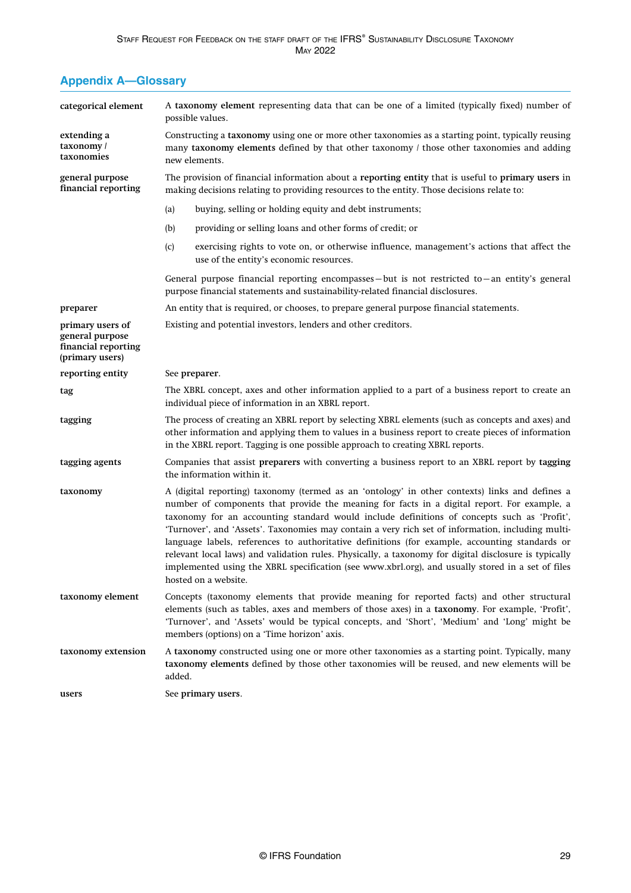## Appendix A—Glossary

| | |
|---|---|
| **categorical element** | A **taxonomy element** representing data that can be one of a limited (typically fixed) number of possible values. |
| **extending a taxonomy / taxonomies** | Constructing a **taxonomy** using one or more other taxonomies as a starting point, typically reusing many **taxonomy elements** defined by that other taxonomy / those other taxonomies and adding new elements. |
| **general purpose financial reporting** | The provision of financial information about a **reporting entity** that is useful to **primary users** in making decisions relating to providing resources to the entity. Those decisions relate to:<br>(a) buying, selling or holding equity and debt instruments;<br>(b) providing or selling loans and other forms of credit; or<br>(c) exercising rights to vote on, or otherwise influence, management's actions that affect the use of the entity's economic resources.<br>General purpose financial reporting encompasses—but is not restricted to—an entity's general purpose financial statements and sustainability-related financial disclosures. |
| **preparer** | An entity that is required, or chooses, to prepare general purpose financial statements. |
| **primary users of general purpose financial reporting (primary users)** | Existing and potential investors, lenders and other creditors. |
| **reporting entity** | See **preparer**. |
| **tag** | The XBRL concept, axes and other information applied to a part of a business report to create an individual piece of information in an XBRL report. |
| **tagging** | The process of creating an XBRL report by selecting XBRL elements (such as concepts and axes) and other information and applying them to values in a business report to create pieces of information in the XBRL report. Tagging is one possible approach to creating XBRL reports. |
| **tagging agents** | Companies that assist **preparers** with converting a business report to an XBRL report by **tagging** the information within it. |
| **taxonomy** | A (digital reporting) taxonomy (termed as an 'ontology' in other contexts) links and defines a number of components that provide the meaning for facts in a digital report. For example, a taxonomy for an accounting standard would include definitions of concepts such as 'Profit', 'Turnover', and 'Assets'. Taxonomies may contain a very rich set of information, including multi-language labels, references to authoritative definitions (for example, accounting standards or relevant local laws) and validation rules. Physically, a taxonomy for digital disclosure is typically implemented using the XBRL specification (see www.xbrl.org), and usually stored in a set of files hosted on a website. |
| **taxonomy element** | Concepts (taxonomy elements that provide meaning for reported facts) and other structural elements (such as tables, axes and members of those axes) in a **taxonomy**. For example, 'Profit', 'Turnover', and 'Assets' would be typical concepts, and 'Short', 'Medium' and 'Long' might be members (options) on a 'Time horizon' axis. |
| **taxonomy extension** | A **taxonomy** constructed using one or more other taxonomies as a starting point. Typically, many **taxonomy elements** defined by those other taxonomies will be reused, and new elements will be added. |
| **users** | See **primary users**. |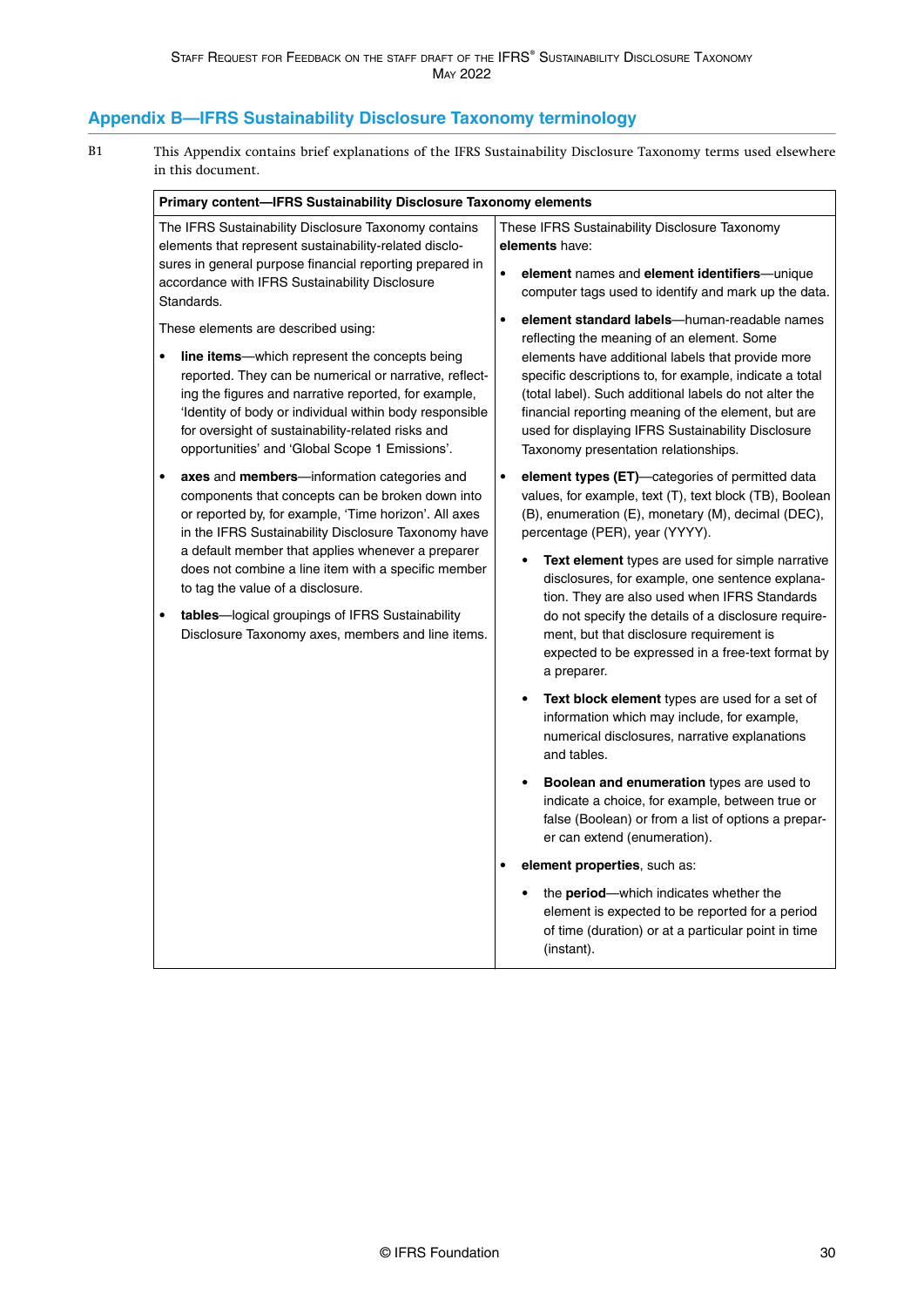## Appendix B—IFRS Sustainability Disclosure Taxonomy terminology

B1 This Appendix contains brief explanations of the IFRS Sustainability Disclosure Taxonomy terms used elsewhere in this document.

**Primary content—IFRS Sustainability Disclosure Taxonomy elements**

The IFRS Sustainability Disclosure Taxonomy contains elements that represent sustainability-related disclosures in general purpose financial reporting prepared in accordance with IFRS Sustainability Disclosure Standards.

These elements are described using:

- **line items**—which represent the concepts being reported. They can be numerical or narrative, reflecting the figures and narrative reported, for example, 'Identity of body or individual within body responsible for oversight of sustainability-related risks and opportunities' and 'Global Scope 1 Emissions'.
- **axes** and **members**—information categories and components that concepts can be broken down into or reported by, for example, 'Time horizon'. All axes in the IFRS Sustainability Disclosure Taxonomy have a default member that applies whenever a preparer does not combine a line item with a specific member to tag the value of a disclosure.
- **tables**—logical groupings of IFRS Sustainability Disclosure Taxonomy axes, members and line items.

These IFRS Sustainability Disclosure Taxonomy **elements** have:

- **element** names and **element identifiers**—unique computer tags used to identify and mark up the data.
- **element standard labels**—human-readable names reflecting the meaning of an element. Some elements have additional labels that provide more specific descriptions to, for example, indicate a total (total label). Such additional labels do not alter the financial reporting meaning of the element, but are used for displaying IFRS Sustainability Disclosure Taxonomy presentation relationships.
- **element types (ET)**—categories of permitted data values, for example, text (T), text block (TB), Boolean (B), enumeration (E), monetary (M), decimal (DEC), percentage (PER), year (YYYY).
  - **Text element** types are used for simple narrative disclosures, for example, one sentence explanation. They are also used when IFRS Standards do not specify the details of a disclosure requirement, but that disclosure requirement is expected to be expressed in a free-text format by a preparer.
  - **Text block element** types are used for a set of information which may include, for example, numerical disclosures, narrative explanations and tables.
  - **Boolean and enumeration** types are used to indicate a choice, for example, between true or false (Boolean) or from a list of options a preparer can extend (enumeration).
- **element properties**, such as:
  - the **period**—which indicates whether the element is expected to be reported for a period of time (duration) or at a particular point in time (instant).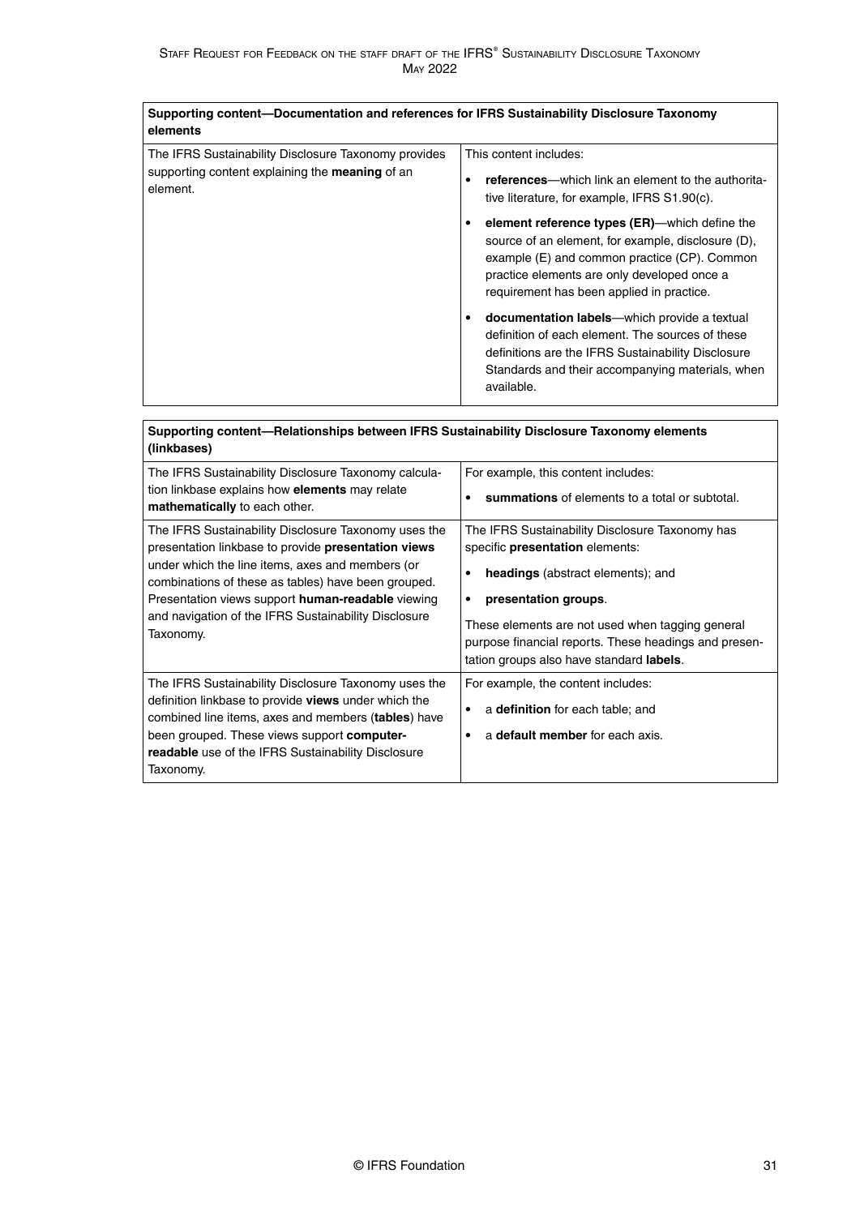| Supporting content—Documentation and references for IFRS Sustainability Disclosure Taxonomy elements | |
|---|---|
| The IFRS Sustainability Disclosure Taxonomy provides supporting content explaining the **meaning** of an element. | This content includes:<br>• **references**—which link an element to the authoritative literature, for example, IFRS S1.90(c).<br>• **element reference types (ER)**—which define the source of an element, for example, disclosure (D), example (E) and common practice (CP). Common practice elements are only developed once a requirement has been applied in practice.<br>• **documentation labels**—which provide a textual definition of each element. The sources of these definitions are the IFRS Sustainability Disclosure Standards and their accompanying materials, when available. |

| Supporting content—Relationships between IFRS Sustainability Disclosure Taxonomy elements (linkbases) | |
|---|---|
| The IFRS Sustainability Disclosure Taxonomy calculation linkbase explains how **elements** may relate **mathematically** to each other. | For example, this content includes:<br>• **summations** of elements to a total or subtotal. |
| The IFRS Sustainability Disclosure Taxonomy uses the presentation linkbase to provide **presentation views** under which the line items, axes and members (or combinations of these as tables) have been grouped. Presentation views support **human-readable** viewing and navigation of the IFRS Sustainability Disclosure Taxonomy. | The IFRS Sustainability Disclosure Taxonomy has specific **presentation** elements:<br>• **headings** (abstract elements); and<br>• **presentation groups**.<br>These elements are not used when tagging general purpose financial reports. These headings and presentation groups also have standard **labels**. |
| The IFRS Sustainability Disclosure Taxonomy uses the definition linkbase to provide **views** under which the combined line items, axes and members (**tables**) have been grouped. These views support **computer-readable** use of the IFRS Sustainability Disclosure Taxonomy. | For example, the content includes:<br>• a **definition** for each table; and<br>• a **default member** for each axis. |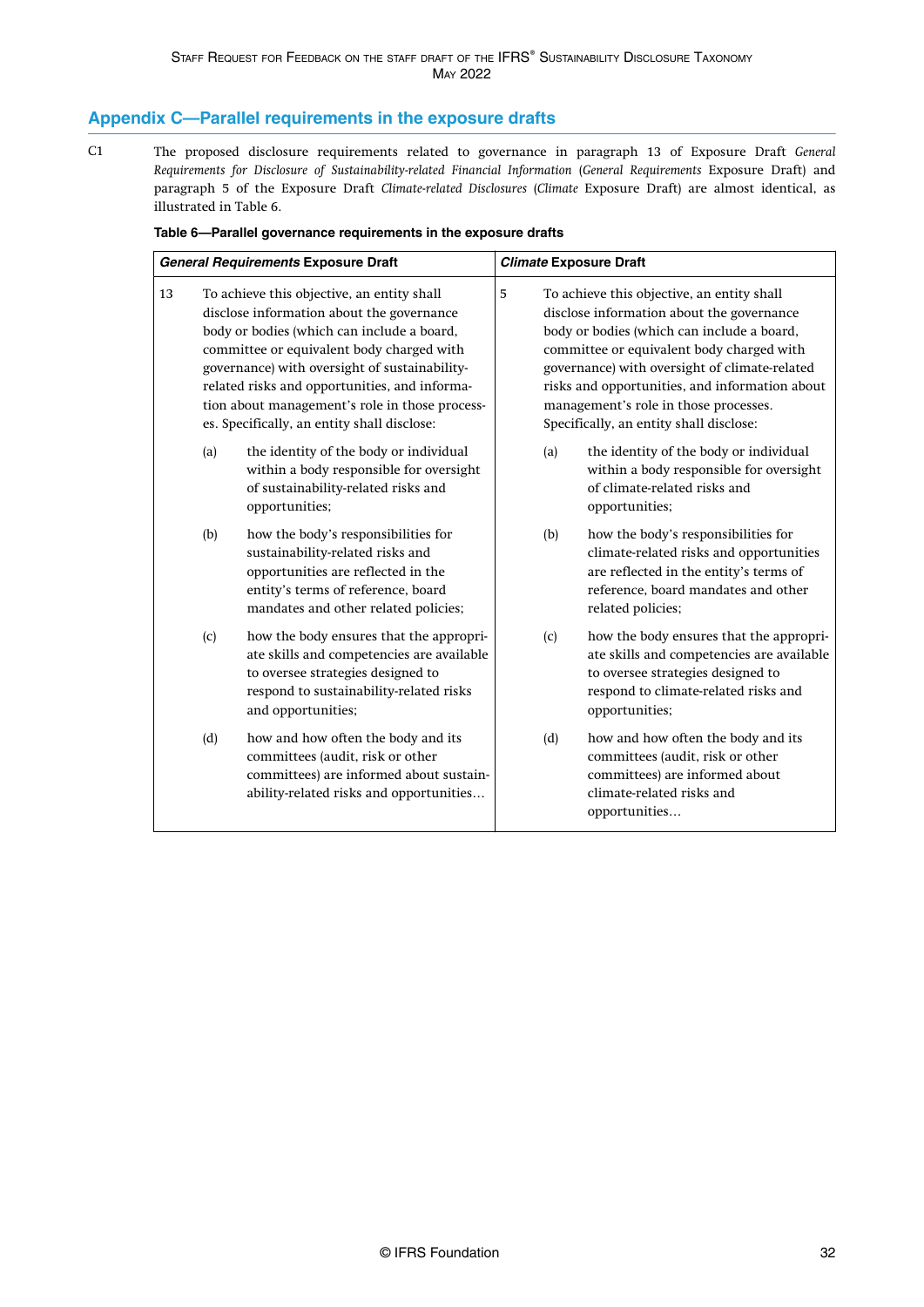## Appendix C—Parallel requirements in the exposure drafts

C1 The proposed disclosure requirements related to governance in paragraph 13 of Exposure Draft *General Requirements for Disclosure of Sustainability-related Financial Information* (*General Requirements* Exposure Draft) and paragraph 5 of the Exposure Draft *Climate-related Disclosures* (*Climate* Exposure Draft) are almost identical, as illustrated in Table 6.

**Table 6—Parallel governance requirements in the exposure drafts**

| ***General Requirements* Exposure Draft** | ***Climate* Exposure Draft** |
|---|---|
| 13 To achieve this objective, an entity shall disclose information about the governance body or bodies (which can include a board, committee or equivalent body charged with governance) with oversight of sustainability-related risks and opportunities, and information about management's role in those processes. Specifically, an entity shall disclose: | 5 To achieve this objective, an entity shall disclose information about the governance body or bodies (which can include a board, committee or equivalent body charged with governance) with oversight of climate-related risks and opportunities, and information about management's role in those processes. Specifically, an entity shall disclose: |
| (a) the identity of the body or individual within a body responsible for oversight of sustainability-related risks and opportunities; | (a) the identity of the body or individual within a body responsible for oversight of climate-related risks and opportunities; |
| (b) how the body's responsibilities for sustainability-related risks and opportunities are reflected in the entity's terms of reference, board mandates and other related policies; | (b) how the body's responsibilities for climate-related risks and opportunities are reflected in the entity's terms of reference, board mandates and other related policies; |
| (c) how the body ensures that the appropriate skills and competencies are available to oversee strategies designed to respond to sustainability-related risks and opportunities; | (c) how the body ensures that the appropriate skills and competencies are available to oversee strategies designed to respond to climate-related risks and opportunities; |
| (d) how and how often the body and its committees (audit, risk or other committees) are informed about sustainability-related risks and opportunities… | (d) how and how often the body and its committees (audit, risk or other committees) are informed about climate-related risks and opportunities… |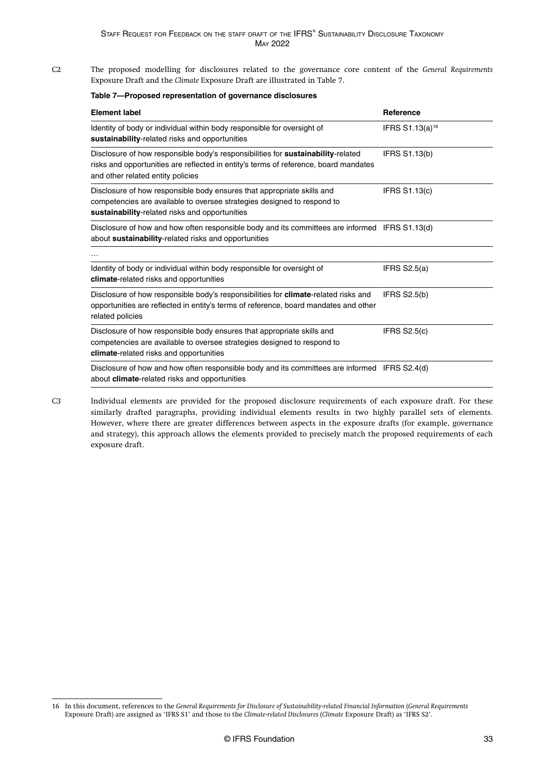C2 The proposed modelling for disclosures related to the governance core content of the *General Requirements* Exposure Draft and the *Climate* Exposure Draft are illustrated in Table 7.

**Table 7—Proposed representation of governance disclosures**

| Element label | Reference |
|---|---|
| Identity of body or individual within body responsible for oversight of **sustainability**-related risks and opportunities | IFRS S1.13(a)[16] |
| Disclosure of how responsible body's responsibilities for **sustainability**-related risks and opportunities are reflected in entity's terms of reference, board mandates and other related entity policies | IFRS S1.13(b) |
| Disclosure of how responsible body ensures that appropriate skills and competencies are available to oversee strategies designed to respond to **sustainability**-related risks and opportunities | IFRS S1.13(c) |
| Disclosure of how and how often responsible body and its committees are informed about **sustainability**-related risks and opportunities | IFRS S1.13(d) |
| … | |
| Identity of body or individual within body responsible for oversight of **climate**-related risks and opportunities | IFRS S2.5(a) |
| Disclosure of how responsible body's responsibilities for **climate**-related risks and opportunities are reflected in entity's terms of reference, board mandates and other related policies | IFRS S2.5(b) |
| Disclosure of how responsible body ensures that appropriate skills and competencies are available to oversee strategies designed to respond to **climate**-related risks and opportunities | IFRS S2.5(c) |
| Disclosure of how and how often responsible body and its committees are informed about **climate**-related risks and opportunities | IFRS S2.4(d) |

C3 Individual elements are provided for the proposed disclosure requirements of each exposure draft. For these similarly drafted paragraphs, providing individual elements results in two highly parallel sets of elements. However, where there are greater differences between aspects in the exposure drafts (for example, governance and strategy), this approach allows the elements provided to precisely match the proposed requirements of each exposure draft.

16 In this document, references to the *General Requirements for Disclosure of Sustainability-related Financial Information* (*General Requirements* Exposure Draft) are assigned as 'IFRS S1' and those to the *Climate-related Disclosures* (*Climate* Exposure Draft) as 'IFRS S2'.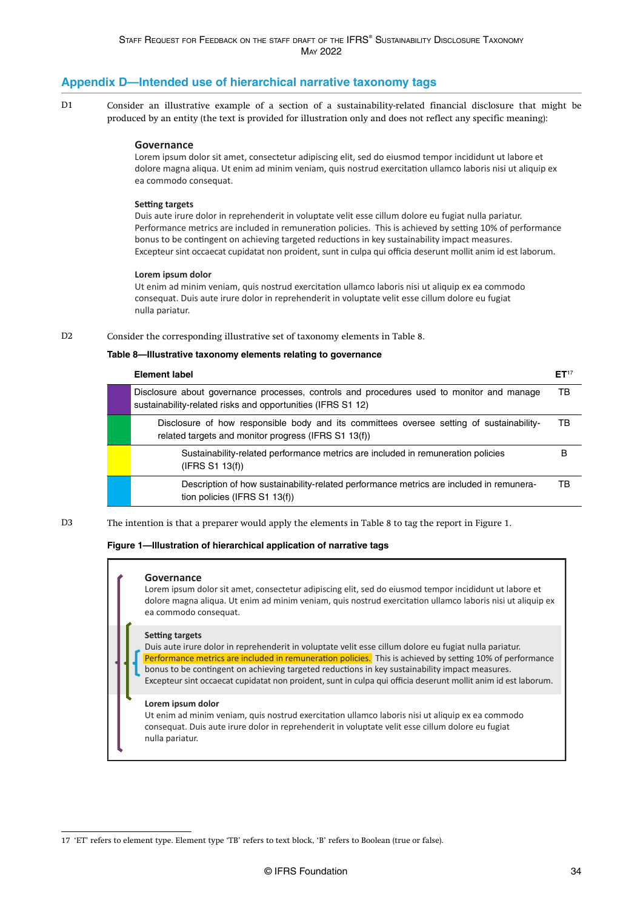## Appendix D—Intended use of hierarchical narrative taxonomy tags

D1 Consider an illustrative example of a section of a sustainability-related financial disclosure that might be produced by an entity (the text is provided for illustration only and does not reflect any specific meaning):

> **Governance**
> Lorem ipsum dolor sit amet, consectetur adipiscing elit, sed do eiusmod tempor incididunt ut labore et dolore magna aliqua. Ut enim ad minim veniam, quis nostrud exercitation ullamco laboris nisi ut aliquip ex ea commodo consequat.
>
> **Setting targets**
> Duis aute irure dolor in reprehenderit in voluptate velit esse cillum dolore eu fugiat nulla pariatur. Performance metrics are included in remuneration policies. This is achieved by setting 10% of performance bonus to be contingent on achieving targeted reductions in key sustainability impact measures. Excepteur sint occaecat cupidatat non proident, sunt in culpa qui officia deserunt mollit anim id est laborum.
>
> **Lorem ipsum dolor**
> Ut enim ad minim veniam, quis nostrud exercitation ullamco laboris nisi ut aliquip ex ea commodo consequat. Duis aute irure dolor in reprehenderit in voluptate velit esse cillum dolore eu fugiat nulla pariatur.

D2 Consider the corresponding illustrative set of taxonomy elements in Table 8.

**Table 8—Illustrative taxonomy elements relating to governance**

| Element label | ET[17] |
|---|---|
| Disclosure about governance processes, controls and procedures used to monitor and manage sustainability-related risks and opportunities (IFRS S1 12) | TB |
| Disclosure of how responsible body and its committees oversee setting of sustainability-related targets and monitor progress (IFRS S1 13(f)) | TB |
| Sustainability-related performance metrics are included in remuneration policies (IFRS S1 13(f)) | B |
| Description of how sustainability-related performance metrics are included in remuneration policies (IFRS S1 13(f)) | TB |

D3 The intention is that a preparer would apply the elements in Table 8 to tag the report in Figure 1.

**Figure 1—Illustration of hierarchical application of narrative tags**

> **Governance**
> Lorem ipsum dolor sit amet, consectetur adipiscing elit, sed do eiusmod tempor incididunt ut labore et dolore magna aliqua. Ut enim ad minim veniam, quis nostrud exercitation ullamco laboris nisi ut aliquip ex ea commodo consequat.
>
> **Setting targets**
> Duis aute irure dolor in reprehenderit in voluptate velit esse cillum dolore eu fugiat nulla pariatur. Performance metrics are included in remuneration policies. This is achieved by setting 10% of performance bonus to be contingent on achieving targeted reductions in key sustainability impact measures. Excepteur sint occaecat cupidatat non proident, sunt in culpa qui officia deserunt mollit anim id est laborum.
>
> **Lorem ipsum dolor**
> Ut enim ad minim veniam, quis nostrud exercitation ullamco laboris nisi ut aliquip ex ea commodo consequat. Duis aute irure dolor in reprehenderit in voluptate velit esse cillum dolore eu fugiat nulla pariatur.

17 'ET' refers to element type. Element type 'TB' refers to text block, 'B' refers to Boolean (true or false).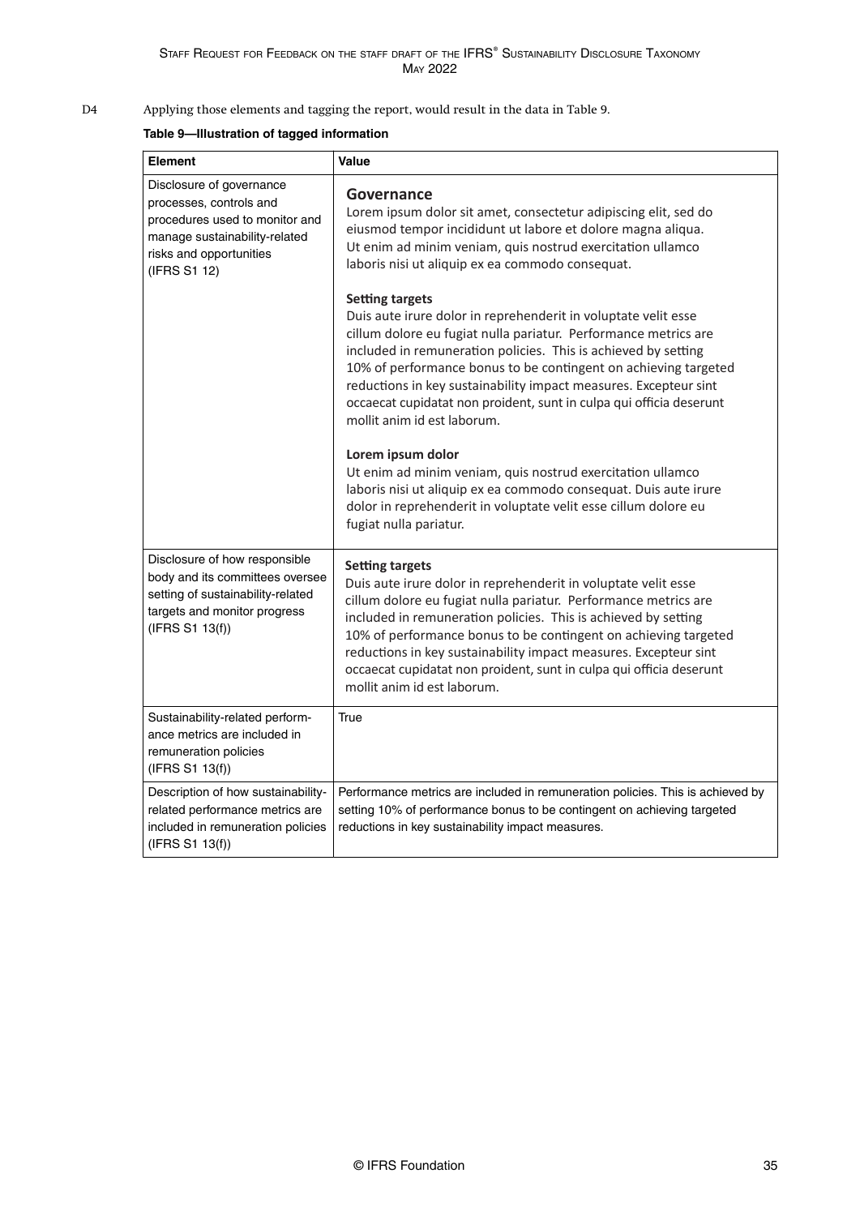D4 Applying those elements and tagging the report, would result in the data in Table 9.

**Table 9—Illustration of tagged information**

| **Element** | **Value** |
|---|---|
| Disclosure of governance processes, controls and procedures used to monitor and manage sustainability-related risks and opportunities (IFRS S1 12) | **Governance**<br>Lorem ipsum dolor sit amet, consectetur adipiscing elit, sed do eiusmod tempor incididunt ut labore et dolore magna aliqua. Ut enim ad minim veniam, quis nostrud exercitation ullamco laboris nisi ut aliquip ex ea commodo consequat.<br><br>**Setting targets**<br>Duis aute irure dolor in reprehenderit in voluptate velit esse cillum dolore eu fugiat nulla pariatur. Performance metrics are included in remuneration policies. This is achieved by setting 10% of performance bonus to be contingent on achieving targeted reductions in key sustainability impact measures. Excepteur sint occaecat cupidatat non proident, sunt in culpa qui officia deserunt mollit anim id est laborum.<br><br>**Lorem ipsum dolor**<br>Ut enim ad minim veniam, quis nostrud exercitation ullamco laboris nisi ut aliquip ex ea commodo consequat. Duis aute irure dolor in reprehenderit in voluptate velit esse cillum dolore eu fugiat nulla pariatur. |
| Disclosure of how responsible body and its committees oversee setting of sustainability-related targets and monitor progress (IFRS S1 13(f)) | **Setting targets**<br>Duis aute irure dolor in reprehenderit in voluptate velit esse cillum dolore eu fugiat nulla pariatur. Performance metrics are included in remuneration policies. This is achieved by setting 10% of performance bonus to be contingent on achieving targeted reductions in key sustainability impact measures. Excepteur sint occaecat cupidatat non proident, sunt in culpa qui officia deserunt mollit anim id est laborum. |
| Sustainability-related performance metrics are included in remuneration policies (IFRS S1 13(f)) | True |
| Description of how sustainability-related performance metrics are included in remuneration policies (IFRS S1 13(f)) | Performance metrics are included in remuneration policies. This is achieved by setting 10% of performance bonus to be contingent on achieving targeted reductions in key sustainability impact measures. |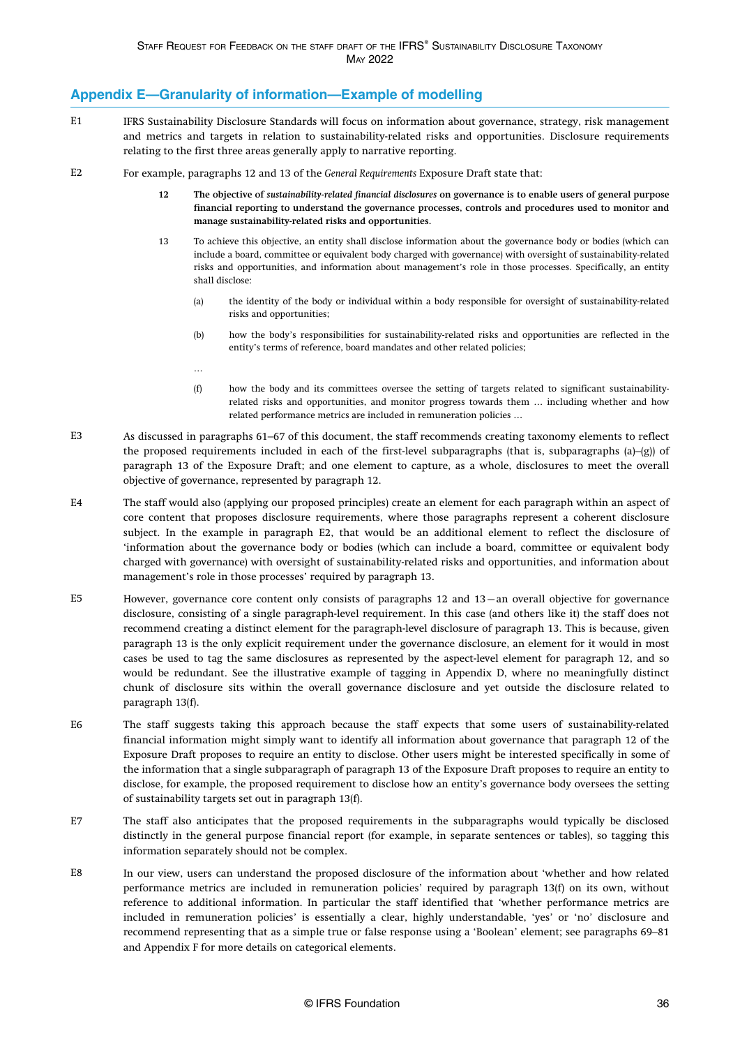## Appendix E—Granularity of information—Example of modelling

E1 IFRS Sustainability Disclosure Standards will focus on information about governance, strategy, risk management and metrics and targets in relation to sustainability-related risks and opportunities. Disclosure requirements relating to the first three areas generally apply to narrative reporting.

E2 For example, paragraphs 12 and 13 of the *General Requirements* Exposure Draft state that:

> **12 The objective of *sustainability-related financial disclosures* on governance is to enable users of general purpose financial reporting to understand the governance processes, controls and procedures used to monitor and manage sustainability-related risks and opportunities.**
>
> 13 To achieve this objective, an entity shall disclose information about the governance body or bodies (which can include a board, committee or equivalent body charged with governance) with oversight of sustainability-related risks and opportunities, and information about management's role in those processes. Specifically, an entity shall disclose:
>
> (a) the identity of the body or individual within a body responsible for oversight of sustainability-related risks and opportunities;
>
> (b) how the body's responsibilities for sustainability-related risks and opportunities are reflected in the entity's terms of reference, board mandates and other related policies;
>
> …
>
> (f) how the body and its committees oversee the setting of targets related to significant sustainability-related risks and opportunities, and monitor progress towards them … including whether and how related performance metrics are included in remuneration policies …

E3 As discussed in paragraphs 61–67 of this document, the staff recommends creating taxonomy elements to reflect the proposed requirements included in each of the first-level subparagraphs (that is, subparagraphs (a)–(g)) of paragraph 13 of the Exposure Draft; and one element to capture, as a whole, disclosures to meet the overall objective of governance, represented by paragraph 12.

E4 The staff would also (applying our proposed principles) create an element for each paragraph within an aspect of core content that proposes disclosure requirements, where those paragraphs represent a coherent disclosure subject. In the example in paragraph E2, that would be an additional element to reflect the disclosure of 'information about the governance body or bodies (which can include a board, committee or equivalent body charged with governance) with oversight of sustainability-related risks and opportunities, and information about management's role in those processes' required by paragraph 13.

E5 However, governance core content only consists of paragraphs 12 and 13—an overall objective for governance disclosure, consisting of a single paragraph-level requirement. In this case (and others like it) the staff does not recommend creating a distinct element for the paragraph-level disclosure of paragraph 13. This is because, given paragraph 13 is the only explicit requirement under the governance disclosure, an element for it would in most cases be used to tag the same disclosures as represented by the aspect-level element for paragraph 12, and so would be redundant. See the illustrative example of tagging in Appendix D, where no meaningfully distinct chunk of disclosure sits within the overall governance disclosure and yet outside the disclosure related to paragraph 13(f).

E6 The staff suggests taking this approach because the staff expects that some users of sustainability-related financial information might simply want to identify all information about governance that paragraph 12 of the Exposure Draft proposes to require an entity to disclose. Other users might be interested specifically in some of the information that a single subparagraph of paragraph 13 of the Exposure Draft proposes to require an entity to disclose, for example, the proposed requirement to disclose how an entity's governance body oversees the setting of sustainability targets set out in paragraph 13(f).

E7 The staff also anticipates that the proposed requirements in the subparagraphs would typically be disclosed distinctly in the general purpose financial report (for example, in separate sentences or tables), so tagging this information separately should not be complex.

E8 In our view, users can understand the proposed disclosure of the information about 'whether and how related performance metrics are included in remuneration policies' required by paragraph 13(f) on its own, without reference to additional information. In particular the staff identified that 'whether performance metrics are included in remuneration policies' is essentially a clear, highly understandable, 'yes' or 'no' disclosure and recommend representing that as a simple true or false response using a 'Boolean' element; see paragraphs 69–81 and Appendix F for more details on categorical elements.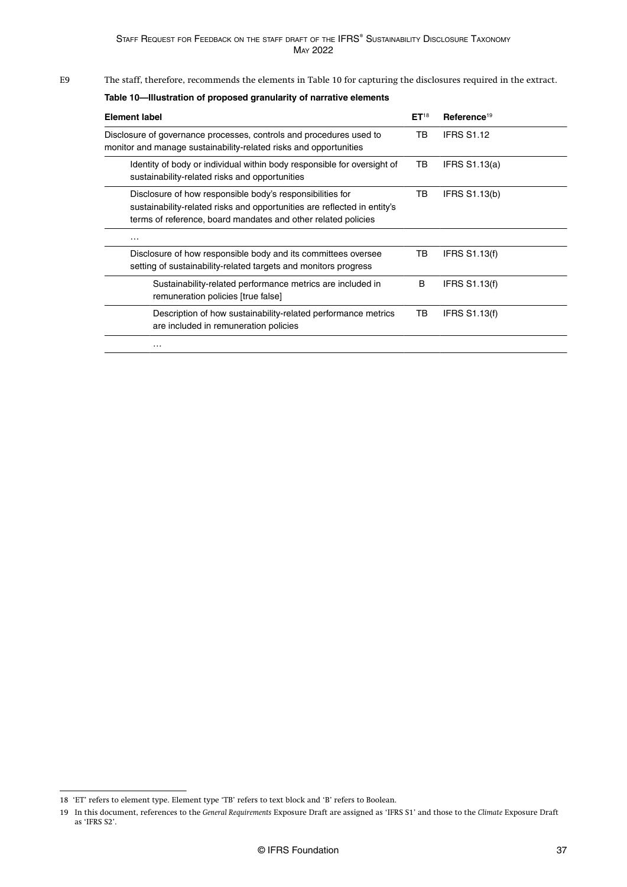E9 The staff, therefore, recommends the elements in Table 10 for capturing the disclosures required in the extract.

**Table 10—Illustration of proposed granularity of narrative elements**

| Element label | ET[18] | Reference[19] |
| --- | --- | --- |
| Disclosure of governance processes, controls and procedures used to monitor and manage sustainability-related risks and opportunities | TB | IFRS S1.12 |
| Identity of body or individual within body responsible for oversight of sustainability-related risks and opportunities | TB | IFRS S1.13(a) |
| Disclosure of how responsible body's responsibilities for sustainability-related risks and opportunities are reflected in entity's terms of reference, board mandates and other related policies | TB | IFRS S1.13(b) |
| … | | |
| Disclosure of how responsible body and its committees oversee setting of sustainability-related targets and monitors progress | TB | IFRS S1.13(f) |
| Sustainability-related performance metrics are included in remuneration policies [true false] | B | IFRS S1.13(f) |
| Description of how sustainability-related performance metrics are included in remuneration policies | TB | IFRS S1.13(f) |
| … | | |

18 'ET' refers to element type. Element type 'TB' refers to text block and 'B' refers to Boolean.

19 In this document, references to the *General Requirements* Exposure Draft are assigned as 'IFRS S1' and those to the *Climate* Exposure Draft as 'IFRS S2'.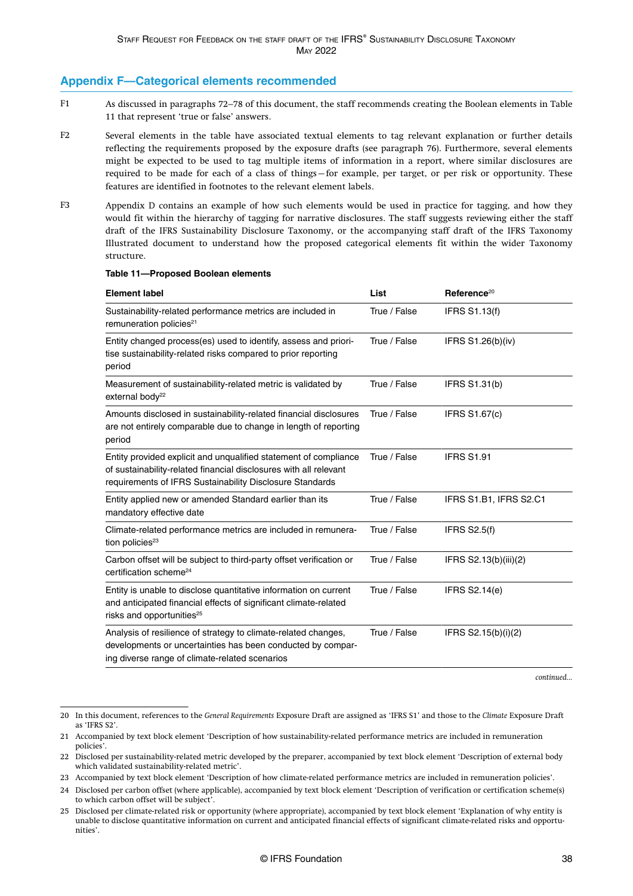## Appendix F—Categorical elements recommended

F1 As discussed in paragraphs 72–78 of this document, the staff recommends creating the Boolean elements in Table 11 that represent 'true or false' answers.

F2 Several elements in the table have associated textual elements to tag relevant explanation or further details reflecting the requirements proposed by the exposure drafts (see paragraph 76). Furthermore, several elements might be expected to be used to tag multiple items of information in a report, where similar disclosures are required to be made for each of a class of things—for example, per target, or per risk or opportunity. These features are identified in footnotes to the relevant element labels.

F3 Appendix D contains an example of how such elements would be used in practice for tagging, and how they would fit within the hierarchy of tagging for narrative disclosures. The staff suggests reviewing either the staff draft of the IFRS Sustainability Disclosure Taxonomy, or the accompanying staff draft of the IFRS Taxonomy Illustrated document to understand how the proposed categorical elements fit within the wider Taxonomy structure.

**Table 11—Proposed Boolean elements**

| Element label | List | Reference[20] |
|---|---|---|
| Sustainability-related performance metrics are included in remuneration policies[21] | True / False | IFRS S1.13(f) |
| Entity changed process(es) used to identify, assess and prioritise sustainability-related risks compared to prior reporting period | True / False | IFRS S1.26(b)(iv) |
| Measurement of sustainability-related metric is validated by external body[22] | True / False | IFRS S1.31(b) |
| Amounts disclosed in sustainability-related financial disclosures are not entirely comparable due to change in length of reporting period | True / False | IFRS S1.67(c) |
| Entity provided explicit and unqualified statement of compliance of sustainability-related financial disclosures with all relevant requirements of IFRS Sustainability Disclosure Standards | True / False | IFRS S1.91 |
| Entity applied new or amended Standard earlier than its mandatory effective date | True / False | IFRS S1.B1, IFRS S2.C1 |
| Climate-related performance metrics are included in remuneration policies[23] | True / False | IFRS S2.5(f) |
| Carbon offset will be subject to third-party offset verification or certification scheme[24] | True / False | IFRS S2.13(b)(iii)(2) |
| Entity is unable to disclose quantitative information on current and anticipated financial effects of significant climate-related risks and opportunities[25] | True / False | IFRS S2.14(e) |
| Analysis of resilience of strategy to climate-related changes, developments or uncertainties has been conducted by comparing diverse range of climate-related scenarios | True / False | IFRS S2.15(b)(i)(2) |

*continued...*

20 In this document, references to the *General Requirements* Exposure Draft are assigned as 'IFRS S1' and those to the *Climate* Exposure Draft as 'IFRS S2'.

21 Accompanied by text block element 'Description of how sustainability-related performance metrics are included in remuneration policies'.

22 Disclosed per sustainability-related metric developed by the preparer, accompanied by text block element 'Description of external body which validated sustainability-related metric'.

23 Accompanied by text block element 'Description of how climate-related performance metrics are included in remuneration policies'.

24 Disclosed per carbon offset (where applicable), accompanied by text block element 'Description of verification or certification scheme(s) to which carbon offset will be subject'.

25 Disclosed per climate-related risk or opportunity (where appropriate), accompanied by text block element 'Explanation of why entity is unable to disclose quantitative information on current and anticipated financial effects of significant climate-related risks and opportunities'.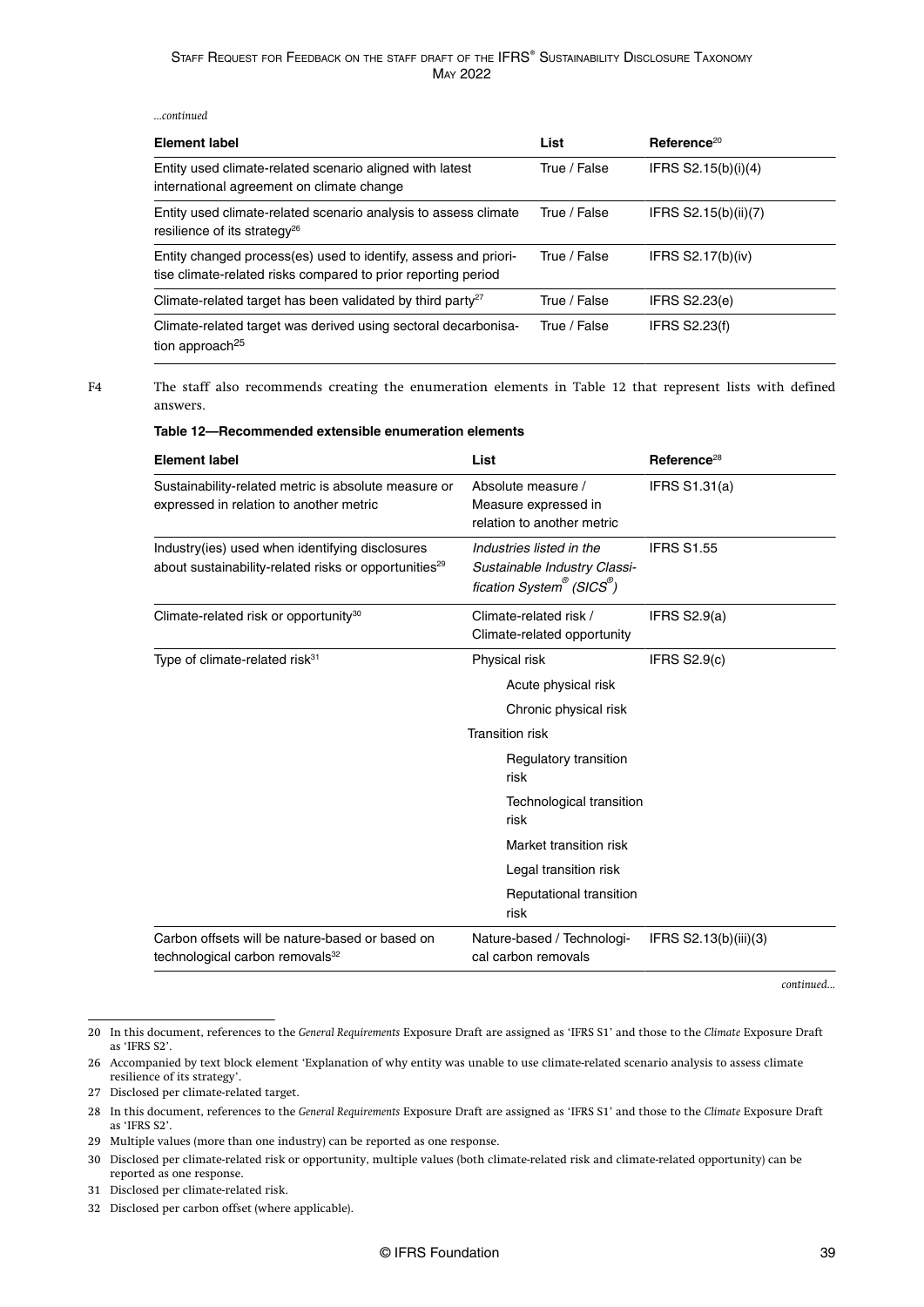*...continued*

| Element label | List | Reference[20] |
| --- | --- | --- |
| Entity used climate-related scenario aligned with latest international agreement on climate change | True / False | IFRS S2.15(b)(i)(4) |
| Entity used climate-related scenario analysis to assess climate resilience of its strategy[26] | True / False | IFRS S2.15(b)(ii)(7) |
| Entity changed process(es) used to identify, assess and prioritise climate-related risks compared to prior reporting period | True / False | IFRS S2.17(b)(iv) |
| Climate-related target has been validated by third party[27] | True / False | IFRS S2.23(e) |
| Climate-related target was derived using sectoral decarbonisation approach[25] | True / False | IFRS S2.23(f) |

F4 The staff also recommends creating the enumeration elements in Table 12 that represent lists with defined answers.

**Table 12—Recommended extensible enumeration elements**

| Element label | List | Reference[28] |
| --- | --- | --- |
| Sustainability-related metric is absolute measure or expressed in relation to another metric | Absolute measure / Measure expressed in relation to another metric | IFRS S1.31(a) |
| Industry(ies) used when identifying disclosures about sustainability-related risks or opportunities[29] | *Industries listed in the Sustainable Industry Classification System® (SICS®)* | IFRS S1.55 |
| Climate-related risk or opportunity[30] | Climate-related risk / Climate-related opportunity | IFRS S2.9(a) |
| Type of climate-related risk[31] | Physical risk | IFRS S2.9(c) |
| | Acute physical risk | |
| | Chronic physical risk | |
| | Transition risk | |
| | Regulatory transition risk | |
| | Technological transition risk | |
| | Market transition risk | |
| | Legal transition risk | |
| | Reputational transition risk | |
| Carbon offsets will be nature-based or based on technological carbon removals[32] | Nature-based / Technological carbon removals | IFRS S2.13(b)(iii)(3) |

*continued...*

20 In this document, references to the *General Requirements* Exposure Draft are assigned as 'IFRS S1' and those to the *Climate* Exposure Draft as 'IFRS S2'.

26 Accompanied by text block element 'Explanation of why entity was unable to use climate-related scenario analysis to assess climate resilience of its strategy'.

27 Disclosed per climate-related target.

28 In this document, references to the *General Requirements* Exposure Draft are assigned as 'IFRS S1' and those to the *Climate* Exposure Draft as 'IFRS S2'.

29 Multiple values (more than one industry) can be reported as one response.

30 Disclosed per climate-related risk or opportunity, multiple values (both climate-related risk and climate-related opportunity) can be reported as one response.

31 Disclosed per climate-related risk.

32 Disclosed per carbon offset (where applicable).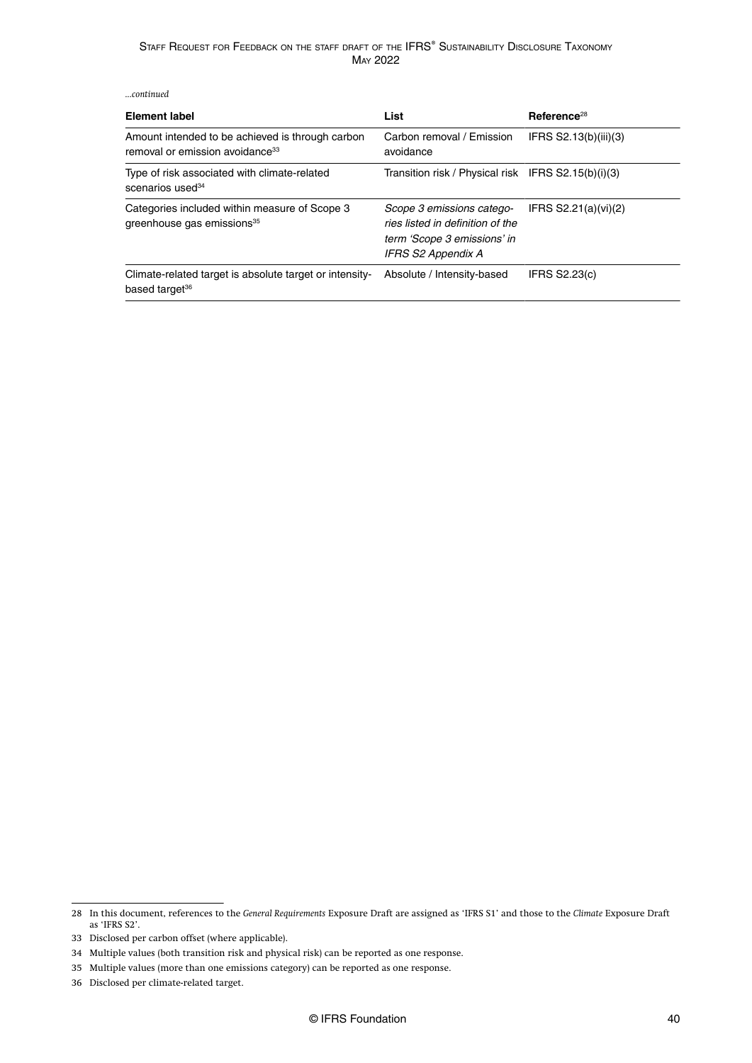*...continued*

| Element label | List | Reference[28] |
|---|---|---|
| Amount intended to be achieved is through carbon removal or emission avoidance[33] | Carbon removal / Emission avoidance | IFRS S2.13(b)(iii)(3) |
| Type of risk associated with climate-related scenarios used[34] | Transition risk / Physical risk | IFRS S2.15(b)(i)(3) |
| Categories included within measure of Scope 3 greenhouse gas emissions[35] | *Scope 3 emissions categories listed in definition of the term 'Scope 3 emissions' in IFRS S2 Appendix A* | IFRS S2.21(a)(vi)(2) |
| Climate-related target is absolute target or intensity-based target[36] | Absolute / Intensity-based | IFRS S2.23(c) |

28 In this document, references to the *General Requirements* Exposure Draft are assigned as 'IFRS S1' and those to the *Climate* Exposure Draft as 'IFRS S2'.

33 Disclosed per carbon offset (where applicable).

34 Multiple values (both transition risk and physical risk) can be reported as one response.

35 Multiple values (more than one emissions category) can be reported as one response.

36 Disclosed per climate-related target.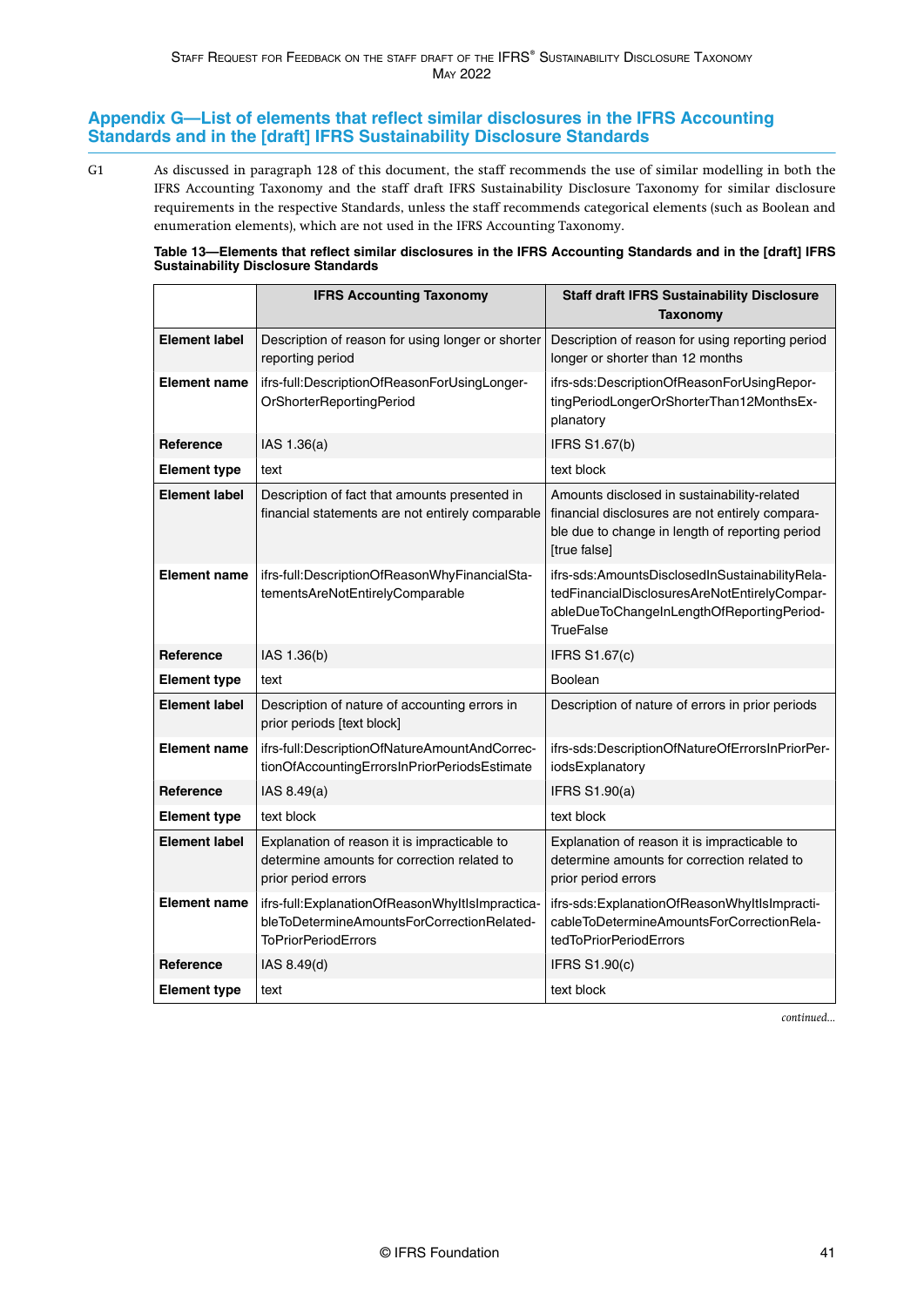## Appendix G—List of elements that reflect similar disclosures in the IFRS Accounting Standards and in the [draft] IFRS Sustainability Disclosure Standards

G1 As discussed in paragraph 128 of this document, the staff recommends the use of similar modelling in both the IFRS Accounting Taxonomy and the staff draft IFRS Sustainability Disclosure Taxonomy for similar disclosure requirements in the respective Standards, unless the staff recommends categorical elements (such as Boolean and enumeration elements), which are not used in the IFRS Accounting Taxonomy.

**Table 13—Elements that reflect similar disclosures in the IFRS Accounting Standards and in the [draft] IFRS Sustainability Disclosure Standards**

| | IFRS Accounting Taxonomy | Staff draft IFRS Sustainability Disclosure Taxonomy |
|---|---|---|
| **Element label** | Description of reason for using longer or shorter reporting period | Description of reason for using reporting period longer or shorter than 12 months |
| **Element name** | ifrs-full:DescriptionOfReasonForUsingLongerOrShorterReportingPeriod | ifrs-sds:DescriptionOfReasonForUsingReportingPeriodLongerOrShorterThan12MonthsExplanatory |
| **Reference** | IAS 1.36(a) | IFRS S1.67(b) |
| **Element type** | text | text block |
| **Element label** | Description of fact that amounts presented in financial statements are not entirely comparable | Amounts disclosed in sustainability-related financial disclosures are not entirely comparable due to change in length of reporting period [true false] |
| **Element name** | ifrs-full:DescriptionOfReasonWhyFinancialStatementsAreNotEntirelyComparable | ifrs-sds:AmountsDisclosedInSustainabilityRelatedFinancialDisclosuresAreNotEntirelyComparableDueToChangeInLengthOfReportingPeriodTrueFalse |
| **Reference** | IAS 1.36(b) | IFRS S1.67(c) |
| **Element type** | text | Boolean |
| **Element label** | Description of nature of accounting errors in prior periods [text block] | Description of nature of errors in prior periods |
| **Element name** | ifrs-full:DescriptionOfNatureAmountAndCorrectionOfAccountingErrorsInPriorPeriodsEstimate | ifrs-sds:DescriptionOfNatureOfErrorsInPriorPeriodsExplanatory |
| **Reference** | IAS 8.49(a) | IFRS S1.90(a) |
| **Element type** | text block | text block |
| **Element label** | Explanation of reason it is impracticable to determine amounts for correction related to prior period errors | Explanation of reason it is impracticable to determine amounts for correction related to prior period errors |
| **Element name** | ifrs-full:ExplanationOfReasonWhyItIsImpracticableToDetermineAmountsForCorrectionRelatedToPriorPeriodErrors | ifrs-sds:ExplanationOfReasonWhyItIsImpracticableToDetermineAmountsForCorrectionRelatedToPriorPeriodErrors |
| **Reference** | IAS 8.49(d) | IFRS S1.90(c) |
| **Element type** | text | text block |

*continued...*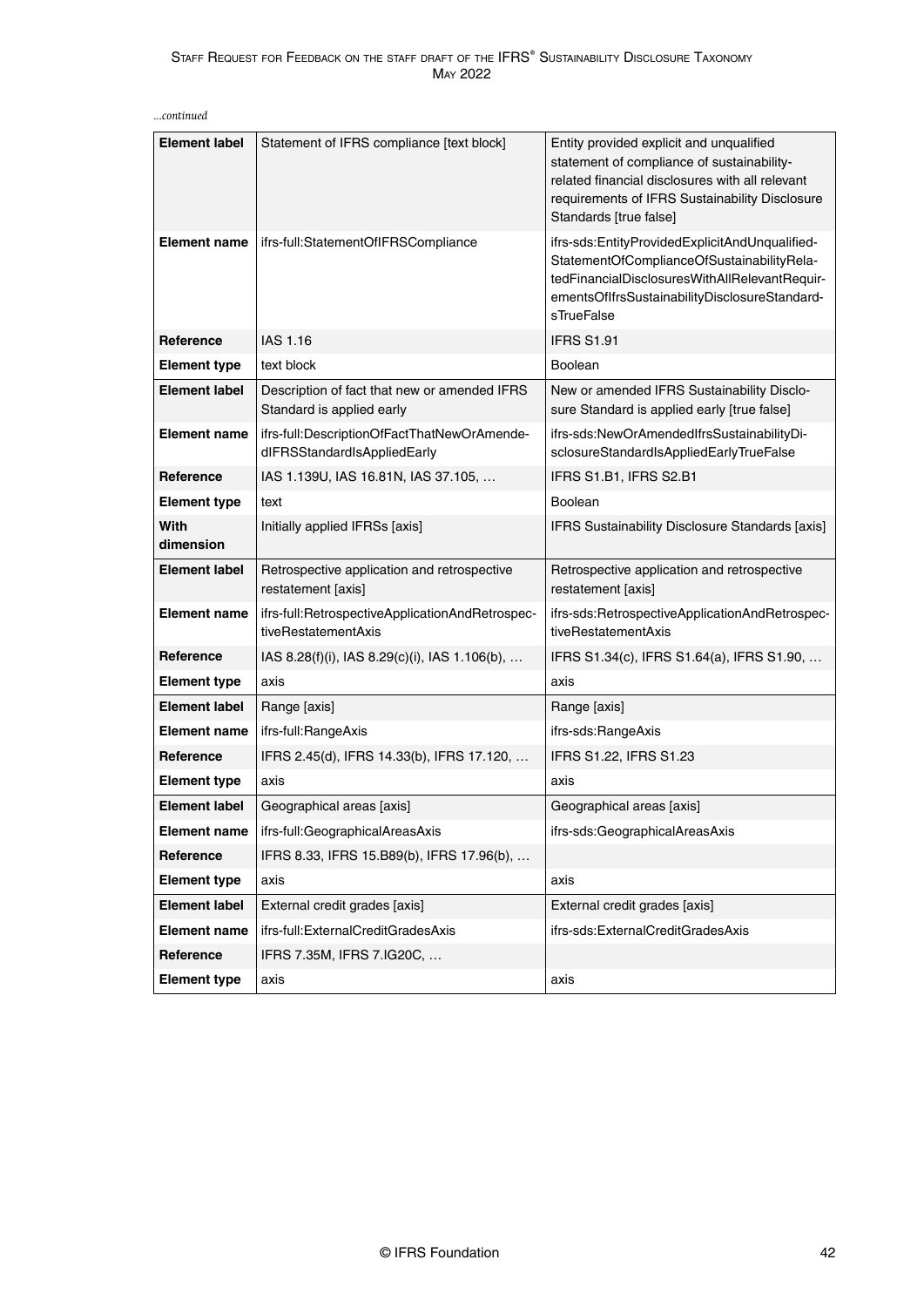*...continued*

| | | |
|---|---|---|
| **Element label** | Statement of IFRS compliance [text block] | Entity provided explicit and unqualified statement of compliance of sustainability-related financial disclosures with all relevant requirements of IFRS Sustainability Disclosure Standards [true false] |
| **Element name** | ifrs-full:StatementOfIFRSCompliance | ifrs-sds:EntityProvidedExplicitAndUnqualifiedStatementOfComplianceOfSustainabilityRelatedFinancialDisclosuresWithAllRelevantRequirementsOfIfrsSustainabilityDisclosureStandardsTrueFalse |
| **Reference** | IAS 1.16 | IFRS S1.91 |
| **Element type** | text block | Boolean |
| **Element label** | Description of fact that new or amended IFRS Standard is applied early | New or amended IFRS Sustainability Disclosure Standard is applied early [true false] |
| **Element name** | ifrs-full:DescriptionOfFactThatNewOrAmendedIFRSStandardIsAppliedEarly | ifrs-sds:NewOrAmendedIfrsSustainabilityDisclosureStandardIsAppliedEarlyTrueFalse |
| **Reference** | IAS 1.139U, IAS 16.81N, IAS 37.105, … | IFRS S1.B1, IFRS S2.B1 |
| **Element type** | text | Boolean |
| **With dimension** | Initially applied IFRSs [axis] | IFRS Sustainability Disclosure Standards [axis] |
| **Element label** | Retrospective application and retrospective restatement [axis] | Retrospective application and retrospective restatement [axis] |
| **Element name** | ifrs-full:RetrospectiveApplicationAndRetrospectiveRestatementAxis | ifrs-sds:RetrospectiveApplicationAndRetrospectiveRestatementAxis |
| **Reference** | IAS 8.28(f)(i), IAS 8.29(c)(i), IAS 1.106(b), … | IFRS S1.34(c), IFRS S1.64(a), IFRS S1.90, … |
| **Element type** | axis | axis |
| **Element label** | Range [axis] | Range [axis] |
| **Element name** | ifrs-full:RangeAxis | ifrs-sds:RangeAxis |
| **Reference** | IFRS 2.45(d), IFRS 14.33(b), IFRS 17.120, … | IFRS S1.22, IFRS S1.23 |
| **Element type** | axis | axis |
| **Element label** | Geographical areas [axis] | Geographical areas [axis] |
| **Element name** | ifrs-full:GeographicalAreasAxis | ifrs-sds:GeographicalAreasAxis |
| **Reference** | IFRS 8.33, IFRS 15.B89(b), IFRS 17.96(b), … | |
| **Element type** | axis | axis |
| **Element label** | External credit grades [axis] | External credit grades [axis] |
| **Element name** | ifrs-full:ExternalCreditGradesAxis | ifrs-sds:ExternalCreditGradesAxis |
| **Reference** | IFRS 7.35M, IFRS 7.IG20C, … | |
| **Element type** | axis | axis |